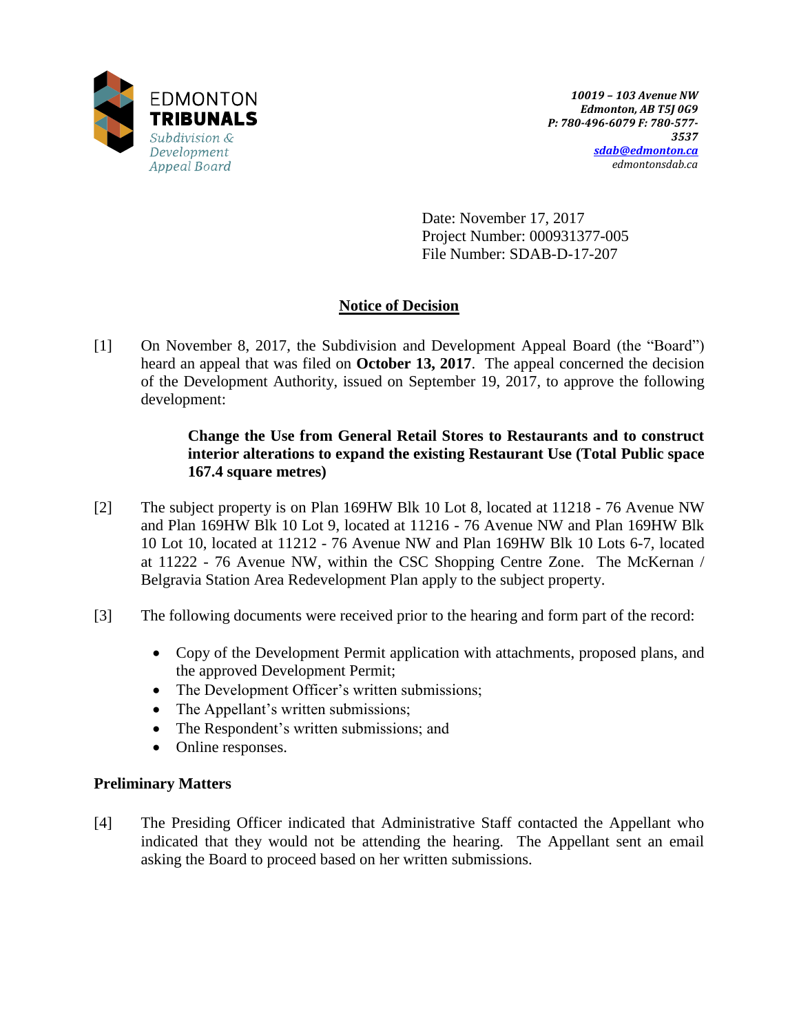EDMONTON
**TRIBUNALS**
*Subdivision & Development Appeal Board*

***10019 – 103 Avenue NW***
***Edmonton, AB T5J 0G9***
***P: 780-496-6079 F: 780-577-3537***
***sdab@edmonton.ca***
*edmontonsdab.ca*

Date: November 17, 2017
Project Number: 000931377-005
File Number: SDAB-D-17-207

## Notice of Decision

[1] On November 8, 2017, the Subdivision and Development Appeal Board (the "Board") heard an appeal that was filed on **October 13, 2017**. The appeal concerned the decision of the Development Authority, issued on September 19, 2017, to approve the following development:

> **Change the Use from General Retail Stores to Restaurants and to construct interior alterations to expand the existing Restaurant Use (Total Public space 167.4 square metres)**

[2] The subject property is on Plan 169HW Blk 10 Lot 8, located at 11218 - 76 Avenue NW and Plan 169HW Blk 10 Lot 9, located at 11216 - 76 Avenue NW and Plan 169HW Blk 10 Lot 10, located at 11212 - 76 Avenue NW and Plan 169HW Blk 10 Lots 6-7, located at 11222 - 76 Avenue NW, within the CSC Shopping Centre Zone. The McKernan / Belgravia Station Area Redevelopment Plan apply to the subject property.

[3] The following documents were received prior to the hearing and form part of the record:

- Copy of the Development Permit application with attachments, proposed plans, and the approved Development Permit;
- The Development Officer's written submissions;
- The Appellant's written submissions;
- The Respondent's written submissions; and
- Online responses.

### Preliminary Matters

[4] The Presiding Officer indicated that Administrative Staff contacted the Appellant who indicated that they would not be attending the hearing. The Appellant sent an email asking the Board to proceed based on her written submissions.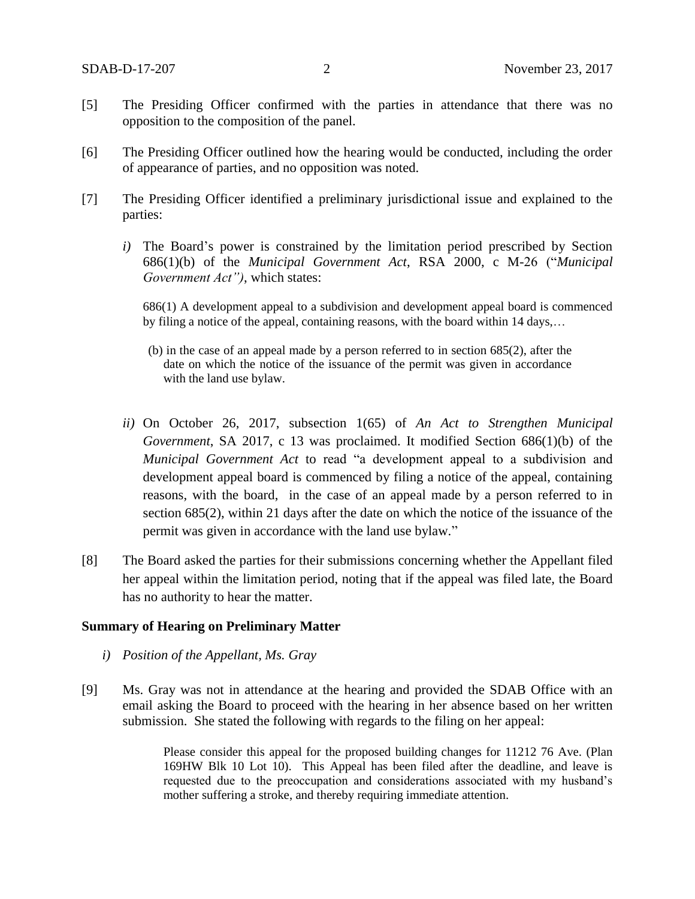[5] The Presiding Officer confirmed with the parties in attendance that there was no opposition to the composition of the panel.

[6] The Presiding Officer outlined how the hearing would be conducted, including the order of appearance of parties, and no opposition was noted.

[7] The Presiding Officer identified a preliminary jurisdictional issue and explained to the parties:

*i)* The Board's power is constrained by the limitation period prescribed by Section 686(1)(b) of the *Municipal Government Act*, RSA 2000, c M-26 ("*Municipal Government Act")*, which states:

> 686(1) A development appeal to a subdivision and development appeal board is commenced by filing a notice of the appeal, containing reasons, with the board within 14 days,…
>
> (b) in the case of an appeal made by a person referred to in section 685(2), after the date on which the notice of the issuance of the permit was given in accordance with the land use bylaw.

*ii)* On October 26, 2017, subsection 1(65) of *An Act to Strengthen Municipal Government*, SA 2017, c 13 was proclaimed. It modified Section 686(1)(b) of the *Municipal Government Act* to read "a development appeal to a subdivision and development appeal board is commenced by filing a notice of the appeal, containing reasons, with the board, in the case of an appeal made by a person referred to in section 685(2), within 21 days after the date on which the notice of the issuance of the permit was given in accordance with the land use bylaw."

[8] The Board asked the parties for their submissions concerning whether the Appellant filed her appeal within the limitation period, noting that if the appeal was filed late, the Board has no authority to hear the matter.

**Summary of Hearing on Preliminary Matter**

*i) Position of the Appellant, Ms. Gray*

[9] Ms. Gray was not in attendance at the hearing and provided the SDAB Office with an email asking the Board to proceed with the hearing in her absence based on her written submission. She stated the following with regards to the filing on her appeal:

> Please consider this appeal for the proposed building changes for 11212 76 Ave. (Plan 169HW Blk 10 Lot 10). This Appeal has been filed after the deadline, and leave is requested due to the preoccupation and considerations associated with my husband's mother suffering a stroke, and thereby requiring immediate attention.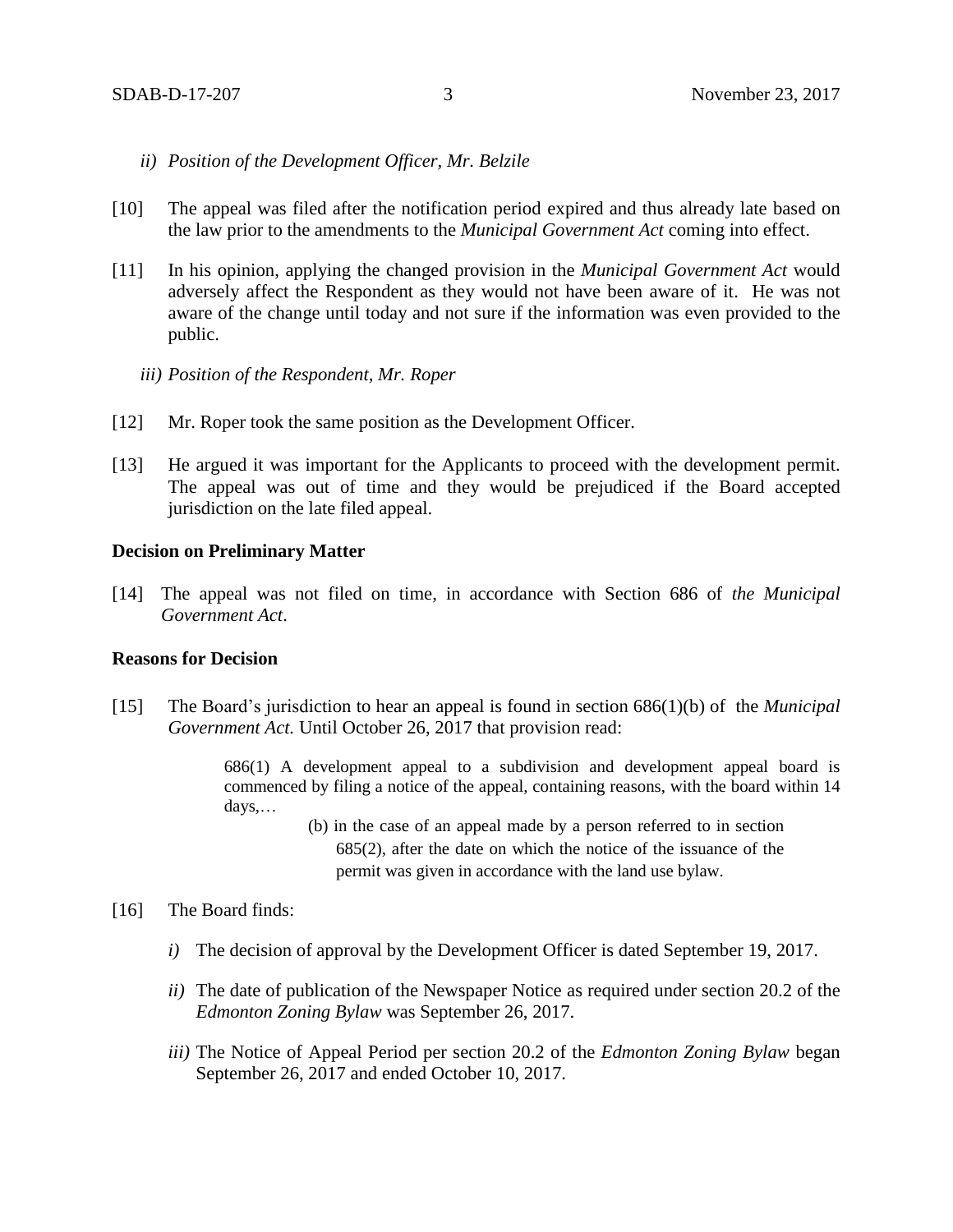*ii) Position of the Development Officer, Mr. Belzile*

[10] The appeal was filed after the notification period expired and thus already late based on the law prior to the amendments to the *Municipal Government Act* coming into effect.

[11] In his opinion, applying the changed provision in the *Municipal Government Act* would adversely affect the Respondent as they would not have been aware of it. He was not aware of the change until today and not sure if the information was even provided to the public.

*iii) Position of the Respondent, Mr. Roper*

[12] Mr. Roper took the same position as the Development Officer.

[13] He argued it was important for the Applicants to proceed with the development permit. The appeal was out of time and they would be prejudiced if the Board accepted jurisdiction on the late filed appeal.

**Decision on Preliminary Matter**

[14] The appeal was not filed on time, in accordance with Section 686 of *the Municipal Government Act*.

**Reasons for Decision**

[15] The Board's jurisdiction to hear an appeal is found in section 686(1)(b) of the *Municipal Government Act.* Until October 26, 2017 that provision read:

> 686(1) A development appeal to a subdivision and development appeal board is commenced by filing a notice of the appeal, containing reasons, with the board within 14 days,…
>
> (b) in the case of an appeal made by a person referred to in section 685(2), after the date on which the notice of the issuance of the permit was given in accordance with the land use bylaw.

[16] The Board finds:

*i)* The decision of approval by the Development Officer is dated September 19, 2017.

*ii)* The date of publication of the Newspaper Notice as required under section 20.2 of the *Edmonton Zoning Bylaw* was September 26, 2017.

*iii)* The Notice of Appeal Period per section 20.2 of the *Edmonton Zoning Bylaw* began September 26, 2017 and ended October 10, 2017.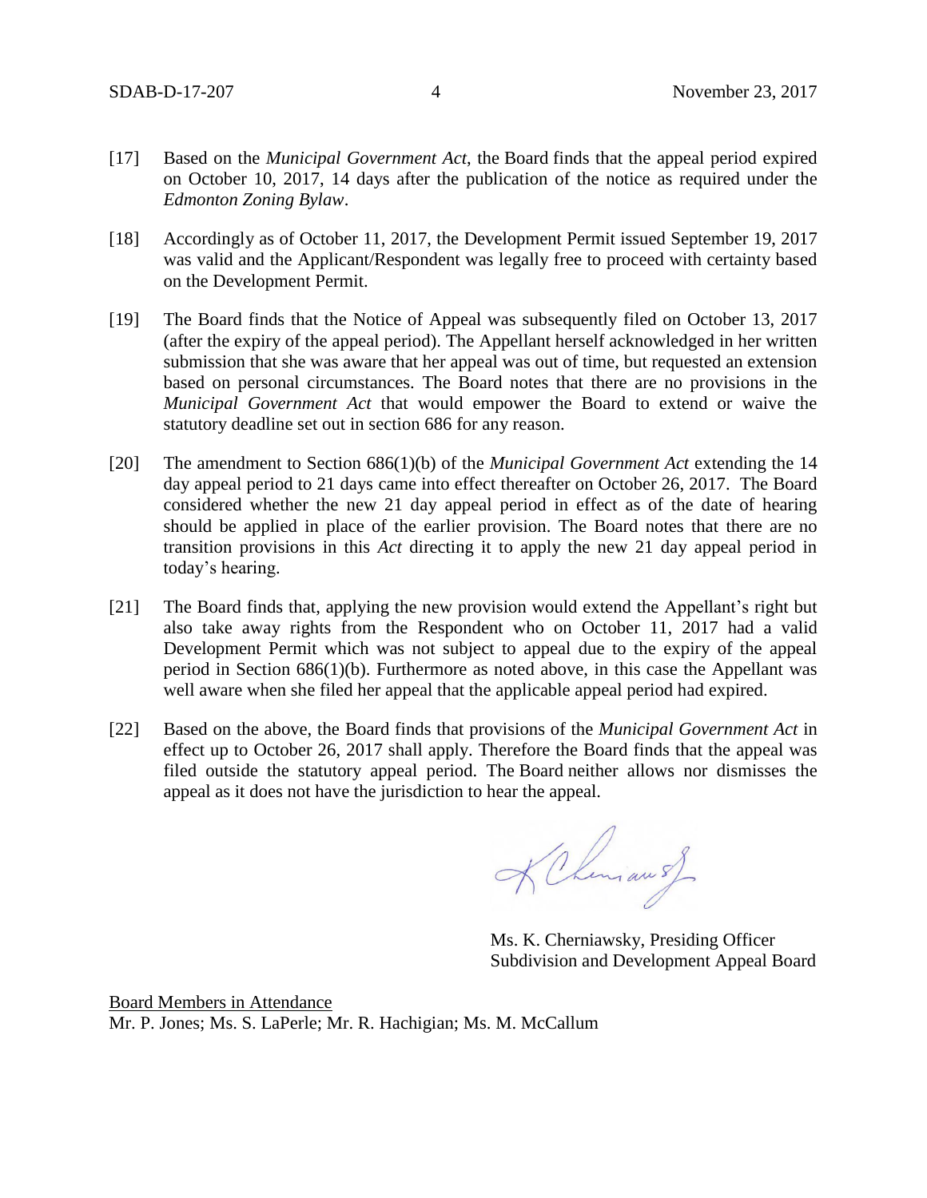[17] Based on the *Municipal Government Act*, the Board finds that the appeal period expired on October 10, 2017, 14 days after the publication of the notice as required under the *Edmonton Zoning Bylaw*.

[18] Accordingly as of October 11, 2017, the Development Permit issued September 19, 2017 was valid and the Applicant/Respondent was legally free to proceed with certainty based on the Development Permit.

[19] The Board finds that the Notice of Appeal was subsequently filed on October 13, 2017 (after the expiry of the appeal period). The Appellant herself acknowledged in her written submission that she was aware that her appeal was out of time, but requested an extension based on personal circumstances. The Board notes that there are no provisions in the *Municipal Government Act* that would empower the Board to extend or waive the statutory deadline set out in section 686 for any reason.

[20] The amendment to Section 686(1)(b) of the *Municipal Government Act* extending the 14 day appeal period to 21 days came into effect thereafter on October 26, 2017. The Board considered whether the new 21 day appeal period in effect as of the date of hearing should be applied in place of the earlier provision. The Board notes that there are no transition provisions in this *Act* directing it to apply the new 21 day appeal period in today's hearing.

[21] The Board finds that, applying the new provision would extend the Appellant's right but also take away rights from the Respondent who on October 11, 2017 had a valid Development Permit which was not subject to appeal due to the expiry of the appeal period in Section 686(1)(b). Furthermore as noted above, in this case the Appellant was well aware when she filed her appeal that the applicable appeal period had expired.

[22] Based on the above, the Board finds that provisions of the *Municipal Government Act* in effect up to October 26, 2017 shall apply. Therefore the Board finds that the appeal was filed outside the statutory appeal period. The Board neither allows nor dismisses the appeal as it does not have the jurisdiction to hear the appeal.

Ms. K. Cherniawsky, Presiding Officer
Subdivision and Development Appeal Board

Board Members in Attendance
Mr. P. Jones; Ms. S. LaPerle; Mr. R. Hachigian; Ms. M. McCallum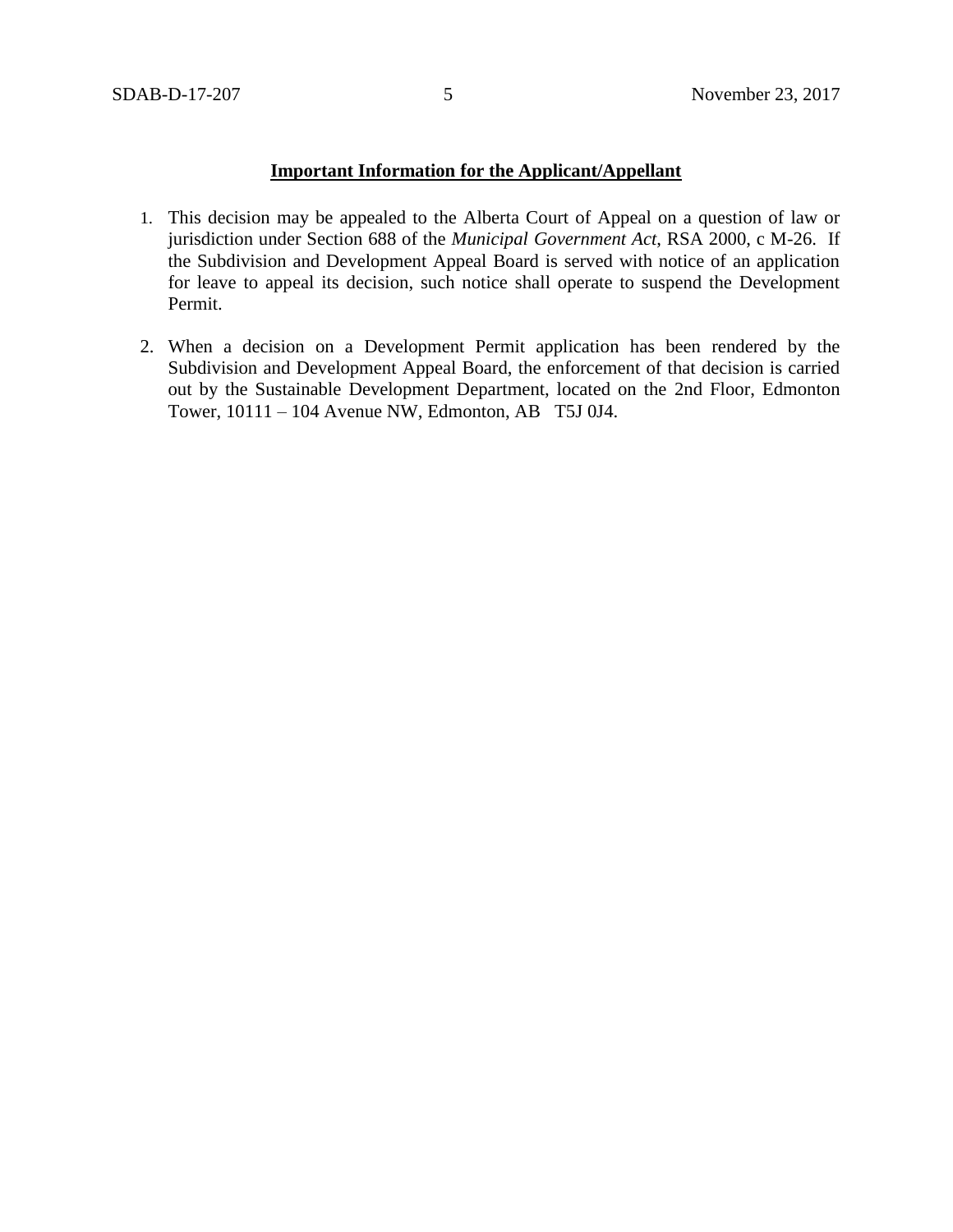**Important Information for the Applicant/Appellant**

1. This decision may be appealed to the Alberta Court of Appeal on a question of law or jurisdiction under Section 688 of the *Municipal Government Act*, RSA 2000, c M-26. If the Subdivision and Development Appeal Board is served with notice of an application for leave to appeal its decision, such notice shall operate to suspend the Development Permit.

2. When a decision on a Development Permit application has been rendered by the Subdivision and Development Appeal Board, the enforcement of that decision is carried out by the Sustainable Development Department, located on the 2nd Floor, Edmonton Tower, 10111 – 104 Avenue NW, Edmonton, AB T5J 0J4.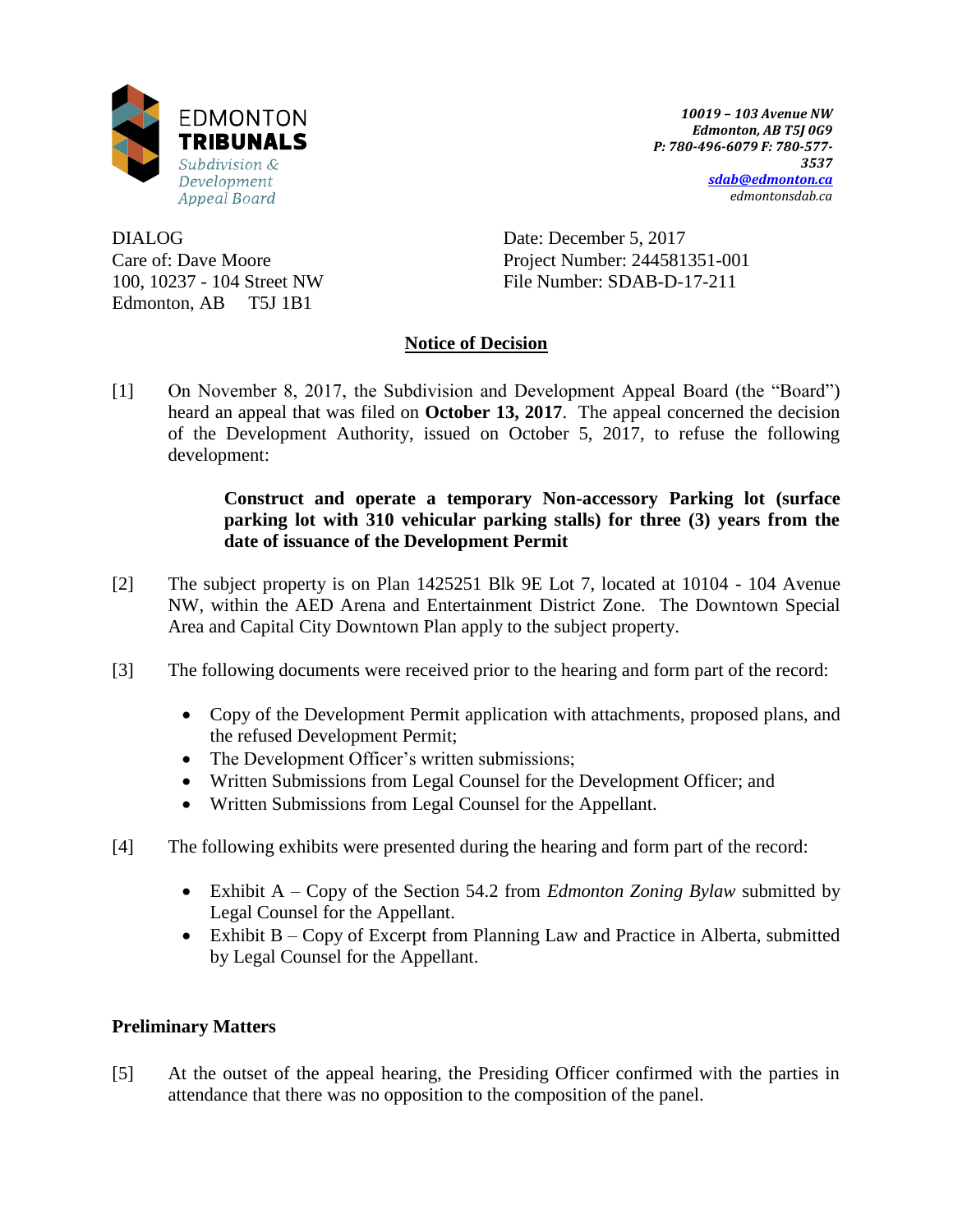EDMONTON
**TRIBUNALS**
*Subdivision & Development Appeal Board*

*10019 – 103 Avenue NW*
*Edmonton, AB T5J 0G9*
*P: 780-496-6079 F: 780-577-3537*
*sdab@edmonton.ca*
*edmontonsdab.ca*

DIALOG
Care of: Dave Moore
100, 10237 - 104 Street NW
Edmonton, AB T5J 1B1

Date: December 5, 2017
Project Number: 244581351-001
File Number: SDAB-D-17-211

## Notice of Decision

[1] On November 8, 2017, the Subdivision and Development Appeal Board (the "Board") heard an appeal that was filed on **October 13, 2017**. The appeal concerned the decision of the Development Authority, issued on October 5, 2017, to refuse the following development:

> **Construct and operate a temporary Non-accessory Parking lot (surface parking lot with 310 vehicular parking stalls) for three (3) years from the date of issuance of the Development Permit**

[2] The subject property is on Plan 1425251 Blk 9E Lot 7, located at 10104 - 104 Avenue NW, within the AED Arena and Entertainment District Zone. The Downtown Special Area and Capital City Downtown Plan apply to the subject property.

[3] The following documents were received prior to the hearing and form part of the record:

- Copy of the Development Permit application with attachments, proposed plans, and the refused Development Permit;
- The Development Officer's written submissions;
- Written Submissions from Legal Counsel for the Development Officer; and
- Written Submissions from Legal Counsel for the Appellant.

[4] The following exhibits were presented during the hearing and form part of the record:

- Exhibit A – Copy of the Section 54.2 from *Edmonton Zoning Bylaw* submitted by Legal Counsel for the Appellant.
- Exhibit B – Copy of Excerpt from Planning Law and Practice in Alberta, submitted by Legal Counsel for the Appellant.

### Preliminary Matters

[5] At the outset of the appeal hearing, the Presiding Officer confirmed with the parties in attendance that there was no opposition to the composition of the panel.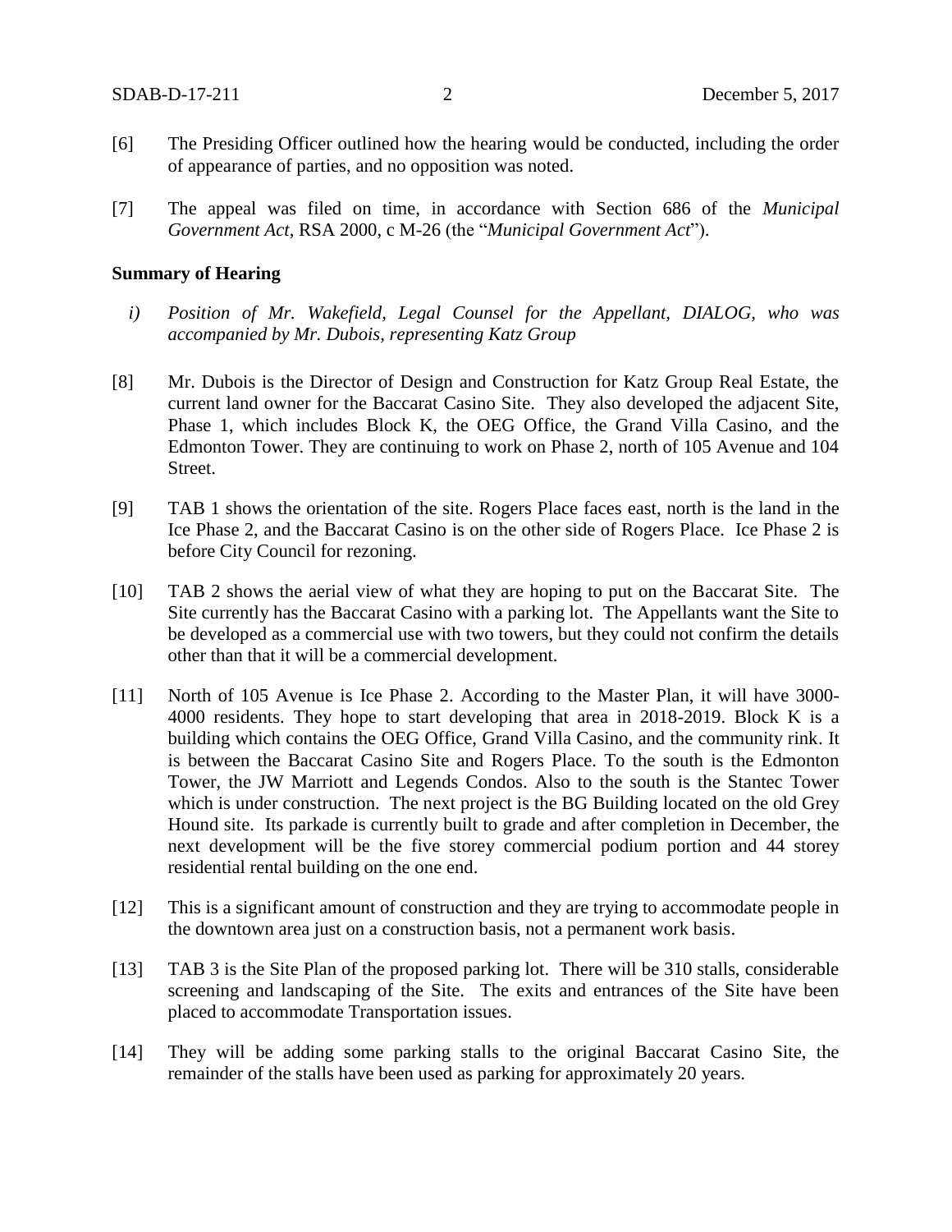[6] The Presiding Officer outlined how the hearing would be conducted, including the order of appearance of parties, and no opposition was noted.

[7] The appeal was filed on time, in accordance with Section 686 of the *Municipal Government Act*, RSA 2000, c M-26 (the "*Municipal Government Act*").

**Summary of Hearing**

*i) Position of Mr. Wakefield, Legal Counsel for the Appellant, DIALOG, who was accompanied by Mr. Dubois, representing Katz Group*

[8] Mr. Dubois is the Director of Design and Construction for Katz Group Real Estate, the current land owner for the Baccarat Casino Site. They also developed the adjacent Site, Phase 1, which includes Block K, the OEG Office, the Grand Villa Casino, and the Edmonton Tower. They are continuing to work on Phase 2, north of 105 Avenue and 104 Street.

[9] TAB 1 shows the orientation of the site. Rogers Place faces east, north is the land in the Ice Phase 2, and the Baccarat Casino is on the other side of Rogers Place. Ice Phase 2 is before City Council for rezoning.

[10] TAB 2 shows the aerial view of what they are hoping to put on the Baccarat Site. The Site currently has the Baccarat Casino with a parking lot. The Appellants want the Site to be developed as a commercial use with two towers, but they could not confirm the details other than that it will be a commercial development.

[11] North of 105 Avenue is Ice Phase 2. According to the Master Plan, it will have 3000-4000 residents. They hope to start developing that area in 2018-2019. Block K is a building which contains the OEG Office, Grand Villa Casino, and the community rink. It is between the Baccarat Casino Site and Rogers Place. To the south is the Edmonton Tower, the JW Marriott and Legends Condos. Also to the south is the Stantec Tower which is under construction. The next project is the BG Building located on the old Grey Hound site. Its parkade is currently built to grade and after completion in December, the next development will be the five storey commercial podium portion and 44 storey residential rental building on the one end.

[12] This is a significant amount of construction and they are trying to accommodate people in the downtown area just on a construction basis, not a permanent work basis.

[13] TAB 3 is the Site Plan of the proposed parking lot. There will be 310 stalls, considerable screening and landscaping of the Site. The exits and entrances of the Site have been placed to accommodate Transportation issues.

[14] They will be adding some parking stalls to the original Baccarat Casino Site, the remainder of the stalls have been used as parking for approximately 20 years.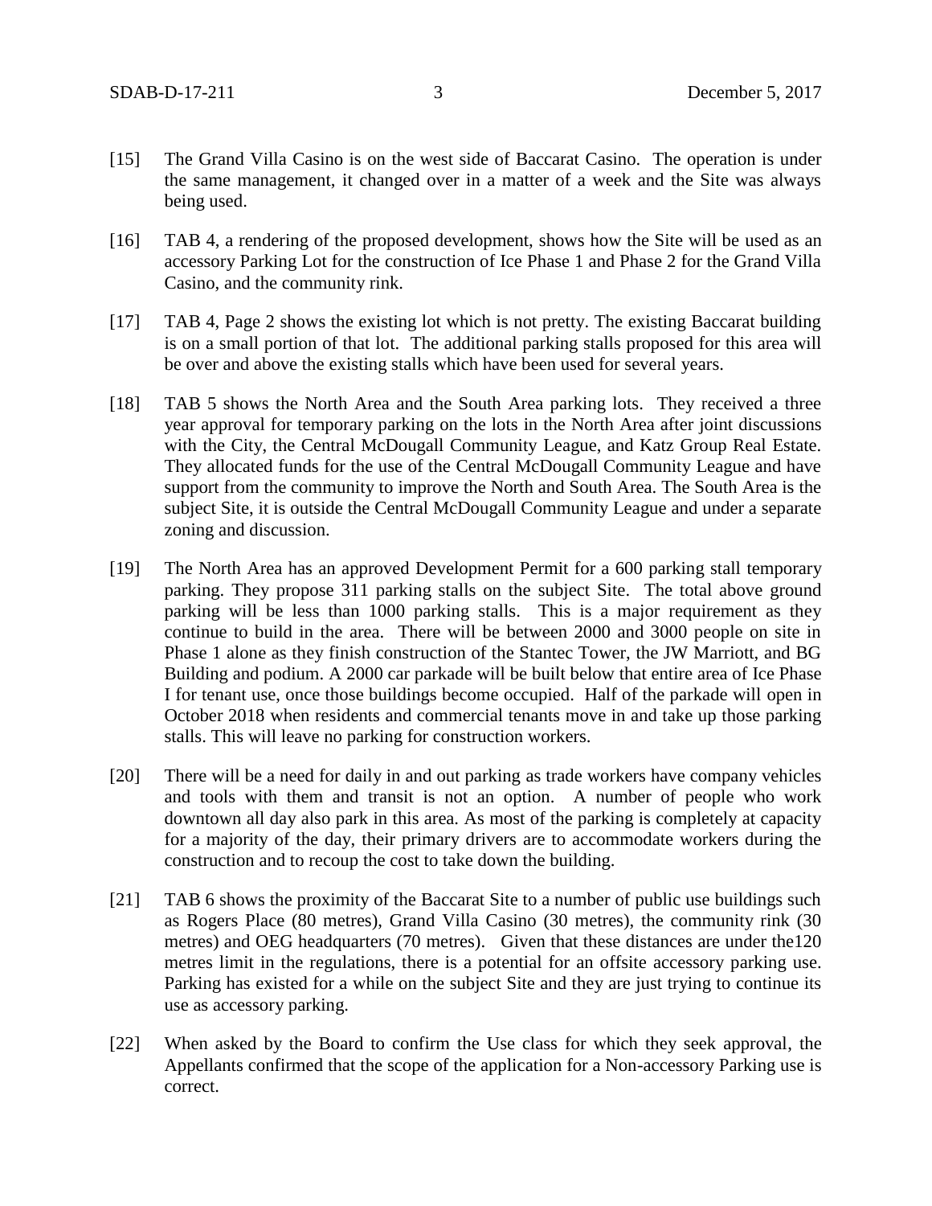[15] The Grand Villa Casino is on the west side of Baccarat Casino. The operation is under the same management, it changed over in a matter of a week and the Site was always being used.

[16] TAB 4, a rendering of the proposed development, shows how the Site will be used as an accessory Parking Lot for the construction of Ice Phase 1 and Phase 2 for the Grand Villa Casino, and the community rink.

[17] TAB 4, Page 2 shows the existing lot which is not pretty. The existing Baccarat building is on a small portion of that lot. The additional parking stalls proposed for this area will be over and above the existing stalls which have been used for several years.

[18] TAB 5 shows the North Area and the South Area parking lots. They received a three year approval for temporary parking on the lots in the North Area after joint discussions with the City, the Central McDougall Community League, and Katz Group Real Estate. They allocated funds for the use of the Central McDougall Community League and have support from the community to improve the North and South Area. The South Area is the subject Site, it is outside the Central McDougall Community League and under a separate zoning and discussion.

[19] The North Area has an approved Development Permit for a 600 parking stall temporary parking. They propose 311 parking stalls on the subject Site. The total above ground parking will be less than 1000 parking stalls. This is a major requirement as they continue to build in the area. There will be between 2000 and 3000 people on site in Phase 1 alone as they finish construction of the Stantec Tower, the JW Marriott, and BG Building and podium. A 2000 car parkade will be built below that entire area of Ice Phase I for tenant use, once those buildings become occupied. Half of the parkade will open in October 2018 when residents and commercial tenants move in and take up those parking stalls. This will leave no parking for construction workers.

[20] There will be a need for daily in and out parking as trade workers have company vehicles and tools with them and transit is not an option. A number of people who work downtown all day also park in this area. As most of the parking is completely at capacity for a majority of the day, their primary drivers are to accommodate workers during the construction and to recoup the cost to take down the building.

[21] TAB 6 shows the proximity of the Baccarat Site to a number of public use buildings such as Rogers Place (80 metres), Grand Villa Casino (30 metres), the community rink (30 metres) and OEG headquarters (70 metres). Given that these distances are under the120 metres limit in the regulations, there is a potential for an offsite accessory parking use. Parking has existed for a while on the subject Site and they are just trying to continue its use as accessory parking.

[22] When asked by the Board to confirm the Use class for which they seek approval, the Appellants confirmed that the scope of the application for a Non-accessory Parking use is correct.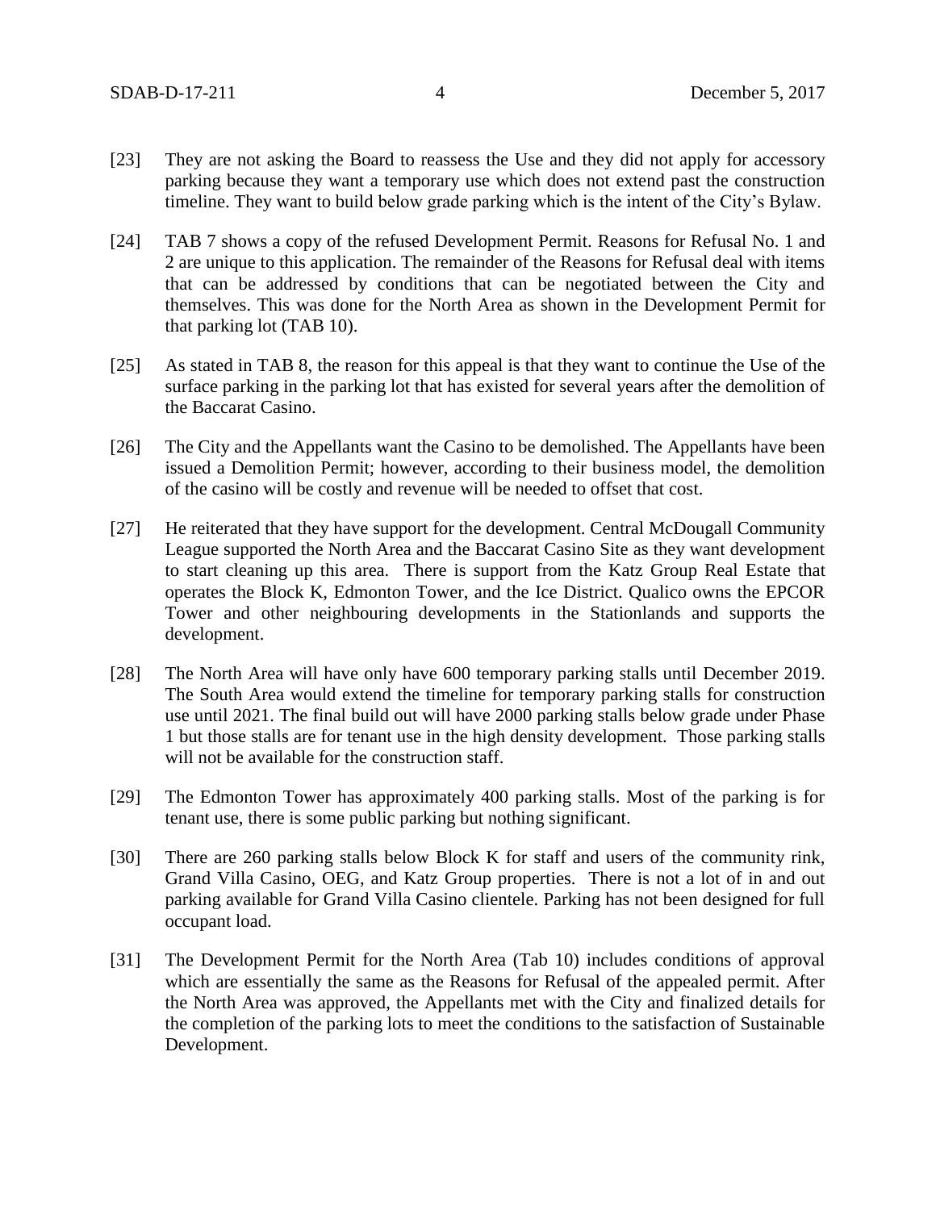[23] They are not asking the Board to reassess the Use and they did not apply for accessory parking because they want a temporary use which does not extend past the construction timeline. They want to build below grade parking which is the intent of the City's Bylaw.

[24] TAB 7 shows a copy of the refused Development Permit. Reasons for Refusal No. 1 and 2 are unique to this application. The remainder of the Reasons for Refusal deal with items that can be addressed by conditions that can be negotiated between the City and themselves. This was done for the North Area as shown in the Development Permit for that parking lot (TAB 10).

[25] As stated in TAB 8, the reason for this appeal is that they want to continue the Use of the surface parking in the parking lot that has existed for several years after the demolition of the Baccarat Casino.

[26] The City and the Appellants want the Casino to be demolished. The Appellants have been issued a Demolition Permit; however, according to their business model, the demolition of the casino will be costly and revenue will be needed to offset that cost.

[27] He reiterated that they have support for the development. Central McDougall Community League supported the North Area and the Baccarat Casino Site as they want development to start cleaning up this area. There is support from the Katz Group Real Estate that operates the Block K, Edmonton Tower, and the Ice District. Qualico owns the EPCOR Tower and other neighbouring developments in the Stationlands and supports the development.

[28] The North Area will have only have 600 temporary parking stalls until December 2019. The South Area would extend the timeline for temporary parking stalls for construction use until 2021. The final build out will have 2000 parking stalls below grade under Phase 1 but those stalls are for tenant use in the high density development. Those parking stalls will not be available for the construction staff.

[29] The Edmonton Tower has approximately 400 parking stalls. Most of the parking is for tenant use, there is some public parking but nothing significant.

[30] There are 260 parking stalls below Block K for staff and users of the community rink, Grand Villa Casino, OEG, and Katz Group properties. There is not a lot of in and out parking available for Grand Villa Casino clientele. Parking has not been designed for full occupant load.

[31] The Development Permit for the North Area (Tab 10) includes conditions of approval which are essentially the same as the Reasons for Refusal of the appealed permit. After the North Area was approved, the Appellants met with the City and finalized details for the completion of the parking lots to meet the conditions to the satisfaction of Sustainable Development.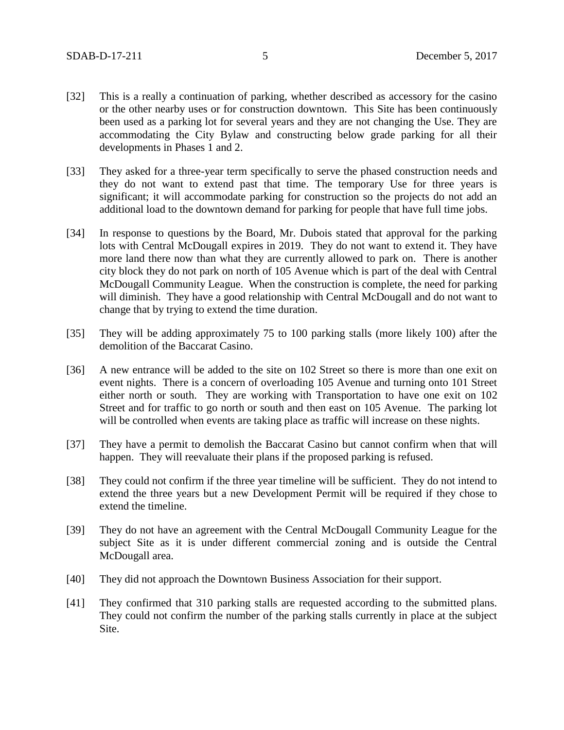[32] This is a really a continuation of parking, whether described as accessory for the casino or the other nearby uses or for construction downtown. This Site has been continuously been used as a parking lot for several years and they are not changing the Use. They are accommodating the City Bylaw and constructing below grade parking for all their developments in Phases 1 and 2.

[33] They asked for a three-year term specifically to serve the phased construction needs and they do not want to extend past that time. The temporary Use for three years is significant; it will accommodate parking for construction so the projects do not add an additional load to the downtown demand for parking for people that have full time jobs.

[34] In response to questions by the Board, Mr. Dubois stated that approval for the parking lots with Central McDougall expires in 2019. They do not want to extend it. They have more land there now than what they are currently allowed to park on. There is another city block they do not park on north of 105 Avenue which is part of the deal with Central McDougall Community League. When the construction is complete, the need for parking will diminish. They have a good relationship with Central McDougall and do not want to change that by trying to extend the time duration.

[35] They will be adding approximately 75 to 100 parking stalls (more likely 100) after the demolition of the Baccarat Casino.

[36] A new entrance will be added to the site on 102 Street so there is more than one exit on event nights. There is a concern of overloading 105 Avenue and turning onto 101 Street either north or south. They are working with Transportation to have one exit on 102 Street and for traffic to go north or south and then east on 105 Avenue. The parking lot will be controlled when events are taking place as traffic will increase on these nights.

[37] They have a permit to demolish the Baccarat Casino but cannot confirm when that will happen. They will reevaluate their plans if the proposed parking is refused.

[38] They could not confirm if the three year timeline will be sufficient. They do not intend to extend the three years but a new Development Permit will be required if they chose to extend the timeline.

[39] They do not have an agreement with the Central McDougall Community League for the subject Site as it is under different commercial zoning and is outside the Central McDougall area.

[40] They did not approach the Downtown Business Association for their support.

[41] They confirmed that 310 parking stalls are requested according to the submitted plans. They could not confirm the number of the parking stalls currently in place at the subject Site.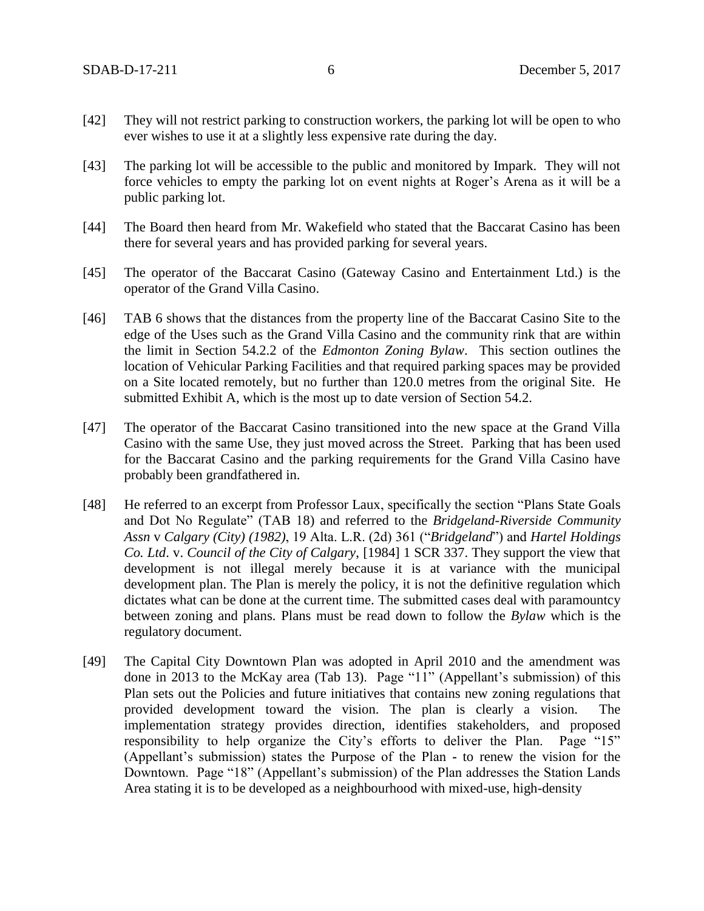[42] They will not restrict parking to construction workers, the parking lot will be open to who ever wishes to use it at a slightly less expensive rate during the day.

[43] The parking lot will be accessible to the public and monitored by Impark. They will not force vehicles to empty the parking lot on event nights at Roger's Arena as it will be a public parking lot.

[44] The Board then heard from Mr. Wakefield who stated that the Baccarat Casino has been there for several years and has provided parking for several years.

[45] The operator of the Baccarat Casino (Gateway Casino and Entertainment Ltd.) is the operator of the Grand Villa Casino.

[46] TAB 6 shows that the distances from the property line of the Baccarat Casino Site to the edge of the Uses such as the Grand Villa Casino and the community rink that are within the limit in Section 54.2.2 of the *Edmonton Zoning Bylaw*. This section outlines the location of Vehicular Parking Facilities and that required parking spaces may be provided on a Site located remotely, but no further than 120.0 metres from the original Site. He submitted Exhibit A, which is the most up to date version of Section 54.2.

[47] The operator of the Baccarat Casino transitioned into the new space at the Grand Villa Casino with the same Use, they just moved across the Street. Parking that has been used for the Baccarat Casino and the parking requirements for the Grand Villa Casino have probably been grandfathered in.

[48] He referred to an excerpt from Professor Laux, specifically the section "Plans State Goals and Dot No Regulate" (TAB 18) and referred to the *Bridgeland-Riverside Community Assn* v *Calgary (City) (1982)*, 19 Alta. L.R. (2d) 361 ("*Bridgeland*") and *Hartel Holdings Co. Ltd*. v. *Council of the City of Calgary*, [1984] 1 SCR 337. They support the view that development is not illegal merely because it is at variance with the municipal development plan. The Plan is merely the policy, it is not the definitive regulation which dictates what can be done at the current time. The submitted cases deal with paramountcy between zoning and plans. Plans must be read down to follow the *Bylaw* which is the regulatory document.

[49] The Capital City Downtown Plan was adopted in April 2010 and the amendment was done in 2013 to the McKay area (Tab 13). Page "11" (Appellant's submission) of this Plan sets out the Policies and future initiatives that contains new zoning regulations that provided development toward the vision. The plan is clearly a vision. The implementation strategy provides direction, identifies stakeholders, and proposed responsibility to help organize the City's efforts to deliver the Plan. Page "15" (Appellant's submission) states the Purpose of the Plan - to renew the vision for the Downtown. Page "18" (Appellant's submission) of the Plan addresses the Station Lands Area stating it is to be developed as a neighbourhood with mixed-use, high-density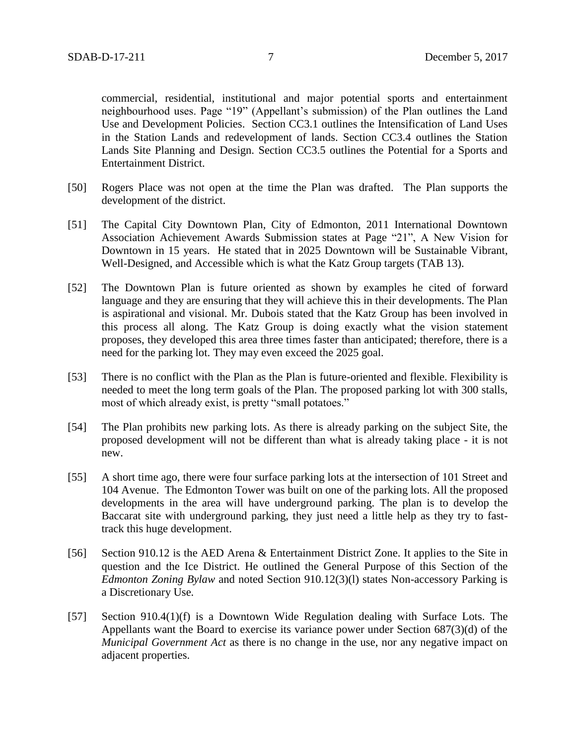commercial, residential, institutional and major potential sports and entertainment neighbourhood uses. Page "19" (Appellant's submission) of the Plan outlines the Land Use and Development Policies. Section CC3.1 outlines the Intensification of Land Uses in the Station Lands and redevelopment of lands. Section CC3.4 outlines the Station Lands Site Planning and Design. Section CC3.5 outlines the Potential for a Sports and Entertainment District.

[50] Rogers Place was not open at the time the Plan was drafted. The Plan supports the development of the district.

[51] The Capital City Downtown Plan, City of Edmonton, 2011 International Downtown Association Achievement Awards Submission states at Page "21", A New Vision for Downtown in 15 years. He stated that in 2025 Downtown will be Sustainable Vibrant, Well-Designed, and Accessible which is what the Katz Group targets (TAB 13).

[52] The Downtown Plan is future oriented as shown by examples he cited of forward language and they are ensuring that they will achieve this in their developments. The Plan is aspirational and visional. Mr. Dubois stated that the Katz Group has been involved in this process all along. The Katz Group is doing exactly what the vision statement proposes, they developed this area three times faster than anticipated; therefore, there is a need for the parking lot. They may even exceed the 2025 goal.

[53] There is no conflict with the Plan as the Plan is future-oriented and flexible. Flexibility is needed to meet the long term goals of the Plan. The proposed parking lot with 300 stalls, most of which already exist, is pretty "small potatoes."

[54] The Plan prohibits new parking lots. As there is already parking on the subject Site, the proposed development will not be different than what is already taking place - it is not new.

[55] A short time ago, there were four surface parking lots at the intersection of 101 Street and 104 Avenue. The Edmonton Tower was built on one of the parking lots. All the proposed developments in the area will have underground parking. The plan is to develop the Baccarat site with underground parking, they just need a little help as they try to fast-track this huge development.

[56] Section 910.12 is the AED Arena & Entertainment District Zone. It applies to the Site in question and the Ice District. He outlined the General Purpose of this Section of the *Edmonton Zoning Bylaw* and noted Section 910.12(3)(l) states Non-accessory Parking is a Discretionary Use.

[57] Section 910.4(1)(f) is a Downtown Wide Regulation dealing with Surface Lots. The Appellants want the Board to exercise its variance power under Section 687(3)(d) of the *Municipal Government Act* as there is no change in the use, nor any negative impact on adjacent properties.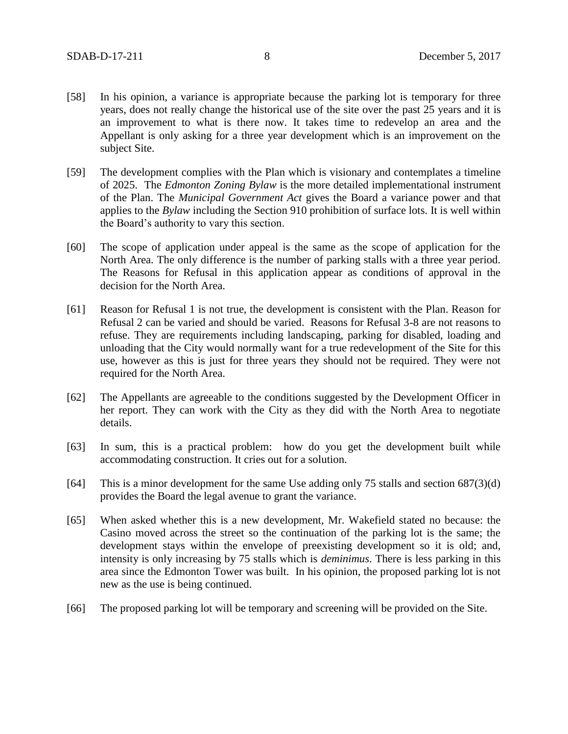[58] In his opinion, a variance is appropriate because the parking lot is temporary for three years, does not really change the historical use of the site over the past 25 years and it is an improvement to what is there now. It takes time to redevelop an area and the Appellant is only asking for a three year development which is an improvement on the subject Site.

[59] The development complies with the Plan which is visionary and contemplates a timeline of 2025. The *Edmonton Zoning Bylaw* is the more detailed implementational instrument of the Plan. The *Municipal Government Act* gives the Board a variance power and that applies to the *Bylaw* including the Section 910 prohibition of surface lots. It is well within the Board's authority to vary this section.

[60] The scope of application under appeal is the same as the scope of application for the North Area. The only difference is the number of parking stalls with a three year period. The Reasons for Refusal in this application appear as conditions of approval in the decision for the North Area.

[61] Reason for Refusal 1 is not true, the development is consistent with the Plan. Reason for Refusal 2 can be varied and should be varied. Reasons for Refusal 3-8 are not reasons to refuse. They are requirements including landscaping, parking for disabled, loading and unloading that the City would normally want for a true redevelopment of the Site for this use, however as this is just for three years they should not be required. They were not required for the North Area.

[62] The Appellants are agreeable to the conditions suggested by the Development Officer in her report. They can work with the City as they did with the North Area to negotiate details.

[63] In sum, this is a practical problem: how do you get the development built while accommodating construction. It cries out for a solution.

[64] This is a minor development for the same Use adding only 75 stalls and section 687(3)(d) provides the Board the legal avenue to grant the variance.

[65] When asked whether this is a new development, Mr. Wakefield stated no because: the Casino moved across the street so the continuation of the parking lot is the same; the development stays within the envelope of preexisting development so it is old; and, intensity is only increasing by 75 stalls which is *deminimus*. There is less parking in this area since the Edmonton Tower was built. In his opinion, the proposed parking lot is not new as the use is being continued.

[66] The proposed parking lot will be temporary and screening will be provided on the Site.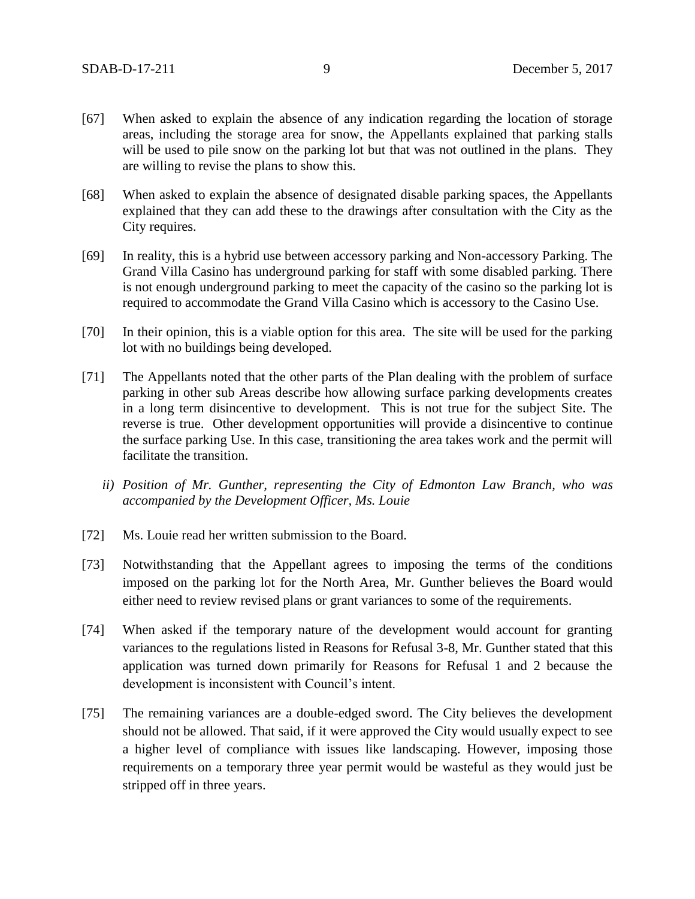[67] When asked to explain the absence of any indication regarding the location of storage areas, including the storage area for snow, the Appellants explained that parking stalls will be used to pile snow on the parking lot but that was not outlined in the plans. They are willing to revise the plans to show this.

[68] When asked to explain the absence of designated disable parking spaces, the Appellants explained that they can add these to the drawings after consultation with the City as the City requires.

[69] In reality, this is a hybrid use between accessory parking and Non-accessory Parking. The Grand Villa Casino has underground parking for staff with some disabled parking. There is not enough underground parking to meet the capacity of the casino so the parking lot is required to accommodate the Grand Villa Casino which is accessory to the Casino Use.

[70] In their opinion, this is a viable option for this area. The site will be used for the parking lot with no buildings being developed.

[71] The Appellants noted that the other parts of the Plan dealing with the problem of surface parking in other sub Areas describe how allowing surface parking developments creates in a long term disincentive to development. This is not true for the subject Site. The reverse is true. Other development opportunities will provide a disincentive to continue the surface parking Use. In this case, transitioning the area takes work and the permit will facilitate the transition.

*ii) Position of Mr. Gunther, representing the City of Edmonton Law Branch, who was accompanied by the Development Officer, Ms. Louie*

[72] Ms. Louie read her written submission to the Board.

[73] Notwithstanding that the Appellant agrees to imposing the terms of the conditions imposed on the parking lot for the North Area, Mr. Gunther believes the Board would either need to review revised plans or grant variances to some of the requirements.

[74] When asked if the temporary nature of the development would account for granting variances to the regulations listed in Reasons for Refusal 3-8, Mr. Gunther stated that this application was turned down primarily for Reasons for Refusal 1 and 2 because the development is inconsistent with Council's intent.

[75] The remaining variances are a double-edged sword. The City believes the development should not be allowed. That said, if it were approved the City would usually expect to see a higher level of compliance with issues like landscaping. However, imposing those requirements on a temporary three year permit would be wasteful as they would just be stripped off in three years.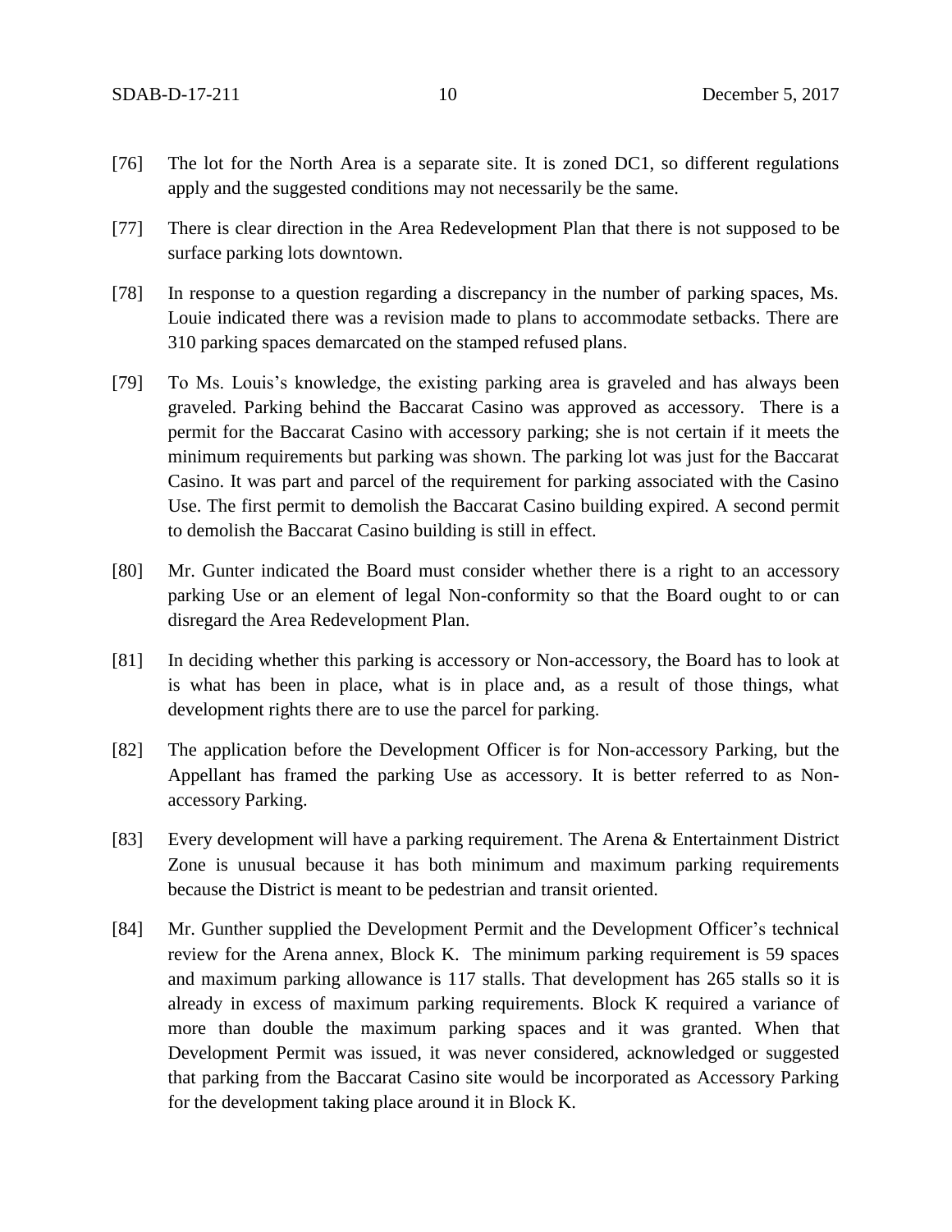[76] The lot for the North Area is a separate site. It is zoned DC1, so different regulations apply and the suggested conditions may not necessarily be the same.

[77] There is clear direction in the Area Redevelopment Plan that there is not supposed to be surface parking lots downtown.

[78] In response to a question regarding a discrepancy in the number of parking spaces, Ms. Louie indicated there was a revision made to plans to accommodate setbacks. There are 310 parking spaces demarcated on the stamped refused plans.

[79] To Ms. Louis's knowledge, the existing parking area is graveled and has always been graveled. Parking behind the Baccarat Casino was approved as accessory. There is a permit for the Baccarat Casino with accessory parking; she is not certain if it meets the minimum requirements but parking was shown. The parking lot was just for the Baccarat Casino. It was part and parcel of the requirement for parking associated with the Casino Use. The first permit to demolish the Baccarat Casino building expired. A second permit to demolish the Baccarat Casino building is still in effect.

[80] Mr. Gunter indicated the Board must consider whether there is a right to an accessory parking Use or an element of legal Non-conformity so that the Board ought to or can disregard the Area Redevelopment Plan.

[81] In deciding whether this parking is accessory or Non-accessory, the Board has to look at is what has been in place, what is in place and, as a result of those things, what development rights there are to use the parcel for parking.

[82] The application before the Development Officer is for Non-accessory Parking, but the Appellant has framed the parking Use as accessory. It is better referred to as Non-accessory Parking.

[83] Every development will have a parking requirement. The Arena & Entertainment District Zone is unusual because it has both minimum and maximum parking requirements because the District is meant to be pedestrian and transit oriented.

[84] Mr. Gunther supplied the Development Permit and the Development Officer's technical review for the Arena annex, Block K. The minimum parking requirement is 59 spaces and maximum parking allowance is 117 stalls. That development has 265 stalls so it is already in excess of maximum parking requirements. Block K required a variance of more than double the maximum parking spaces and it was granted. When that Development Permit was issued, it was never considered, acknowledged or suggested that parking from the Baccarat Casino site would be incorporated as Accessory Parking for the development taking place around it in Block K.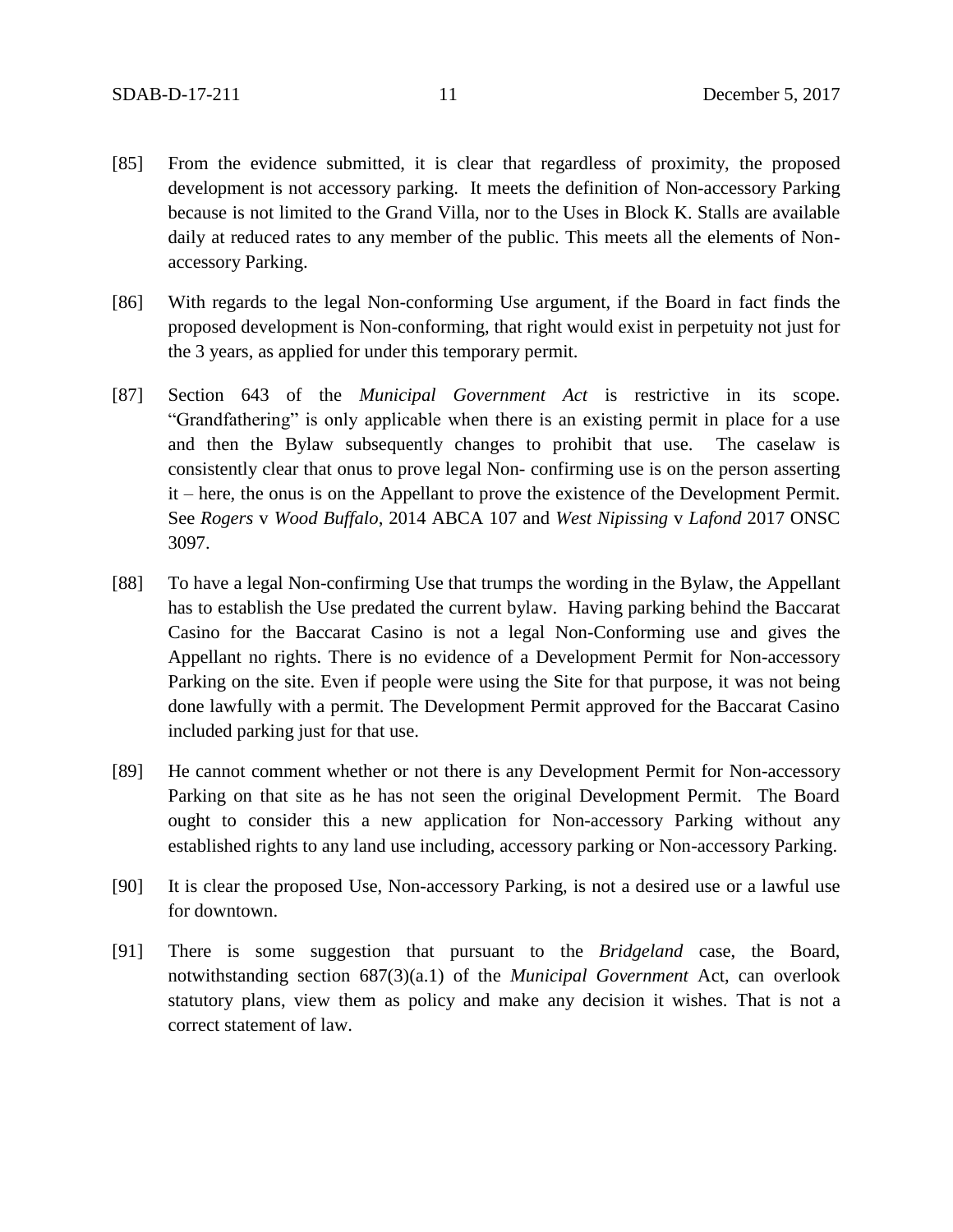[85] From the evidence submitted, it is clear that regardless of proximity, the proposed development is not accessory parking. It meets the definition of Non-accessory Parking because is not limited to the Grand Villa, nor to the Uses in Block K. Stalls are available daily at reduced rates to any member of the public. This meets all the elements of Non-accessory Parking.

[86] With regards to the legal Non-conforming Use argument, if the Board in fact finds the proposed development is Non-conforming, that right would exist in perpetuity not just for the 3 years, as applied for under this temporary permit.

[87] Section 643 of the *Municipal Government Act* is restrictive in its scope. "Grandfathering" is only applicable when there is an existing permit in place for a use and then the Bylaw subsequently changes to prohibit that use. The caselaw is consistently clear that onus to prove legal Non- confirming use is on the person asserting it – here, the onus is on the Appellant to prove the existence of the Development Permit. See *Rogers* v *Wood Buffalo*, 2014 ABCA 107 and *West Nipissing* v *Lafond* 2017 ONSC 3097.

[88] To have a legal Non-confirming Use that trumps the wording in the Bylaw, the Appellant has to establish the Use predated the current bylaw. Having parking behind the Baccarat Casino for the Baccarat Casino is not a legal Non-Conforming use and gives the Appellant no rights. There is no evidence of a Development Permit for Non-accessory Parking on the site. Even if people were using the Site for that purpose, it was not being done lawfully with a permit. The Development Permit approved for the Baccarat Casino included parking just for that use.

[89] He cannot comment whether or not there is any Development Permit for Non-accessory Parking on that site as he has not seen the original Development Permit. The Board ought to consider this a new application for Non-accessory Parking without any established rights to any land use including, accessory parking or Non-accessory Parking.

[90] It is clear the proposed Use, Non-accessory Parking, is not a desired use or a lawful use for downtown.

[91] There is some suggestion that pursuant to the *Bridgeland* case, the Board, notwithstanding section 687(3)(a.1) of the *Municipal Government* Act, can overlook statutory plans, view them as policy and make any decision it wishes. That is not a correct statement of law.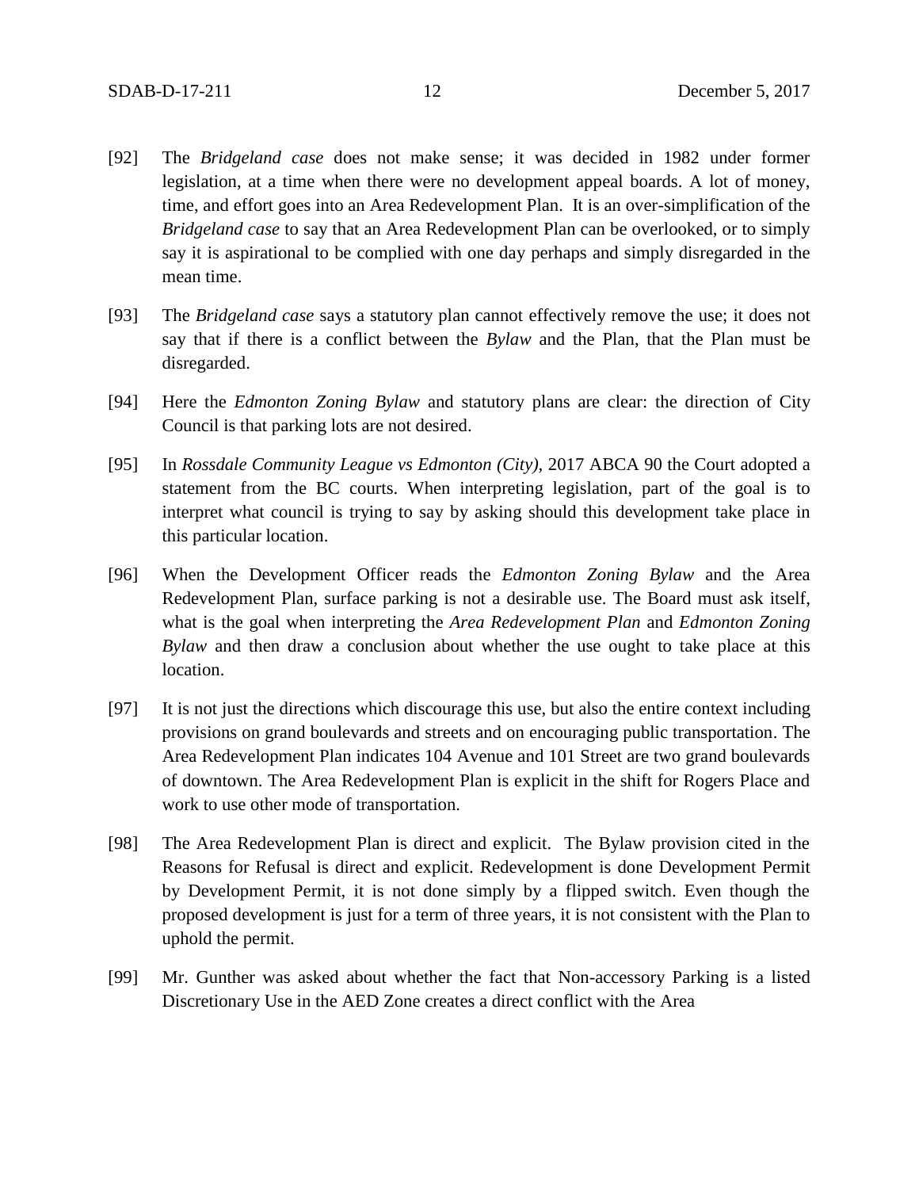[92] The *Bridgeland case* does not make sense; it was decided in 1982 under former legislation, at a time when there were no development appeal boards. A lot of money, time, and effort goes into an Area Redevelopment Plan. It is an over-simplification of the *Bridgeland case* to say that an Area Redevelopment Plan can be overlooked, or to simply say it is aspirational to be complied with one day perhaps and simply disregarded in the mean time.

[93] The *Bridgeland case* says a statutory plan cannot effectively remove the use; it does not say that if there is a conflict between the *Bylaw* and the Plan, that the Plan must be disregarded.

[94] Here the *Edmonton Zoning Bylaw* and statutory plans are clear: the direction of City Council is that parking lots are not desired.

[95] In *Rossdale Community League vs Edmonton (City)*, 2017 ABCA 90 the Court adopted a statement from the BC courts. When interpreting legislation, part of the goal is to interpret what council is trying to say by asking should this development take place in this particular location.

[96] When the Development Officer reads the *Edmonton Zoning Bylaw* and the Area Redevelopment Plan, surface parking is not a desirable use. The Board must ask itself, what is the goal when interpreting the *Area Redevelopment Plan* and *Edmonton Zoning Bylaw* and then draw a conclusion about whether the use ought to take place at this location.

[97] It is not just the directions which discourage this use, but also the entire context including provisions on grand boulevards and streets and on encouraging public transportation. The Area Redevelopment Plan indicates 104 Avenue and 101 Street are two grand boulevards of downtown. The Area Redevelopment Plan is explicit in the shift for Rogers Place and work to use other mode of transportation.

[98] The Area Redevelopment Plan is direct and explicit. The Bylaw provision cited in the Reasons for Refusal is direct and explicit. Redevelopment is done Development Permit by Development Permit, it is not done simply by a flipped switch. Even though the proposed development is just for a term of three years, it is not consistent with the Plan to uphold the permit.

[99] Mr. Gunther was asked about whether the fact that Non-accessory Parking is a listed Discretionary Use in the AED Zone creates a direct conflict with the Area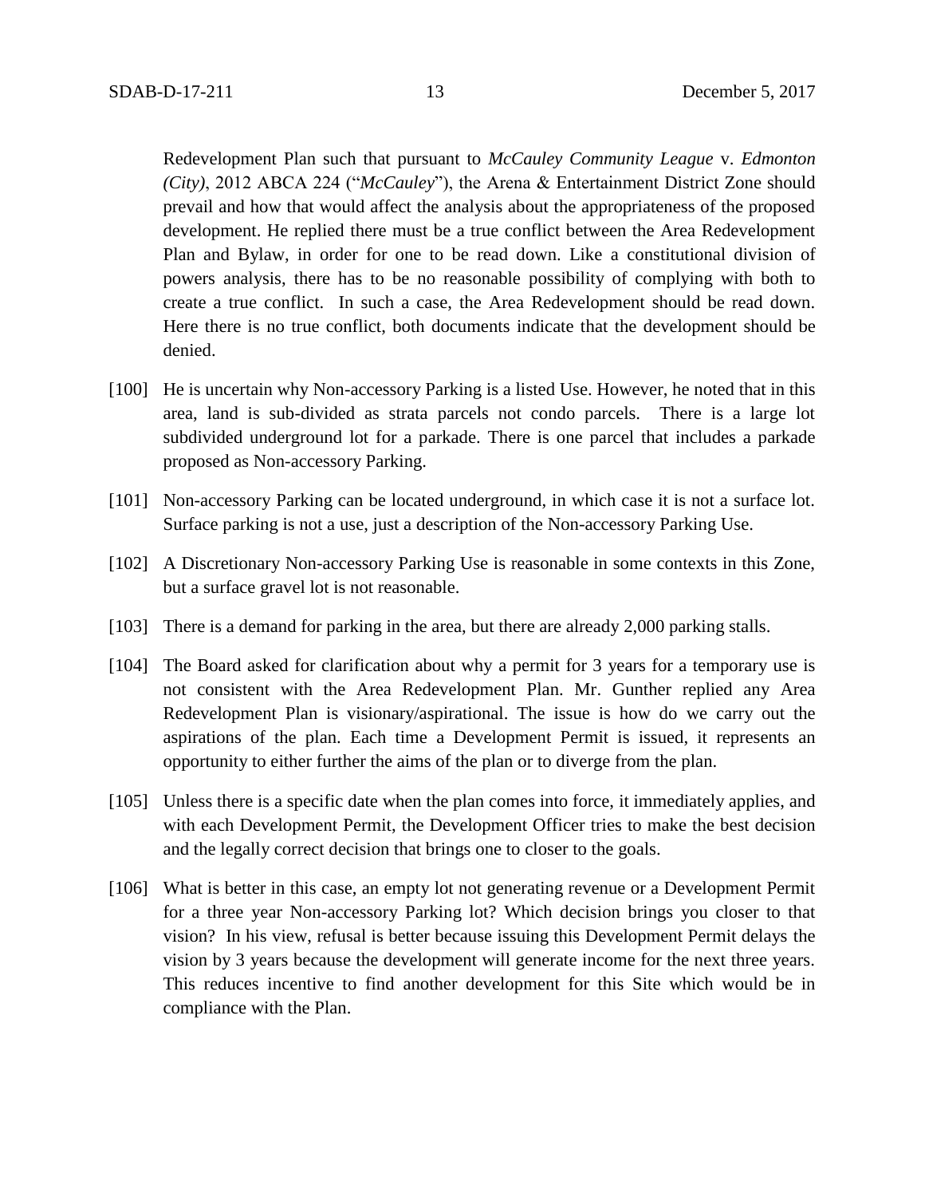Redevelopment Plan such that pursuant to *McCauley Community League* v. *Edmonton (City)*, 2012 ABCA 224 ("*McCauley*"), the Arena & Entertainment District Zone should prevail and how that would affect the analysis about the appropriateness of the proposed development. He replied there must be a true conflict between the Area Redevelopment Plan and Bylaw, in order for one to be read down. Like a constitutional division of powers analysis, there has to be no reasonable possibility of complying with both to create a true conflict. In such a case, the Area Redevelopment should be read down. Here there is no true conflict, both documents indicate that the development should be denied.

[100] He is uncertain why Non-accessory Parking is a listed Use. However, he noted that in this area, land is sub-divided as strata parcels not condo parcels. There is a large lot subdivided underground lot for a parkade. There is one parcel that includes a parkade proposed as Non-accessory Parking.

[101] Non-accessory Parking can be located underground, in which case it is not a surface lot. Surface parking is not a use, just a description of the Non-accessory Parking Use.

[102] A Discretionary Non-accessory Parking Use is reasonable in some contexts in this Zone, but a surface gravel lot is not reasonable.

[103] There is a demand for parking in the area, but there are already 2,000 parking stalls.

[104] The Board asked for clarification about why a permit for 3 years for a temporary use is not consistent with the Area Redevelopment Plan. Mr. Gunther replied any Area Redevelopment Plan is visionary/aspirational. The issue is how do we carry out the aspirations of the plan. Each time a Development Permit is issued, it represents an opportunity to either further the aims of the plan or to diverge from the plan.

[105] Unless there is a specific date when the plan comes into force, it immediately applies, and with each Development Permit, the Development Officer tries to make the best decision and the legally correct decision that brings one to closer to the goals.

[106] What is better in this case, an empty lot not generating revenue or a Development Permit for a three year Non-accessory Parking lot? Which decision brings you closer to that vision? In his view, refusal is better because issuing this Development Permit delays the vision by 3 years because the development will generate income for the next three years. This reduces incentive to find another development for this Site which would be in compliance with the Plan.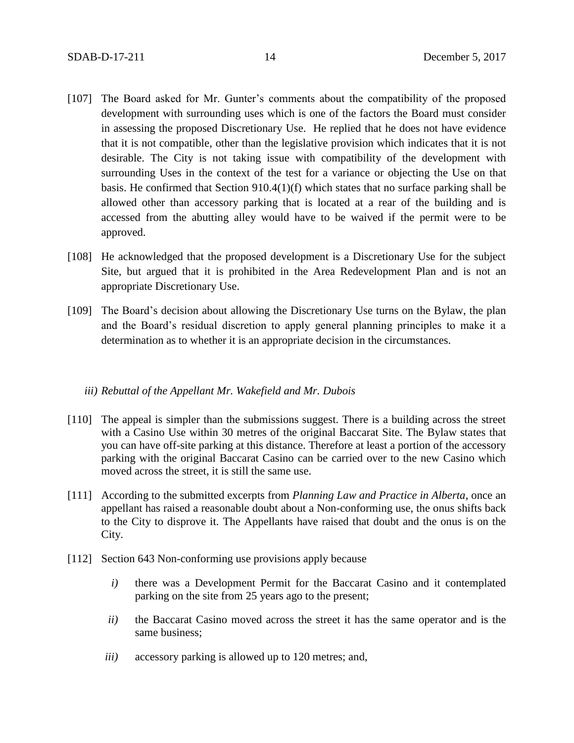[107] The Board asked for Mr. Gunter's comments about the compatibility of the proposed development with surrounding uses which is one of the factors the Board must consider in assessing the proposed Discretionary Use. He replied that he does not have evidence that it is not compatible, other than the legislative provision which indicates that it is not desirable. The City is not taking issue with compatibility of the development with surrounding Uses in the context of the test for a variance or objecting the Use on that basis. He confirmed that Section 910.4(1)(f) which states that no surface parking shall be allowed other than accessory parking that is located at a rear of the building and is accessed from the abutting alley would have to be waived if the permit were to be approved.

[108] He acknowledged that the proposed development is a Discretionary Use for the subject Site, but argued that it is prohibited in the Area Redevelopment Plan and is not an appropriate Discretionary Use.

[109] The Board's decision about allowing the Discretionary Use turns on the Bylaw, the plan and the Board's residual discretion to apply general planning principles to make it a determination as to whether it is an appropriate decision in the circumstances.

*iii) Rebuttal of the Appellant Mr. Wakefield and Mr. Dubois*

[110] The appeal is simpler than the submissions suggest. There is a building across the street with a Casino Use within 30 metres of the original Baccarat Site. The Bylaw states that you can have off-site parking at this distance. Therefore at least a portion of the accessory parking with the original Baccarat Casino can be carried over to the new Casino which moved across the street, it is still the same use.

[111] According to the submitted excerpts from *Planning Law and Practice in Alberta*, once an appellant has raised a reasonable doubt about a Non-conforming use, the onus shifts back to the City to disprove it. The Appellants have raised that doubt and the onus is on the City.

[112] Section 643 Non-conforming use provisions apply because

*i)* there was a Development Permit for the Baccarat Casino and it contemplated parking on the site from 25 years ago to the present;

*ii)* the Baccarat Casino moved across the street it has the same operator and is the same business;

*iii)* accessory parking is allowed up to 120 metres; and,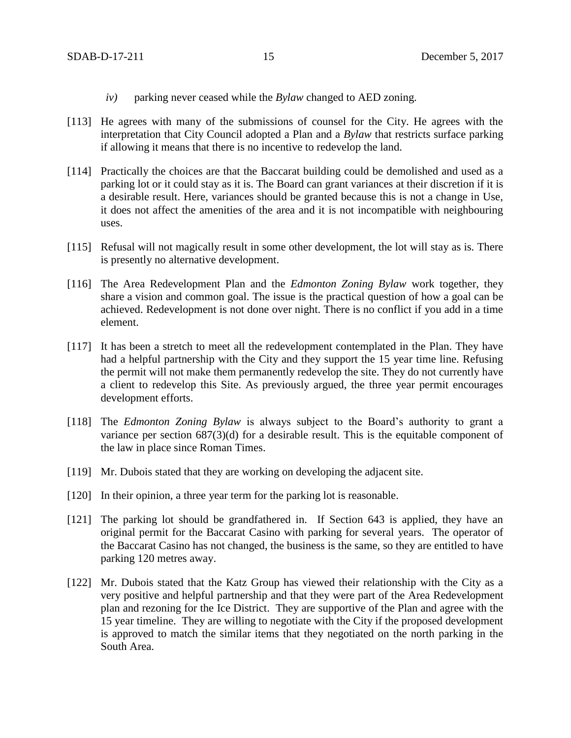*iv)* parking never ceased while the *Bylaw* changed to AED zoning.

[113] He agrees with many of the submissions of counsel for the City. He agrees with the interpretation that City Council adopted a Plan and a *Bylaw* that restricts surface parking if allowing it means that there is no incentive to redevelop the land.

[114] Practically the choices are that the Baccarat building could be demolished and used as a parking lot or it could stay as it is. The Board can grant variances at their discretion if it is a desirable result. Here, variances should be granted because this is not a change in Use, it does not affect the amenities of the area and it is not incompatible with neighbouring uses.

[115] Refusal will not magically result in some other development, the lot will stay as is. There is presently no alternative development.

[116] The Area Redevelopment Plan and the *Edmonton Zoning Bylaw* work together, they share a vision and common goal. The issue is the practical question of how a goal can be achieved. Redevelopment is not done over night. There is no conflict if you add in a time element.

[117] It has been a stretch to meet all the redevelopment contemplated in the Plan. They have had a helpful partnership with the City and they support the 15 year time line. Refusing the permit will not make them permanently redevelop the site. They do not currently have a client to redevelop this Site. As previously argued, the three year permit encourages development efforts.

[118] The *Edmonton Zoning Bylaw* is always subject to the Board's authority to grant a variance per section 687(3)(d) for a desirable result. This is the equitable component of the law in place since Roman Times.

[119] Mr. Dubois stated that they are working on developing the adjacent site.

[120] In their opinion, a three year term for the parking lot is reasonable.

[121] The parking lot should be grandfathered in. If Section 643 is applied, they have an original permit for the Baccarat Casino with parking for several years. The operator of the Baccarat Casino has not changed, the business is the same, so they are entitled to have parking 120 metres away.

[122] Mr. Dubois stated that the Katz Group has viewed their relationship with the City as a very positive and helpful partnership and that they were part of the Area Redevelopment plan and rezoning for the Ice District. They are supportive of the Plan and agree with the 15 year timeline. They are willing to negotiate with the City if the proposed development is approved to match the similar items that they negotiated on the north parking in the South Area.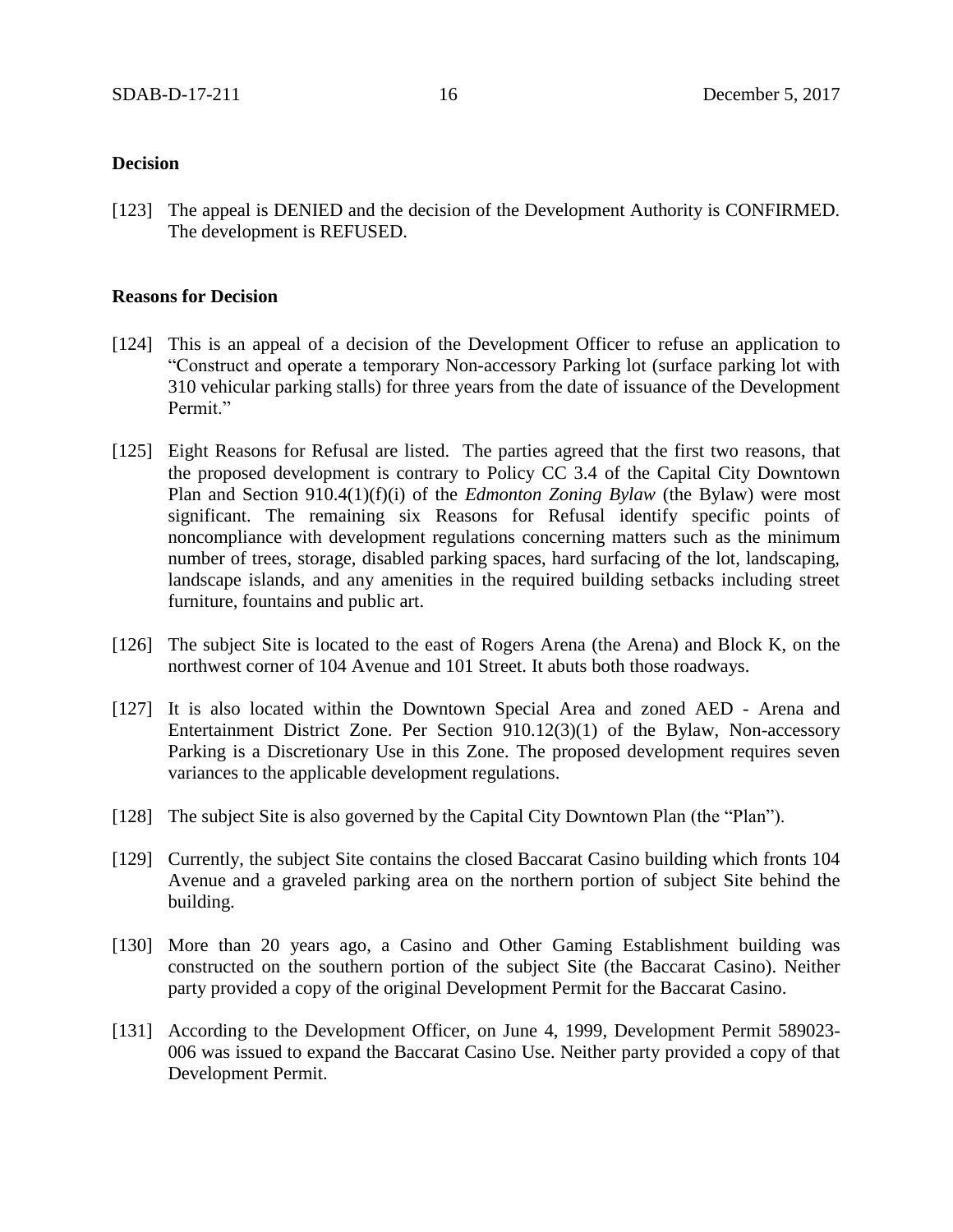## Decision

[123] The appeal is DENIED and the decision of the Development Authority is CONFIRMED. The development is REFUSED.

## Reasons for Decision

[124] This is an appeal of a decision of the Development Officer to refuse an application to "Construct and operate a temporary Non-accessory Parking lot (surface parking lot with 310 vehicular parking stalls) for three years from the date of issuance of the Development Permit."

[125] Eight Reasons for Refusal are listed. The parties agreed that the first two reasons, that the proposed development is contrary to Policy CC 3.4 of the Capital City Downtown Plan and Section 910.4(1)(f)(i) of the *Edmonton Zoning Bylaw* (the Bylaw) were most significant. The remaining six Reasons for Refusal identify specific points of noncompliance with development regulations concerning matters such as the minimum number of trees, storage, disabled parking spaces, hard surfacing of the lot, landscaping, landscape islands, and any amenities in the required building setbacks including street furniture, fountains and public art.

[126] The subject Site is located to the east of Rogers Arena (the Arena) and Block K, on the northwest corner of 104 Avenue and 101 Street. It abuts both those roadways.

[127] It is also located within the Downtown Special Area and zoned AED - Arena and Entertainment District Zone. Per Section 910.12(3)(1) of the Bylaw, Non-accessory Parking is a Discretionary Use in this Zone. The proposed development requires seven variances to the applicable development regulations.

[128] The subject Site is also governed by the Capital City Downtown Plan (the "Plan").

[129] Currently, the subject Site contains the closed Baccarat Casino building which fronts 104 Avenue and a graveled parking area on the northern portion of subject Site behind the building.

[130] More than 20 years ago, a Casino and Other Gaming Establishment building was constructed on the southern portion of the subject Site (the Baccarat Casino). Neither party provided a copy of the original Development Permit for the Baccarat Casino.

[131] According to the Development Officer, on June 4, 1999, Development Permit 589023-006 was issued to expand the Baccarat Casino Use. Neither party provided a copy of that Development Permit.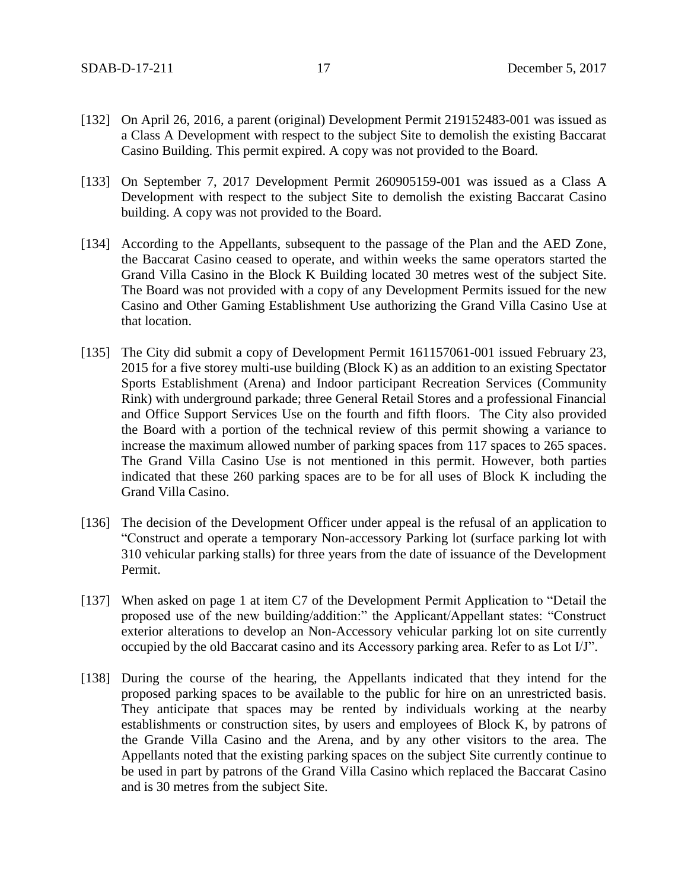[132] On April 26, 2016, a parent (original) Development Permit 219152483-001 was issued as a Class A Development with respect to the subject Site to demolish the existing Baccarat Casino Building. This permit expired. A copy was not provided to the Board.

[133] On September 7, 2017 Development Permit 260905159-001 was issued as a Class A Development with respect to the subject Site to demolish the existing Baccarat Casino building. A copy was not provided to the Board.

[134] According to the Appellants, subsequent to the passage of the Plan and the AED Zone, the Baccarat Casino ceased to operate, and within weeks the same operators started the Grand Villa Casino in the Block K Building located 30 metres west of the subject Site. The Board was not provided with a copy of any Development Permits issued for the new Casino and Other Gaming Establishment Use authorizing the Grand Villa Casino Use at that location.

[135] The City did submit a copy of Development Permit 161157061-001 issued February 23, 2015 for a five storey multi-use building (Block K) as an addition to an existing Spectator Sports Establishment (Arena) and Indoor participant Recreation Services (Community Rink) with underground parkade; three General Retail Stores and a professional Financial and Office Support Services Use on the fourth and fifth floors. The City also provided the Board with a portion of the technical review of this permit showing a variance to increase the maximum allowed number of parking spaces from 117 spaces to 265 spaces. The Grand Villa Casino Use is not mentioned in this permit. However, both parties indicated that these 260 parking spaces are to be for all uses of Block K including the Grand Villa Casino.

[136] The decision of the Development Officer under appeal is the refusal of an application to "Construct and operate a temporary Non-accessory Parking lot (surface parking lot with 310 vehicular parking stalls) for three years from the date of issuance of the Development Permit.

[137] When asked on page 1 at item C7 of the Development Permit Application to "Detail the proposed use of the new building/addition:" the Applicant/Appellant states: "Construct exterior alterations to develop an Non-Accessory vehicular parking lot on site currently occupied by the old Baccarat casino and its Accessory parking area. Refer to as Lot I/J".

[138] During the course of the hearing, the Appellants indicated that they intend for the proposed parking spaces to be available to the public for hire on an unrestricted basis. They anticipate that spaces may be rented by individuals working at the nearby establishments or construction sites, by users and employees of Block K, by patrons of the Grande Villa Casino and the Arena, and by any other visitors to the area. The Appellants noted that the existing parking spaces on the subject Site currently continue to be used in part by patrons of the Grand Villa Casino which replaced the Baccarat Casino and is 30 metres from the subject Site.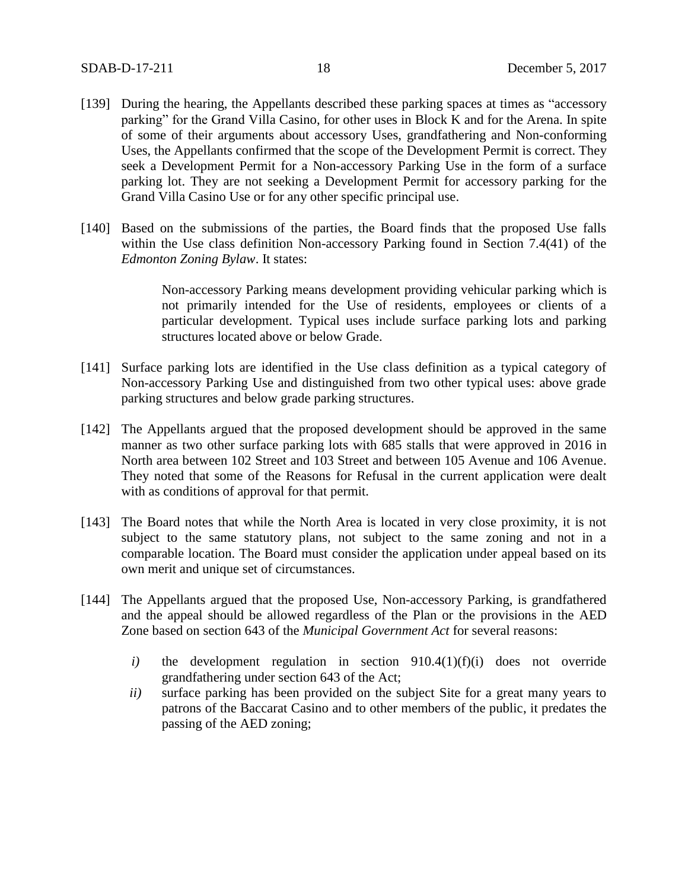[139] During the hearing, the Appellants described these parking spaces at times as "accessory parking" for the Grand Villa Casino, for other uses in Block K and for the Arena. In spite of some of their arguments about accessory Uses, grandfathering and Non-conforming Uses, the Appellants confirmed that the scope of the Development Permit is correct. They seek a Development Permit for a Non-accessory Parking Use in the form of a surface parking lot. They are not seeking a Development Permit for accessory parking for the Grand Villa Casino Use or for any other specific principal use.

[140] Based on the submissions of the parties, the Board finds that the proposed Use falls within the Use class definition Non-accessory Parking found in Section 7.4(41) of the *Edmonton Zoning Bylaw*. It states:

> Non-accessory Parking means development providing vehicular parking which is not primarily intended for the Use of residents, employees or clients of a particular development. Typical uses include surface parking lots and parking structures located above or below Grade.

[141] Surface parking lots are identified in the Use class definition as a typical category of Non-accessory Parking Use and distinguished from two other typical uses: above grade parking structures and below grade parking structures.

[142] The Appellants argued that the proposed development should be approved in the same manner as two other surface parking lots with 685 stalls that were approved in 2016 in North area between 102 Street and 103 Street and between 105 Avenue and 106 Avenue. They noted that some of the Reasons for Refusal in the current application were dealt with as conditions of approval for that permit.

[143] The Board notes that while the North Area is located in very close proximity, it is not subject to the same statutory plans, not subject to the same zoning and not in a comparable location. The Board must consider the application under appeal based on its own merit and unique set of circumstances.

[144] The Appellants argued that the proposed Use, Non-accessory Parking, is grandfathered and the appeal should be allowed regardless of the Plan or the provisions in the AED Zone based on section 643 of the *Municipal Government Act* for several reasons:

*i)* the development regulation in section 910.4(1)(f)(i) does not override grandfathering under section 643 of the Act;

*ii)* surface parking has been provided on the subject Site for a great many years to patrons of the Baccarat Casino and to other members of the public, it predates the passing of the AED zoning;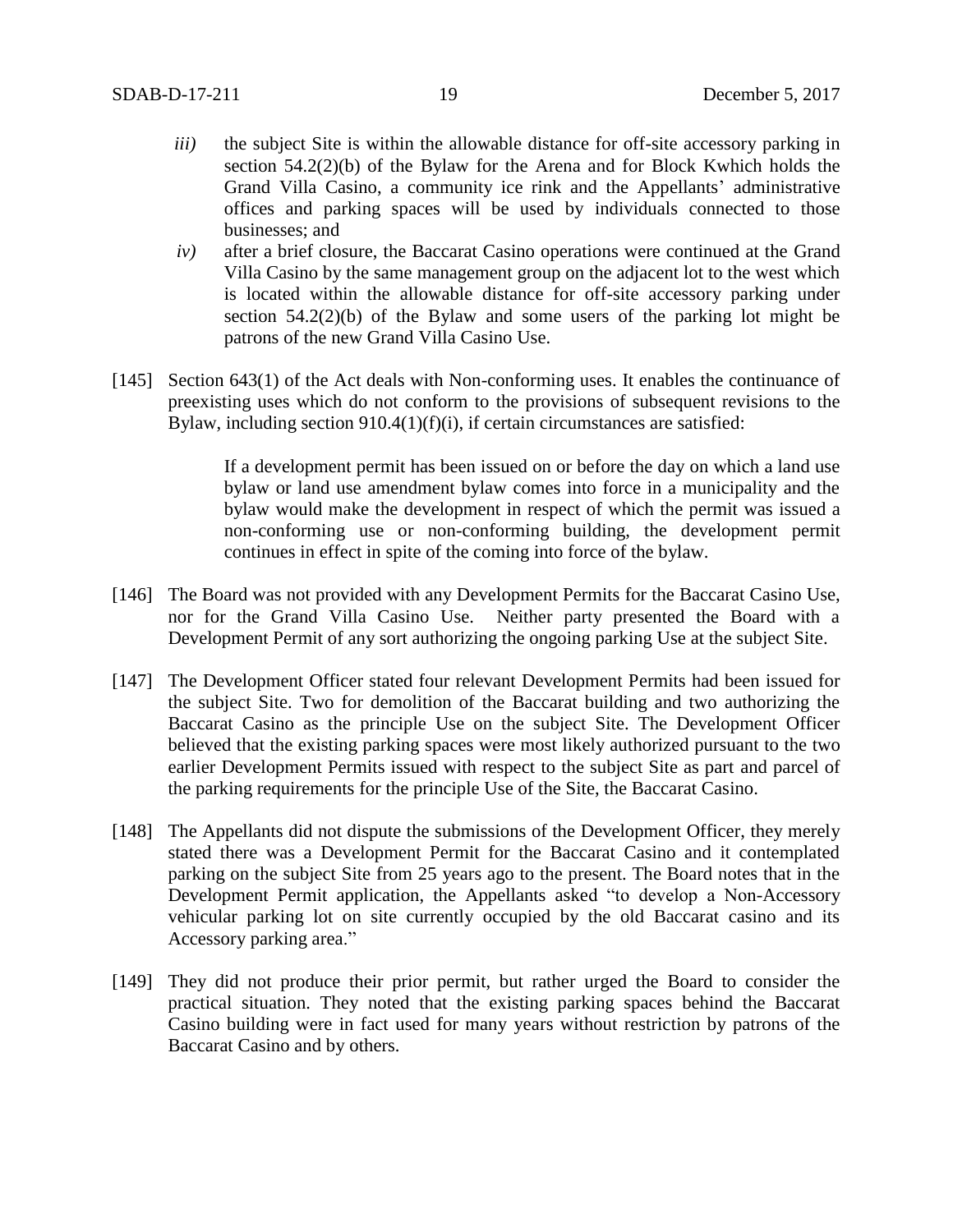*iii)* the subject Site is within the allowable distance for off-site accessory parking in section 54.2(2)(b) of the Bylaw for the Arena and for Block Kwhich holds the Grand Villa Casino, a community ice rink and the Appellants' administrative offices and parking spaces will be used by individuals connected to those businesses; and

*iv)* after a brief closure, the Baccarat Casino operations were continued at the Grand Villa Casino by the same management group on the adjacent lot to the west which is located within the allowable distance for off-site accessory parking under section 54.2(2)(b) of the Bylaw and some users of the parking lot might be patrons of the new Grand Villa Casino Use.

[145] Section 643(1) of the Act deals with Non-conforming uses. It enables the continuance of preexisting uses which do not conform to the provisions of subsequent revisions to the Bylaw, including section 910.4(1)(f)(i), if certain circumstances are satisfied:

> If a development permit has been issued on or before the day on which a land use bylaw or land use amendment bylaw comes into force in a municipality and the bylaw would make the development in respect of which the permit was issued a non-conforming use or non-conforming building, the development permit continues in effect in spite of the coming into force of the bylaw.

[146] The Board was not provided with any Development Permits for the Baccarat Casino Use, nor for the Grand Villa Casino Use. Neither party presented the Board with a Development Permit of any sort authorizing the ongoing parking Use at the subject Site.

[147] The Development Officer stated four relevant Development Permits had been issued for the subject Site. Two for demolition of the Baccarat building and two authorizing the Baccarat Casino as the principle Use on the subject Site. The Development Officer believed that the existing parking spaces were most likely authorized pursuant to the two earlier Development Permits issued with respect to the subject Site as part and parcel of the parking requirements for the principle Use of the Site, the Baccarat Casino.

[148] The Appellants did not dispute the submissions of the Development Officer, they merely stated there was a Development Permit for the Baccarat Casino and it contemplated parking on the subject Site from 25 years ago to the present. The Board notes that in the Development Permit application, the Appellants asked "to develop a Non-Accessory vehicular parking lot on site currently occupied by the old Baccarat casino and its Accessory parking area."

[149] They did not produce their prior permit, but rather urged the Board to consider the practical situation. They noted that the existing parking spaces behind the Baccarat Casino building were in fact used for many years without restriction by patrons of the Baccarat Casino and by others.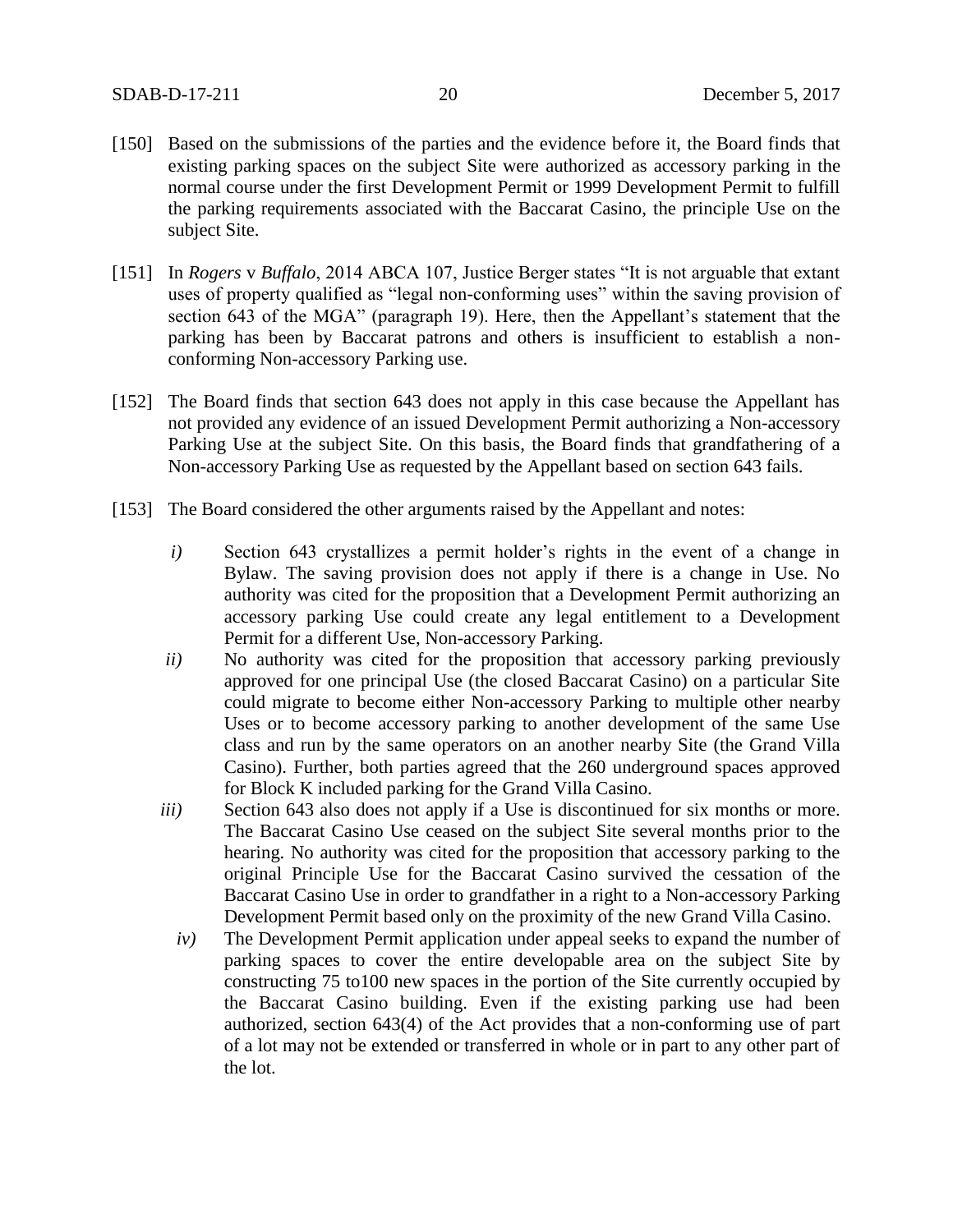[150] Based on the submissions of the parties and the evidence before it, the Board finds that existing parking spaces on the subject Site were authorized as accessory parking in the normal course under the first Development Permit or 1999 Development Permit to fulfill the parking requirements associated with the Baccarat Casino, the principle Use on the subject Site.

[151] In *Rogers* v *Buffalo*, 2014 ABCA 107, Justice Berger states "It is not arguable that extant uses of property qualified as "legal non-conforming uses" within the saving provision of section 643 of the MGA" (paragraph 19). Here, then the Appellant's statement that the parking has been by Baccarat patrons and others is insufficient to establish a non-conforming Non-accessory Parking use.

[152] The Board finds that section 643 does not apply in this case because the Appellant has not provided any evidence of an issued Development Permit authorizing a Non-accessory Parking Use at the subject Site. On this basis, the Board finds that grandfathering of a Non-accessory Parking Use as requested by the Appellant based on section 643 fails.

[153] The Board considered the other arguments raised by the Appellant and notes:

*i)* Section 643 crystallizes a permit holder's rights in the event of a change in Bylaw. The saving provision does not apply if there is a change in Use. No authority was cited for the proposition that a Development Permit authorizing an accessory parking Use could create any legal entitlement to a Development Permit for a different Use, Non-accessory Parking.

*ii)* No authority was cited for the proposition that accessory parking previously approved for one principal Use (the closed Baccarat Casino) on a particular Site could migrate to become either Non-accessory Parking to multiple other nearby Uses or to become accessory parking to another development of the same Use class and run by the same operators on an another nearby Site (the Grand Villa Casino). Further, both parties agreed that the 260 underground spaces approved for Block K included parking for the Grand Villa Casino.

*iii)* Section 643 also does not apply if a Use is discontinued for six months or more. The Baccarat Casino Use ceased on the subject Site several months prior to the hearing. No authority was cited for the proposition that accessory parking to the original Principle Use for the Baccarat Casino survived the cessation of the Baccarat Casino Use in order to grandfather in a right to a Non-accessory Parking Development Permit based only on the proximity of the new Grand Villa Casino.

*iv)* The Development Permit application under appeal seeks to expand the number of parking spaces to cover the entire developable area on the subject Site by constructing 75 to100 new spaces in the portion of the Site currently occupied by the Baccarat Casino building. Even if the existing parking use had been authorized, section 643(4) of the Act provides that a non-conforming use of part of a lot may not be extended or transferred in whole or in part to any other part of the lot.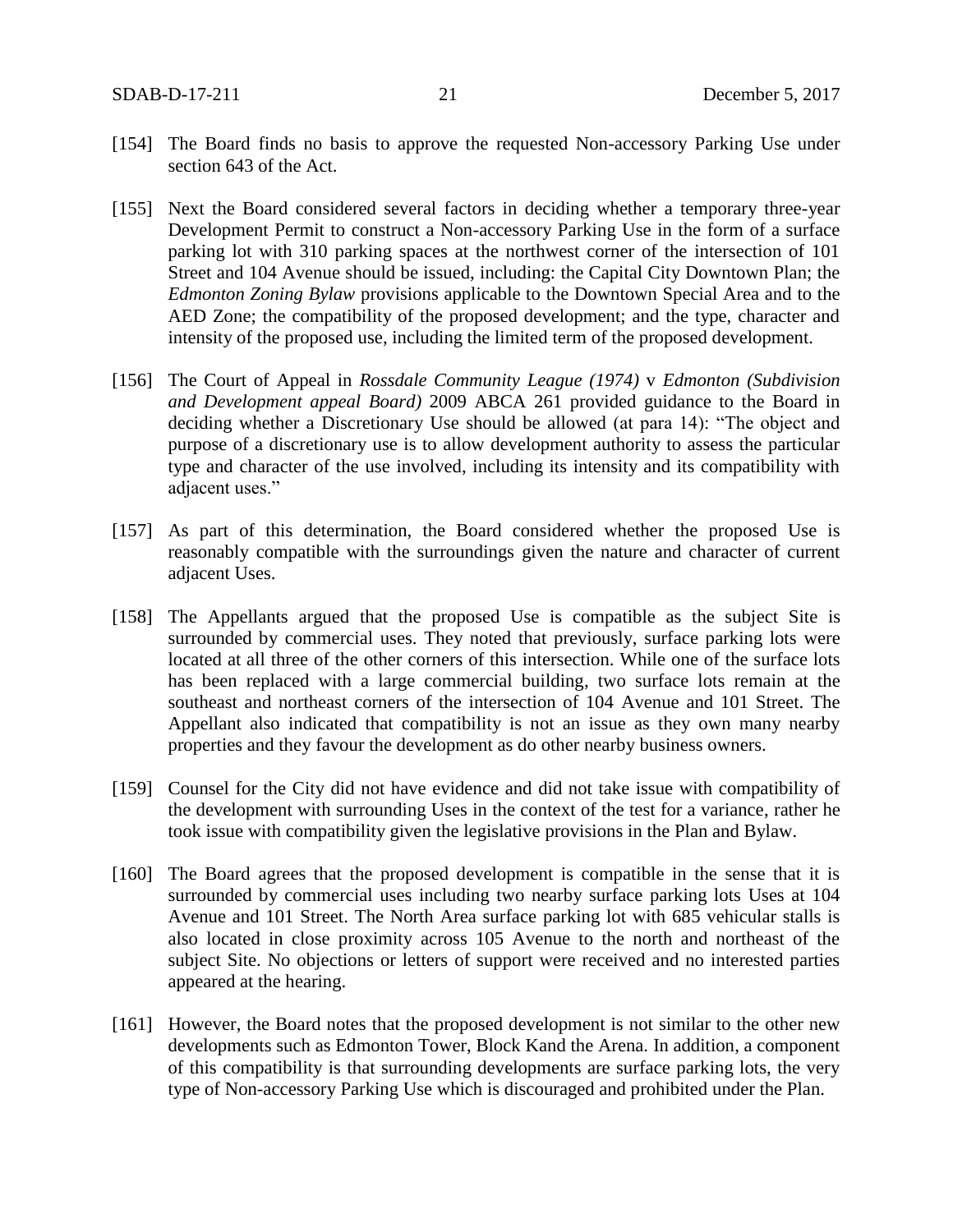[154] The Board finds no basis to approve the requested Non-accessory Parking Use under section 643 of the Act.

[155] Next the Board considered several factors in deciding whether a temporary three-year Development Permit to construct a Non-accessory Parking Use in the form of a surface parking lot with 310 parking spaces at the northwest corner of the intersection of 101 Street and 104 Avenue should be issued, including: the Capital City Downtown Plan; the *Edmonton Zoning Bylaw* provisions applicable to the Downtown Special Area and to the AED Zone; the compatibility of the proposed development; and the type, character and intensity of the proposed use, including the limited term of the proposed development.

[156] The Court of Appeal in *Rossdale Community League (1974)* v *Edmonton (Subdivision and Development appeal Board)* 2009 ABCA 261 provided guidance to the Board in deciding whether a Discretionary Use should be allowed (at para 14): "The object and purpose of a discretionary use is to allow development authority to assess the particular type and character of the use involved, including its intensity and its compatibility with adjacent uses."

[157] As part of this determination, the Board considered whether the proposed Use is reasonably compatible with the surroundings given the nature and character of current adjacent Uses.

[158] The Appellants argued that the proposed Use is compatible as the subject Site is surrounded by commercial uses. They noted that previously, surface parking lots were located at all three of the other corners of this intersection. While one of the surface lots has been replaced with a large commercial building, two surface lots remain at the southeast and northeast corners of the intersection of 104 Avenue and 101 Street. The Appellant also indicated that compatibility is not an issue as they own many nearby properties and they favour the development as do other nearby business owners.

[159] Counsel for the City did not have evidence and did not take issue with compatibility of the development with surrounding Uses in the context of the test for a variance, rather he took issue with compatibility given the legislative provisions in the Plan and Bylaw.

[160] The Board agrees that the proposed development is compatible in the sense that it is surrounded by commercial uses including two nearby surface parking lots Uses at 104 Avenue and 101 Street. The North Area surface parking lot with 685 vehicular stalls is also located in close proximity across 105 Avenue to the north and northeast of the subject Site. No objections or letters of support were received and no interested parties appeared at the hearing.

[161] However, the Board notes that the proposed development is not similar to the other new developments such as Edmonton Tower, Block Kand the Arena. In addition, a component of this compatibility is that surrounding developments are surface parking lots, the very type of Non-accessory Parking Use which is discouraged and prohibited under the Plan.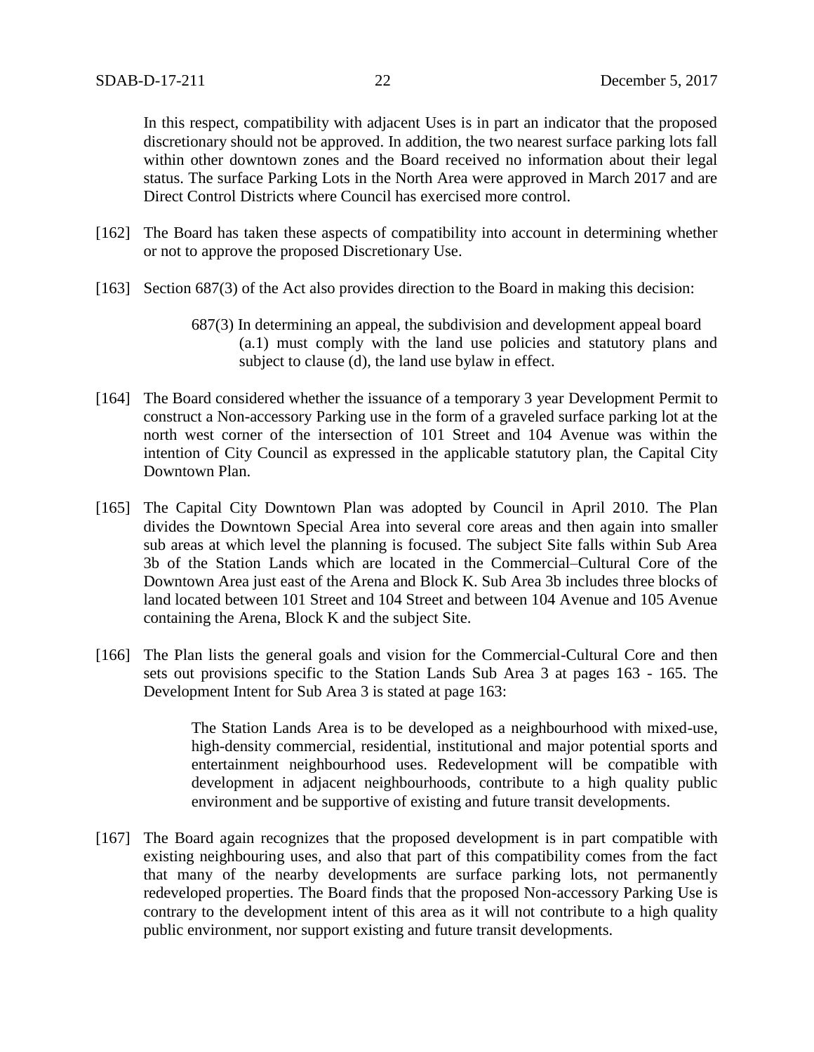In this respect, compatibility with adjacent Uses is in part an indicator that the proposed discretionary should not be approved. In addition, the two nearest surface parking lots fall within other downtown zones and the Board received no information about their legal status. The surface Parking Lots in the North Area were approved in March 2017 and are Direct Control Districts where Council has exercised more control.

[162] The Board has taken these aspects of compatibility into account in determining whether or not to approve the proposed Discretionary Use.

[163] Section 687(3) of the Act also provides direction to the Board in making this decision:

> 687(3) In determining an appeal, the subdivision and development appeal board
> (a.1) must comply with the land use policies and statutory plans and subject to clause (d), the land use bylaw in effect.

[164] The Board considered whether the issuance of a temporary 3 year Development Permit to construct a Non-accessory Parking use in the form of a graveled surface parking lot at the north west corner of the intersection of 101 Street and 104 Avenue was within the intention of City Council as expressed in the applicable statutory plan, the Capital City Downtown Plan.

[165] The Capital City Downtown Plan was adopted by Council in April 2010. The Plan divides the Downtown Special Area into several core areas and then again into smaller sub areas at which level the planning is focused. The subject Site falls within Sub Area 3b of the Station Lands which are located in the Commercial–Cultural Core of the Downtown Area just east of the Arena and Block K. Sub Area 3b includes three blocks of land located between 101 Street and 104 Street and between 104 Avenue and 105 Avenue containing the Arena, Block K and the subject Site.

[166] The Plan lists the general goals and vision for the Commercial-Cultural Core and then sets out provisions specific to the Station Lands Sub Area 3 at pages 163 - 165. The Development Intent for Sub Area 3 is stated at page 163:

> The Station Lands Area is to be developed as a neighbourhood with mixed-use, high-density commercial, residential, institutional and major potential sports and entertainment neighbourhood uses. Redevelopment will be compatible with development in adjacent neighbourhoods, contribute to a high quality public environment and be supportive of existing and future transit developments.

[167] The Board again recognizes that the proposed development is in part compatible with existing neighbouring uses, and also that part of this compatibility comes from the fact that many of the nearby developments are surface parking lots, not permanently redeveloped properties. The Board finds that the proposed Non-accessory Parking Use is contrary to the development intent of this area as it will not contribute to a high quality public environment, nor support existing and future transit developments.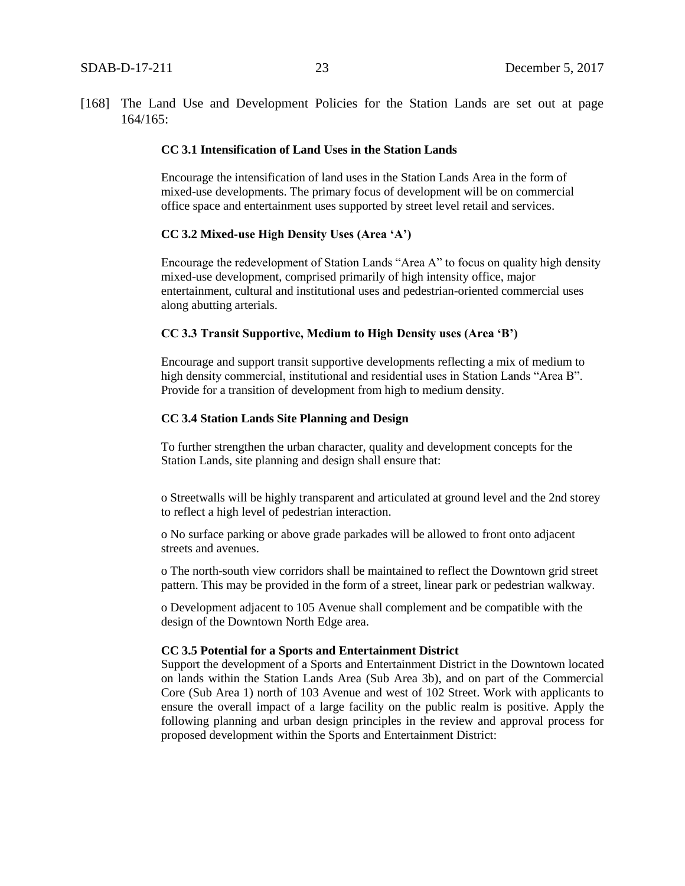[168] The Land Use and Development Policies for the Station Lands are set out at page 164/165:

**CC 3.1 Intensification of Land Uses in the Station Lands**

Encourage the intensification of land uses in the Station Lands Area in the form of mixed-use developments. The primary focus of development will be on commercial office space and entertainment uses supported by street level retail and services.

**CC 3.2 Mixed-use High Density Uses (Area 'A')**

Encourage the redevelopment of Station Lands "Area A" to focus on quality high density mixed-use development, comprised primarily of high intensity office, major entertainment, cultural and institutional uses and pedestrian-oriented commercial uses along abutting arterials.

**CC 3.3 Transit Supportive, Medium to High Density uses (Area 'B')**

Encourage and support transit supportive developments reflecting a mix of medium to high density commercial, institutional and residential uses in Station Lands "Area B". Provide for a transition of development from high to medium density.

**CC 3.4 Station Lands Site Planning and Design**

To further strengthen the urban character, quality and development concepts for the Station Lands, site planning and design shall ensure that:

o Streetwalls will be highly transparent and articulated at ground level and the 2nd storey to reflect a high level of pedestrian interaction.

o No surface parking or above grade parkades will be allowed to front onto adjacent streets and avenues.

o The north-south view corridors shall be maintained to reflect the Downtown grid street pattern. This may be provided in the form of a street, linear park or pedestrian walkway.

o Development adjacent to 105 Avenue shall complement and be compatible with the design of the Downtown North Edge area.

**CC 3.5 Potential for a Sports and Entertainment District**

Support the development of a Sports and Entertainment District in the Downtown located on lands within the Station Lands Area (Sub Area 3b), and on part of the Commercial Core (Sub Area 1) north of 103 Avenue and west of 102 Street. Work with applicants to ensure the overall impact of a large facility on the public realm is positive. Apply the following planning and urban design principles in the review and approval process for proposed development within the Sports and Entertainment District: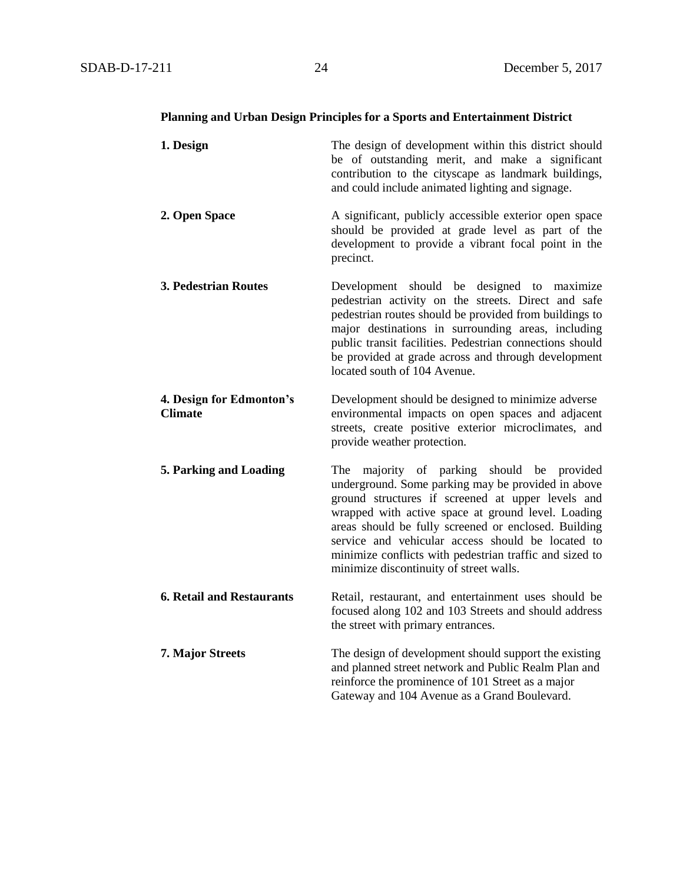**Planning and Urban Design Principles for a Sports and Entertainment District**

| | |
|---|---|
| **1. Design** | The design of development within this district should be of outstanding merit, and make a significant contribution to the cityscape as landmark buildings, and could include animated lighting and signage. |
| **2. Open Space** | A significant, publicly accessible exterior open space should be provided at grade level as part of the development to provide a vibrant focal point in the precinct. |
| **3. Pedestrian Routes** | Development should be designed to maximize pedestrian activity on the streets. Direct and safe pedestrian routes should be provided from buildings to major destinations in surrounding areas, including public transit facilities. Pedestrian connections should be provided at grade across and through development located south of 104 Avenue. |
| **4. Design for Edmonton's Climate** | Development should be designed to minimize adverse environmental impacts on open spaces and adjacent streets, create positive exterior microclimates, and provide weather protection. |
| **5. Parking and Loading** | The majority of parking should be provided underground. Some parking may be provided in above ground structures if screened at upper levels and wrapped with active space at ground level. Loading areas should be fully screened or enclosed. Building service and vehicular access should be located to minimize conflicts with pedestrian traffic and sized to minimize discontinuity of street walls. |
| **6. Retail and Restaurants** | Retail, restaurant, and entertainment uses should be focused along 102 and 103 Streets and should address the street with primary entrances. |
| **7. Major Streets** | The design of development should support the existing and planned street network and Public Realm Plan and reinforce the prominence of 101 Street as a major Gateway and 104 Avenue as a Grand Boulevard. |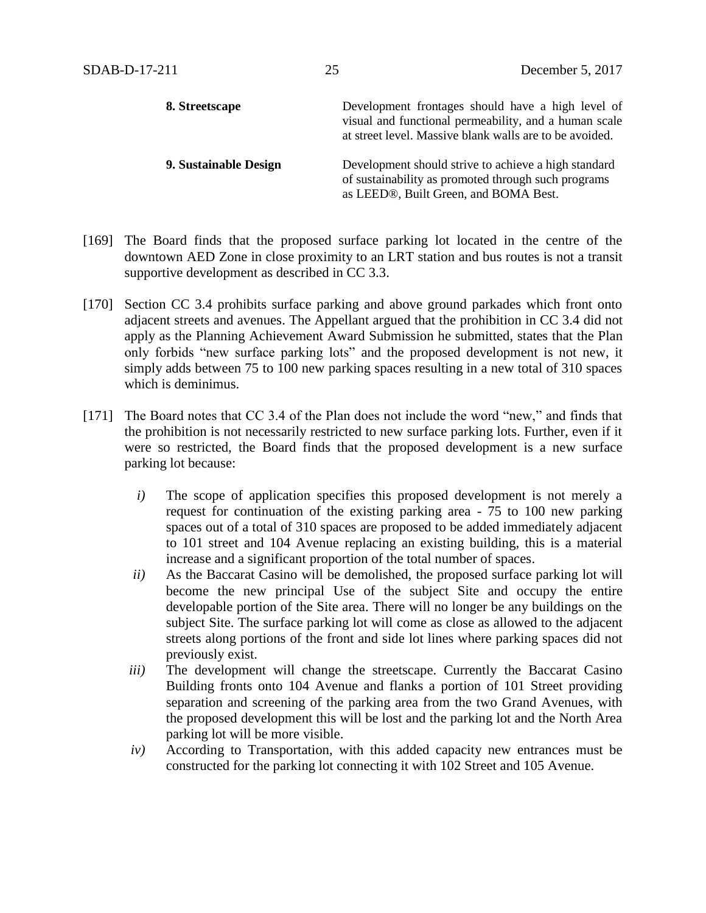| | |
|---|---|
| **8. Streetscape** | Development frontages should have a high level of visual and functional permeability, and a human scale at street level. Massive blank walls are to be avoided. |
| **9. Sustainable Design** | Development should strive to achieve a high standard of sustainability as promoted through such programs as LEED®, Built Green, and BOMA Best. |

[169] The Board finds that the proposed surface parking lot located in the centre of the downtown AED Zone in close proximity to an LRT station and bus routes is not a transit supportive development as described in CC 3.3.

[170] Section CC 3.4 prohibits surface parking and above ground parkades which front onto adjacent streets and avenues. The Appellant argued that the prohibition in CC 3.4 did not apply as the Planning Achievement Award Submission he submitted, states that the Plan only forbids "new surface parking lots" and the proposed development is not new, it simply adds between 75 to 100 new parking spaces resulting in a new total of 310 spaces which is deminimus.

[171] The Board notes that CC 3.4 of the Plan does not include the word "new," and finds that the prohibition is not necessarily restricted to new surface parking lots. Further, even if it were so restricted, the Board finds that the proposed development is a new surface parking lot because:

*i)* The scope of application specifies this proposed development is not merely a request for continuation of the existing parking area - 75 to 100 new parking spaces out of a total of 310 spaces are proposed to be added immediately adjacent to 101 street and 104 Avenue replacing an existing building, this is a material increase and a significant proportion of the total number of spaces.

*ii)* As the Baccarat Casino will be demolished, the proposed surface parking lot will become the new principal Use of the subject Site and occupy the entire developable portion of the Site area. There will no longer be any buildings on the subject Site. The surface parking lot will come as close as allowed to the adjacent streets along portions of the front and side lot lines where parking spaces did not previously exist.

*iii)* The development will change the streetscape. Currently the Baccarat Casino Building fronts onto 104 Avenue and flanks a portion of 101 Street providing separation and screening of the parking area from the two Grand Avenues, with the proposed development this will be lost and the parking lot and the North Area parking lot will be more visible.

*iv)* According to Transportation, with this added capacity new entrances must be constructed for the parking lot connecting it with 102 Street and 105 Avenue.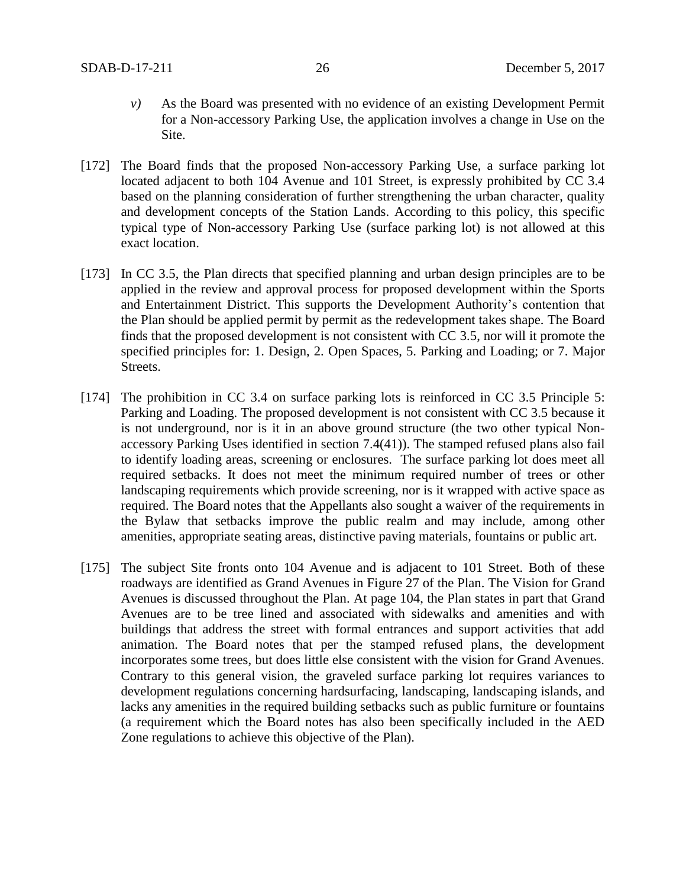*v)* As the Board was presented with no evidence of an existing Development Permit for a Non-accessory Parking Use, the application involves a change in Use on the Site.

[172] The Board finds that the proposed Non-accessory Parking Use, a surface parking lot located adjacent to both 104 Avenue and 101 Street, is expressly prohibited by CC 3.4 based on the planning consideration of further strengthening the urban character, quality and development concepts of the Station Lands. According to this policy, this specific typical type of Non-accessory Parking Use (surface parking lot) is not allowed at this exact location.

[173] In CC 3.5, the Plan directs that specified planning and urban design principles are to be applied in the review and approval process for proposed development within the Sports and Entertainment District. This supports the Development Authority's contention that the Plan should be applied permit by permit as the redevelopment takes shape. The Board finds that the proposed development is not consistent with CC 3.5, nor will it promote the specified principles for: 1. Design, 2. Open Spaces, 5. Parking and Loading; or 7. Major Streets.

[174] The prohibition in CC 3.4 on surface parking lots is reinforced in CC 3.5 Principle 5: Parking and Loading. The proposed development is not consistent with CC 3.5 because it is not underground, nor is it in an above ground structure (the two other typical Non-accessory Parking Uses identified in section 7.4(41)). The stamped refused plans also fail to identify loading areas, screening or enclosures. The surface parking lot does meet all required setbacks. It does not meet the minimum required number of trees or other landscaping requirements which provide screening, nor is it wrapped with active space as required. The Board notes that the Appellants also sought a waiver of the requirements in the Bylaw that setbacks improve the public realm and may include, among other amenities, appropriate seating areas, distinctive paving materials, fountains or public art.

[175] The subject Site fronts onto 104 Avenue and is adjacent to 101 Street. Both of these roadways are identified as Grand Avenues in Figure 27 of the Plan. The Vision for Grand Avenues is discussed throughout the Plan. At page 104, the Plan states in part that Grand Avenues are to be tree lined and associated with sidewalks and amenities and with buildings that address the street with formal entrances and support activities that add animation. The Board notes that per the stamped refused plans, the development incorporates some trees, but does little else consistent with the vision for Grand Avenues. Contrary to this general vision, the graveled surface parking lot requires variances to development regulations concerning hardsurfacing, landscaping, landscaping islands, and lacks any amenities in the required building setbacks such as public furniture or fountains (a requirement which the Board notes has also been specifically included in the AED Zone regulations to achieve this objective of the Plan).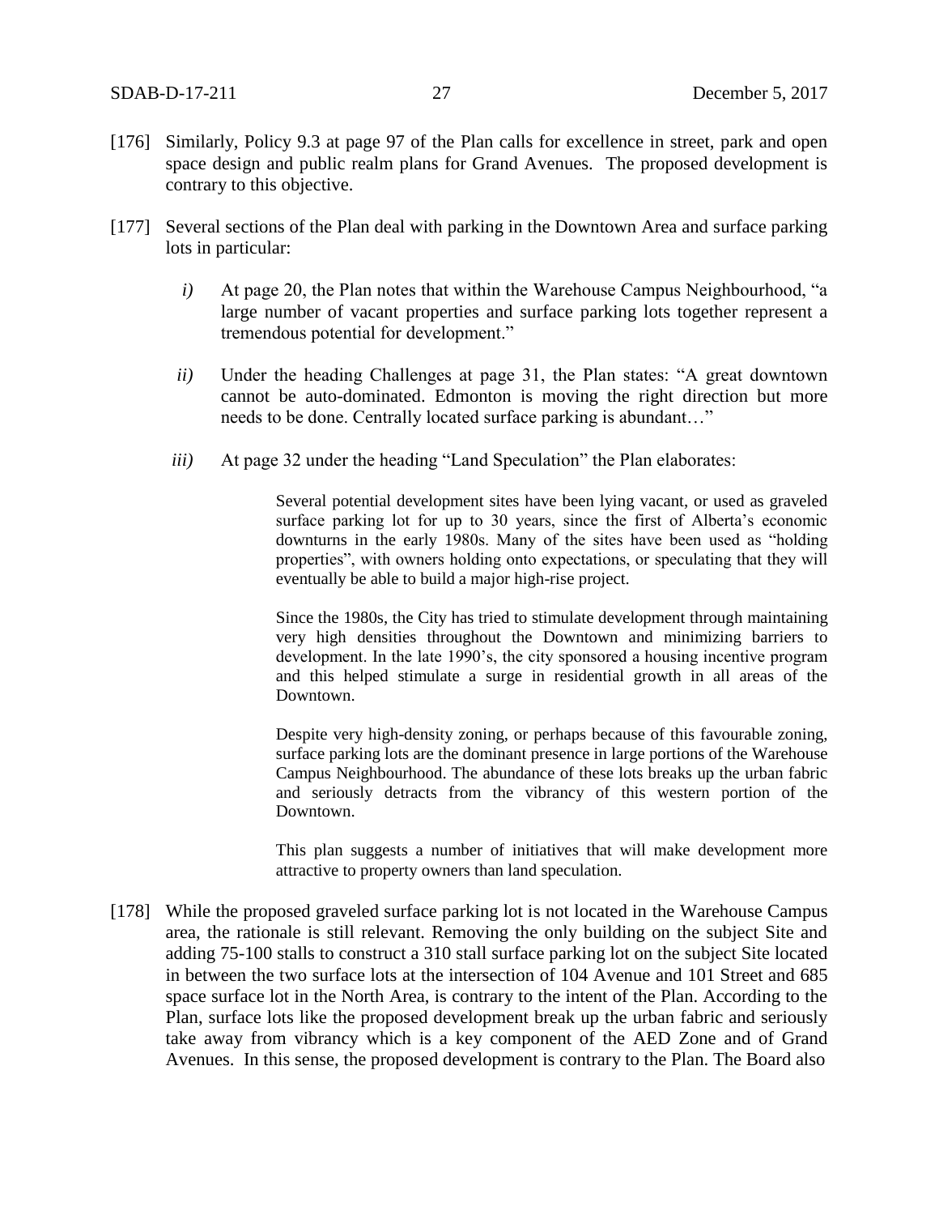[176] Similarly, Policy 9.3 at page 97 of the Plan calls for excellence in street, park and open space design and public realm plans for Grand Avenues. The proposed development is contrary to this objective.

[177] Several sections of the Plan deal with parking in the Downtown Area and surface parking lots in particular:

*i)* At page 20, the Plan notes that within the Warehouse Campus Neighbourhood, "a large number of vacant properties and surface parking lots together represent a tremendous potential for development."

*ii)* Under the heading Challenges at page 31, the Plan states: "A great downtown cannot be auto-dominated. Edmonton is moving the right direction but more needs to be done. Centrally located surface parking is abundant…"

*iii)* At page 32 under the heading "Land Speculation" the Plan elaborates:

> Several potential development sites have been lying vacant, or used as graveled surface parking lot for up to 30 years, since the first of Alberta's economic downturns in the early 1980s. Many of the sites have been used as "holding properties", with owners holding onto expectations, or speculating that they will eventually be able to build a major high-rise project.
>
> Since the 1980s, the City has tried to stimulate development through maintaining very high densities throughout the Downtown and minimizing barriers to development. In the late 1990's, the city sponsored a housing incentive program and this helped stimulate a surge in residential growth in all areas of the Downtown.
>
> Despite very high-density zoning, or perhaps because of this favourable zoning, surface parking lots are the dominant presence in large portions of the Warehouse Campus Neighbourhood. The abundance of these lots breaks up the urban fabric and seriously detracts from the vibrancy of this western portion of the Downtown.
>
> This plan suggests a number of initiatives that will make development more attractive to property owners than land speculation.

[178] While the proposed graveled surface parking lot is not located in the Warehouse Campus area, the rationale is still relevant. Removing the only building on the subject Site and adding 75-100 stalls to construct a 310 stall surface parking lot on the subject Site located in between the two surface lots at the intersection of 104 Avenue and 101 Street and 685 space surface lot in the North Area, is contrary to the intent of the Plan. According to the Plan, surface lots like the proposed development break up the urban fabric and seriously take away from vibrancy which is a key component of the AED Zone and of Grand Avenues. In this sense, the proposed development is contrary to the Plan. The Board also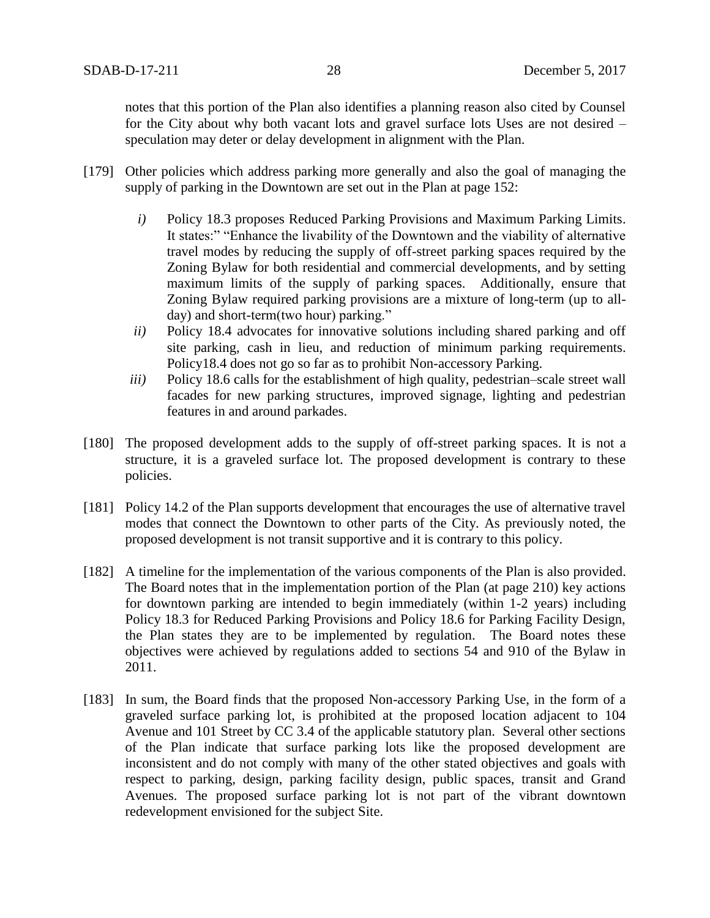notes that this portion of the Plan also identifies a planning reason also cited by Counsel for the City about why both vacant lots and gravel surface lots Uses are not desired – speculation may deter or delay development in alignment with the Plan.

[179] Other policies which address parking more generally and also the goal of managing the supply of parking in the Downtown are set out in the Plan at page 152:

*i)* Policy 18.3 proposes Reduced Parking Provisions and Maximum Parking Limits. It states:" "Enhance the livability of the Downtown and the viability of alternative travel modes by reducing the supply of off-street parking spaces required by the Zoning Bylaw for both residential and commercial developments, and by setting maximum limits of the supply of parking spaces. Additionally, ensure that Zoning Bylaw required parking provisions are a mixture of long-term (up to all-day) and short-term(two hour) parking."

*ii)* Policy 18.4 advocates for innovative solutions including shared parking and off site parking, cash in lieu, and reduction of minimum parking requirements. Policy18.4 does not go so far as to prohibit Non-accessory Parking.

*iii)* Policy 18.6 calls for the establishment of high quality, pedestrian–scale street wall facades for new parking structures, improved signage, lighting and pedestrian features in and around parkades.

[180] The proposed development adds to the supply of off-street parking spaces. It is not a structure, it is a graveled surface lot. The proposed development is contrary to these policies.

[181] Policy 14.2 of the Plan supports development that encourages the use of alternative travel modes that connect the Downtown to other parts of the City. As previously noted, the proposed development is not transit supportive and it is contrary to this policy.

[182] A timeline for the implementation of the various components of the Plan is also provided. The Board notes that in the implementation portion of the Plan (at page 210) key actions for downtown parking are intended to begin immediately (within 1-2 years) including Policy 18.3 for Reduced Parking Provisions and Policy 18.6 for Parking Facility Design, the Plan states they are to be implemented by regulation. The Board notes these objectives were achieved by regulations added to sections 54 and 910 of the Bylaw in 2011.

[183] In sum, the Board finds that the proposed Non-accessory Parking Use, in the form of a graveled surface parking lot, is prohibited at the proposed location adjacent to 104 Avenue and 101 Street by CC 3.4 of the applicable statutory plan. Several other sections of the Plan indicate that surface parking lots like the proposed development are inconsistent and do not comply with many of the other stated objectives and goals with respect to parking, design, parking facility design, public spaces, transit and Grand Avenues. The proposed surface parking lot is not part of the vibrant downtown redevelopment envisioned for the subject Site.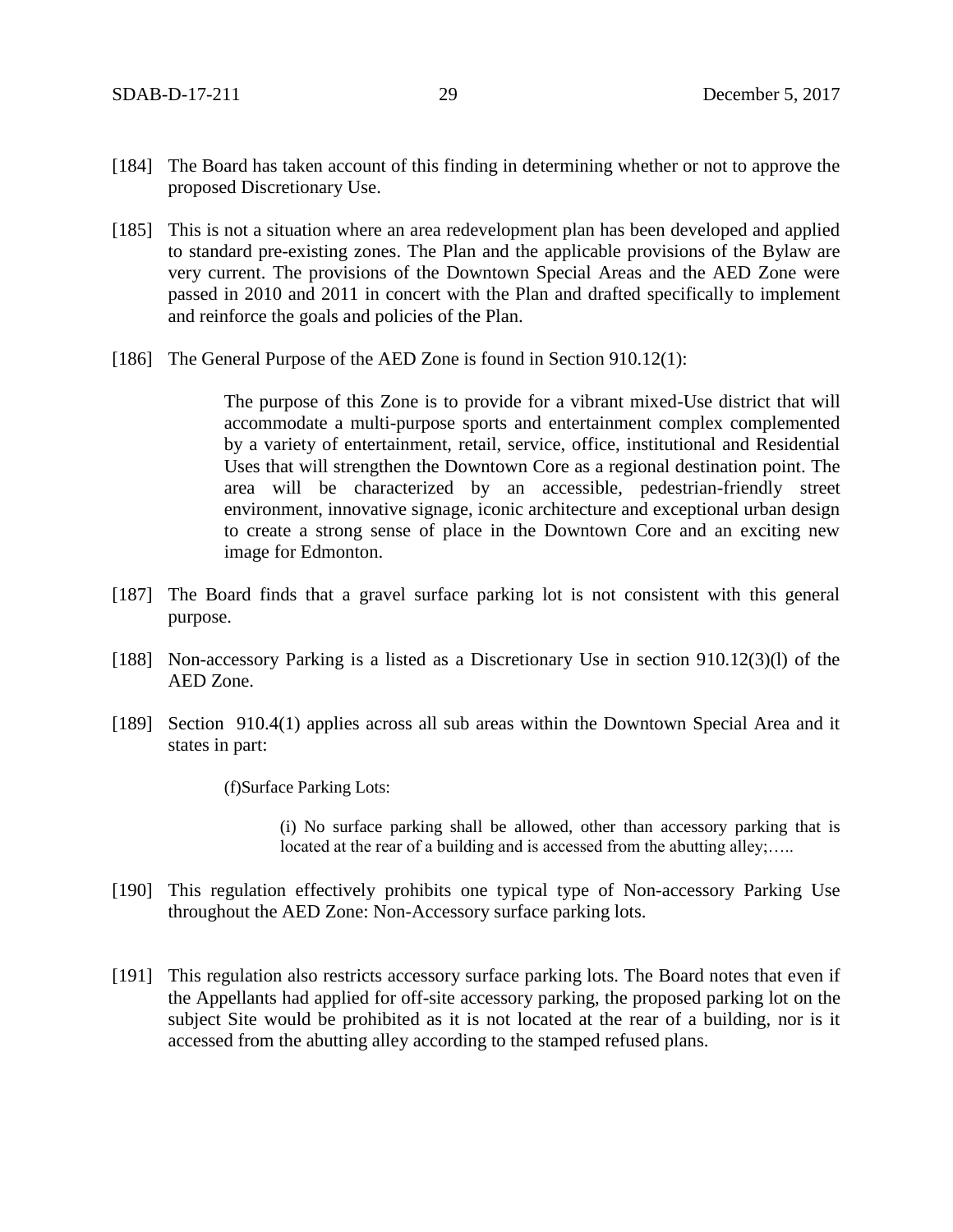[184] The Board has taken account of this finding in determining whether or not to approve the proposed Discretionary Use.

[185] This is not a situation where an area redevelopment plan has been developed and applied to standard pre-existing zones. The Plan and the applicable provisions of the Bylaw are very current. The provisions of the Downtown Special Areas and the AED Zone were passed in 2010 and 2011 in concert with the Plan and drafted specifically to implement and reinforce the goals and policies of the Plan.

[186] The General Purpose of the AED Zone is found in Section 910.12(1):

> The purpose of this Zone is to provide for a vibrant mixed-Use district that will accommodate a multi-purpose sports and entertainment complex complemented by a variety of entertainment, retail, service, office, institutional and Residential Uses that will strengthen the Downtown Core as a regional destination point. The area will be characterized by an accessible, pedestrian-friendly street environment, innovative signage, iconic architecture and exceptional urban design to create a strong sense of place in the Downtown Core and an exciting new image for Edmonton.

[187] The Board finds that a gravel surface parking lot is not consistent with this general purpose.

[188] Non-accessory Parking is a listed as a Discretionary Use in section 910.12(3)(l) of the AED Zone.

[189] Section 910.4(1) applies across all sub areas within the Downtown Special Area and it states in part:

> (f)Surface Parking Lots:
>
> > (i) No surface parking shall be allowed, other than accessory parking that is located at the rear of a building and is accessed from the abutting alley;…..

[190] This regulation effectively prohibits one typical type of Non-accessory Parking Use throughout the AED Zone: Non-Accessory surface parking lots.

[191] This regulation also restricts accessory surface parking lots. The Board notes that even if the Appellants had applied for off-site accessory parking, the proposed parking lot on the subject Site would be prohibited as it is not located at the rear of a building, nor is it accessed from the abutting alley according to the stamped refused plans.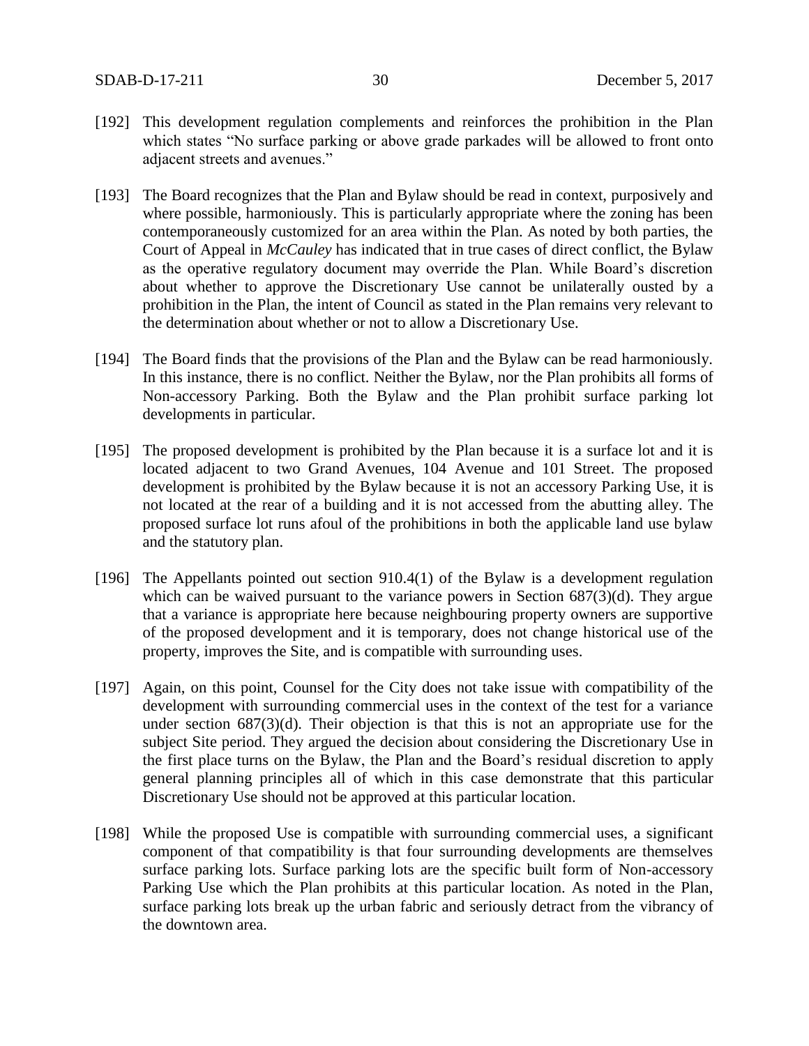[192] This development regulation complements and reinforces the prohibition in the Plan which states "No surface parking or above grade parkades will be allowed to front onto adjacent streets and avenues."

[193] The Board recognizes that the Plan and Bylaw should be read in context, purposively and where possible, harmoniously. This is particularly appropriate where the zoning has been contemporaneously customized for an area within the Plan. As noted by both parties, the Court of Appeal in *McCauley* has indicated that in true cases of direct conflict, the Bylaw as the operative regulatory document may override the Plan. While Board's discretion about whether to approve the Discretionary Use cannot be unilaterally ousted by a prohibition in the Plan, the intent of Council as stated in the Plan remains very relevant to the determination about whether or not to allow a Discretionary Use.

[194] The Board finds that the provisions of the Plan and the Bylaw can be read harmoniously. In this instance, there is no conflict. Neither the Bylaw, nor the Plan prohibits all forms of Non-accessory Parking. Both the Bylaw and the Plan prohibit surface parking lot developments in particular.

[195] The proposed development is prohibited by the Plan because it is a surface lot and it is located adjacent to two Grand Avenues, 104 Avenue and 101 Street. The proposed development is prohibited by the Bylaw because it is not an accessory Parking Use, it is not located at the rear of a building and it is not accessed from the abutting alley. The proposed surface lot runs afoul of the prohibitions in both the applicable land use bylaw and the statutory plan.

[196] The Appellants pointed out section 910.4(1) of the Bylaw is a development regulation which can be waived pursuant to the variance powers in Section 687(3)(d). They argue that a variance is appropriate here because neighbouring property owners are supportive of the proposed development and it is temporary, does not change historical use of the property, improves the Site, and is compatible with surrounding uses.

[197] Again, on this point, Counsel for the City does not take issue with compatibility of the development with surrounding commercial uses in the context of the test for a variance under section 687(3)(d). Their objection is that this is not an appropriate use for the subject Site period. They argued the decision about considering the Discretionary Use in the first place turns on the Bylaw, the Plan and the Board's residual discretion to apply general planning principles all of which in this case demonstrate that this particular Discretionary Use should not be approved at this particular location.

[198] While the proposed Use is compatible with surrounding commercial uses, a significant component of that compatibility is that four surrounding developments are themselves surface parking lots. Surface parking lots are the specific built form of Non-accessory Parking Use which the Plan prohibits at this particular location. As noted in the Plan, surface parking lots break up the urban fabric and seriously detract from the vibrancy of the downtown area.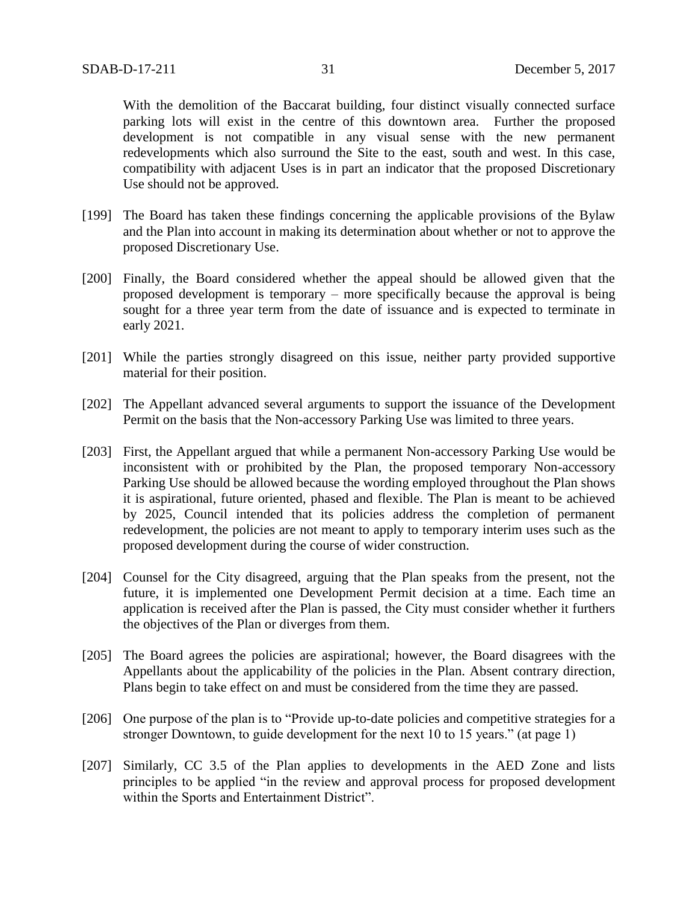With the demolition of the Baccarat building, four distinct visually connected surface parking lots will exist in the centre of this downtown area. Further the proposed development is not compatible in any visual sense with the new permanent redevelopments which also surround the Site to the east, south and west. In this case, compatibility with adjacent Uses is in part an indicator that the proposed Discretionary Use should not be approved.

[199] The Board has taken these findings concerning the applicable provisions of the Bylaw and the Plan into account in making its determination about whether or not to approve the proposed Discretionary Use.

[200] Finally, the Board considered whether the appeal should be allowed given that the proposed development is temporary – more specifically because the approval is being sought for a three year term from the date of issuance and is expected to terminate in early 2021.

[201] While the parties strongly disagreed on this issue, neither party provided supportive material for their position.

[202] The Appellant advanced several arguments to support the issuance of the Development Permit on the basis that the Non-accessory Parking Use was limited to three years.

[203] First, the Appellant argued that while a permanent Non-accessory Parking Use would be inconsistent with or prohibited by the Plan, the proposed temporary Non-accessory Parking Use should be allowed because the wording employed throughout the Plan shows it is aspirational, future oriented, phased and flexible. The Plan is meant to be achieved by 2025, Council intended that its policies address the completion of permanent redevelopment, the policies are not meant to apply to temporary interim uses such as the proposed development during the course of wider construction.

[204] Counsel for the City disagreed, arguing that the Plan speaks from the present, not the future, it is implemented one Development Permit decision at a time. Each time an application is received after the Plan is passed, the City must consider whether it furthers the objectives of the Plan or diverges from them.

[205] The Board agrees the policies are aspirational; however, the Board disagrees with the Appellants about the applicability of the policies in the Plan. Absent contrary direction, Plans begin to take effect on and must be considered from the time they are passed.

[206] One purpose of the plan is to "Provide up-to-date policies and competitive strategies for a stronger Downtown, to guide development for the next 10 to 15 years." (at page 1)

[207] Similarly, CC 3.5 of the Plan applies to developments in the AED Zone and lists principles to be applied "in the review and approval process for proposed development within the Sports and Entertainment District".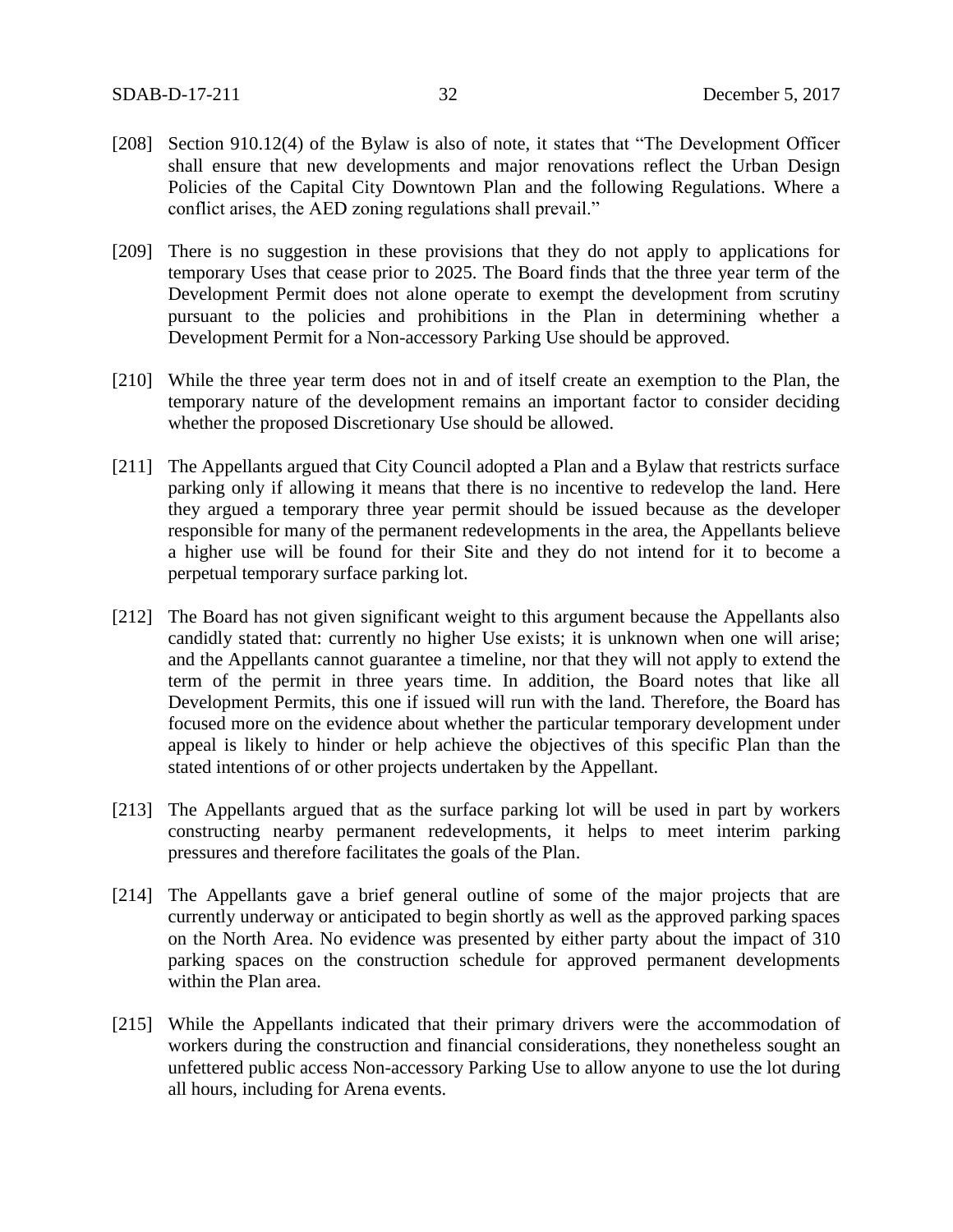[208] Section 910.12(4) of the Bylaw is also of note, it states that "The Development Officer shall ensure that new developments and major renovations reflect the Urban Design Policies of the Capital City Downtown Plan and the following Regulations. Where a conflict arises, the AED zoning regulations shall prevail."

[209] There is no suggestion in these provisions that they do not apply to applications for temporary Uses that cease prior to 2025. The Board finds that the three year term of the Development Permit does not alone operate to exempt the development from scrutiny pursuant to the policies and prohibitions in the Plan in determining whether a Development Permit for a Non-accessory Parking Use should be approved.

[210] While the three year term does not in and of itself create an exemption to the Plan, the temporary nature of the development remains an important factor to consider deciding whether the proposed Discretionary Use should be allowed.

[211] The Appellants argued that City Council adopted a Plan and a Bylaw that restricts surface parking only if allowing it means that there is no incentive to redevelop the land. Here they argued a temporary three year permit should be issued because as the developer responsible for many of the permanent redevelopments in the area, the Appellants believe a higher use will be found for their Site and they do not intend for it to become a perpetual temporary surface parking lot.

[212] The Board has not given significant weight to this argument because the Appellants also candidly stated that: currently no higher Use exists; it is unknown when one will arise; and the Appellants cannot guarantee a timeline, nor that they will not apply to extend the term of the permit in three years time. In addition, the Board notes that like all Development Permits, this one if issued will run with the land. Therefore, the Board has focused more on the evidence about whether the particular temporary development under appeal is likely to hinder or help achieve the objectives of this specific Plan than the stated intentions of or other projects undertaken by the Appellant.

[213] The Appellants argued that as the surface parking lot will be used in part by workers constructing nearby permanent redevelopments, it helps to meet interim parking pressures and therefore facilitates the goals of the Plan.

[214] The Appellants gave a brief general outline of some of the major projects that are currently underway or anticipated to begin shortly as well as the approved parking spaces on the North Area. No evidence was presented by either party about the impact of 310 parking spaces on the construction schedule for approved permanent developments within the Plan area.

[215] While the Appellants indicated that their primary drivers were the accommodation of workers during the construction and financial considerations, they nonetheless sought an unfettered public access Non-accessory Parking Use to allow anyone to use the lot during all hours, including for Arena events.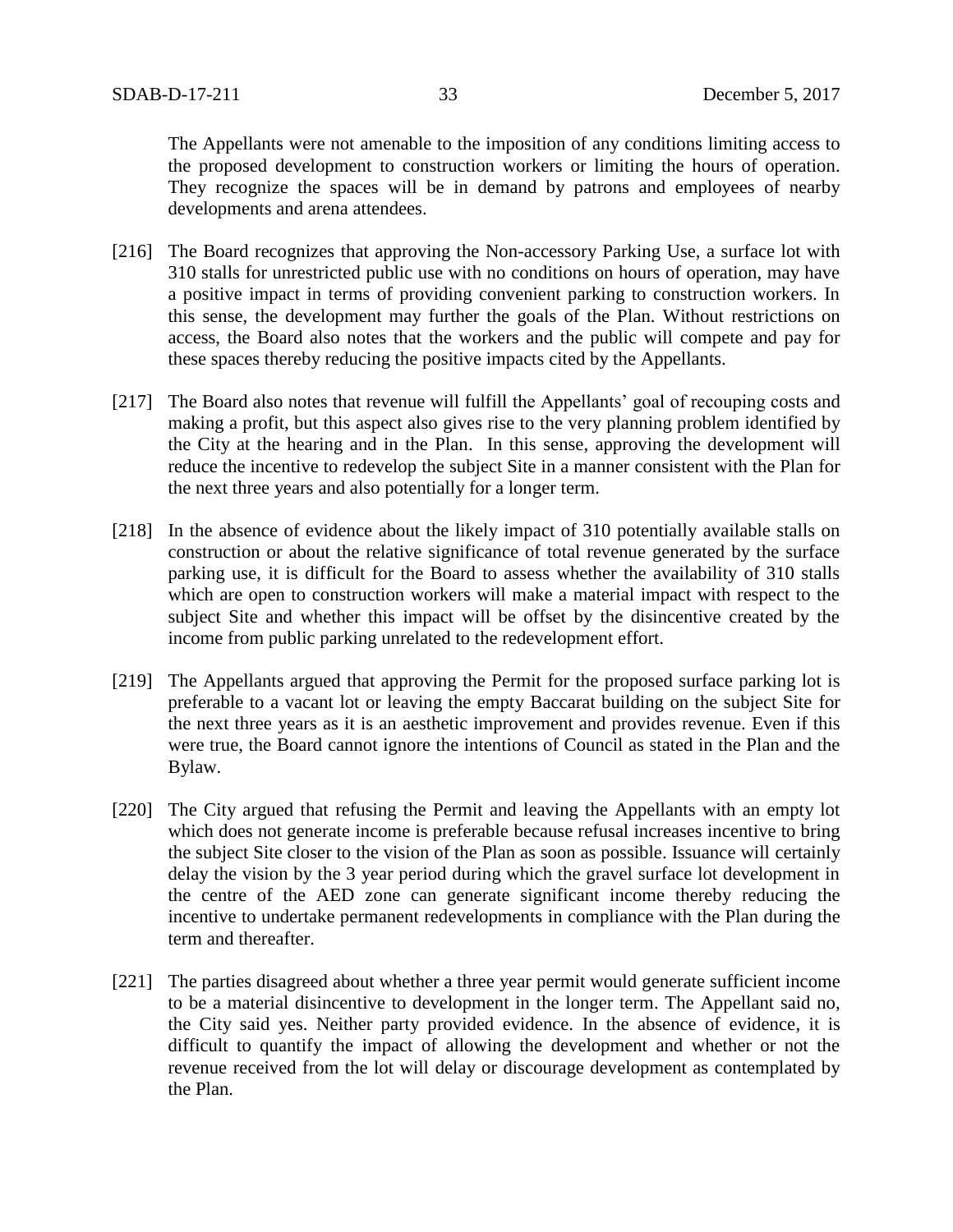The Appellants were not amenable to the imposition of any conditions limiting access to the proposed development to construction workers or limiting the hours of operation. They recognize the spaces will be in demand by patrons and employees of nearby developments and arena attendees.

[216] The Board recognizes that approving the Non-accessory Parking Use, a surface lot with 310 stalls for unrestricted public use with no conditions on hours of operation, may have a positive impact in terms of providing convenient parking to construction workers. In this sense, the development may further the goals of the Plan. Without restrictions on access, the Board also notes that the workers and the public will compete and pay for these spaces thereby reducing the positive impacts cited by the Appellants.

[217] The Board also notes that revenue will fulfill the Appellants' goal of recouping costs and making a profit, but this aspect also gives rise to the very planning problem identified by the City at the hearing and in the Plan. In this sense, approving the development will reduce the incentive to redevelop the subject Site in a manner consistent with the Plan for the next three years and also potentially for a longer term.

[218] In the absence of evidence about the likely impact of 310 potentially available stalls on construction or about the relative significance of total revenue generated by the surface parking use, it is difficult for the Board to assess whether the availability of 310 stalls which are open to construction workers will make a material impact with respect to the subject Site and whether this impact will be offset by the disincentive created by the income from public parking unrelated to the redevelopment effort.

[219] The Appellants argued that approving the Permit for the proposed surface parking lot is preferable to a vacant lot or leaving the empty Baccarat building on the subject Site for the next three years as it is an aesthetic improvement and provides revenue. Even if this were true, the Board cannot ignore the intentions of Council as stated in the Plan and the Bylaw.

[220] The City argued that refusing the Permit and leaving the Appellants with an empty lot which does not generate income is preferable because refusal increases incentive to bring the subject Site closer to the vision of the Plan as soon as possible. Issuance will certainly delay the vision by the 3 year period during which the gravel surface lot development in the centre of the AED zone can generate significant income thereby reducing the incentive to undertake permanent redevelopments in compliance with the Plan during the term and thereafter.

[221] The parties disagreed about whether a three year permit would generate sufficient income to be a material disincentive to development in the longer term. The Appellant said no, the City said yes. Neither party provided evidence. In the absence of evidence, it is difficult to quantify the impact of allowing the development and whether or not the revenue received from the lot will delay or discourage development as contemplated by the Plan.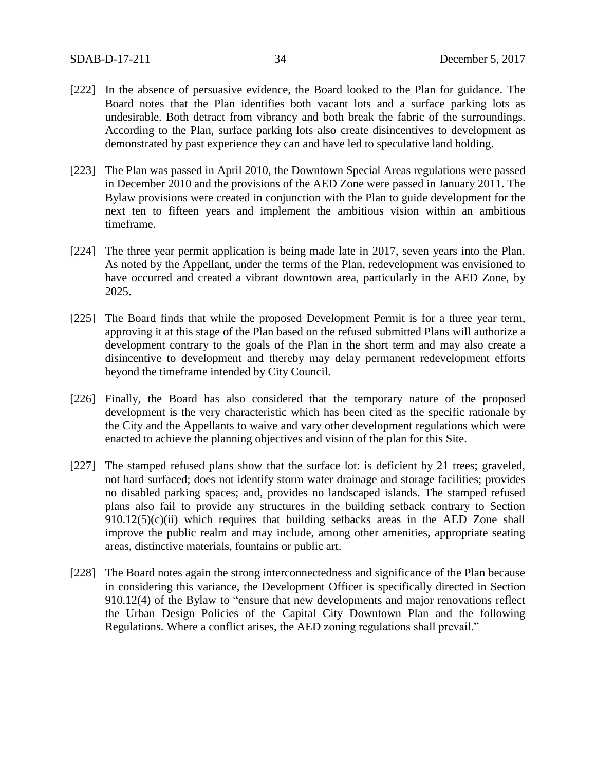[222] In the absence of persuasive evidence, the Board looked to the Plan for guidance. The Board notes that the Plan identifies both vacant lots and a surface parking lots as undesirable. Both detract from vibrancy and both break the fabric of the surroundings. According to the Plan, surface parking lots also create disincentives to development as demonstrated by past experience they can and have led to speculative land holding.

[223] The Plan was passed in April 2010, the Downtown Special Areas regulations were passed in December 2010 and the provisions of the AED Zone were passed in January 2011. The Bylaw provisions were created in conjunction with the Plan to guide development for the next ten to fifteen years and implement the ambitious vision within an ambitious timeframe.

[224] The three year permit application is being made late in 2017, seven years into the Plan. As noted by the Appellant, under the terms of the Plan, redevelopment was envisioned to have occurred and created a vibrant downtown area, particularly in the AED Zone, by 2025.

[225] The Board finds that while the proposed Development Permit is for a three year term, approving it at this stage of the Plan based on the refused submitted Plans will authorize a development contrary to the goals of the Plan in the short term and may also create a disincentive to development and thereby may delay permanent redevelopment efforts beyond the timeframe intended by City Council.

[226] Finally, the Board has also considered that the temporary nature of the proposed development is the very characteristic which has been cited as the specific rationale by the City and the Appellants to waive and vary other development regulations which were enacted to achieve the planning objectives and vision of the plan for this Site.

[227] The stamped refused plans show that the surface lot: is deficient by 21 trees; graveled, not hard surfaced; does not identify storm water drainage and storage facilities; provides no disabled parking spaces; and, provides no landscaped islands. The stamped refused plans also fail to provide any structures in the building setback contrary to Section 910.12(5)(c)(ii) which requires that building setbacks areas in the AED Zone shall improve the public realm and may include, among other amenities, appropriate seating areas, distinctive materials, fountains or public art.

[228] The Board notes again the strong interconnectedness and significance of the Plan because in considering this variance, the Development Officer is specifically directed in Section 910.12(4) of the Bylaw to "ensure that new developments and major renovations reflect the Urban Design Policies of the Capital City Downtown Plan and the following Regulations. Where a conflict arises, the AED zoning regulations shall prevail."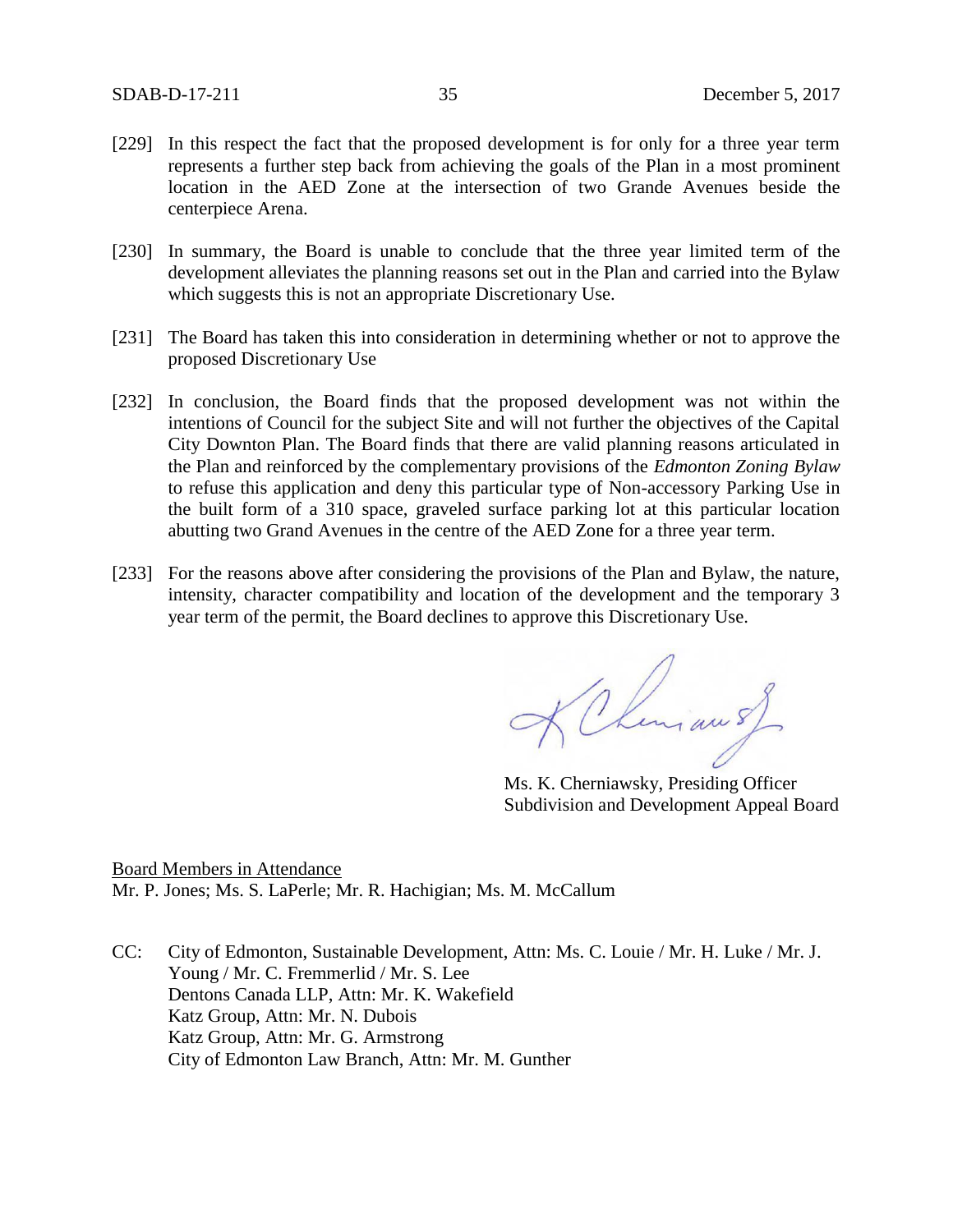[229] In this respect the fact that the proposed development is for only for a three year term represents a further step back from achieving the goals of the Plan in a most prominent location in the AED Zone at the intersection of two Grande Avenues beside the centerpiece Arena.

[230] In summary, the Board is unable to conclude that the three year limited term of the development alleviates the planning reasons set out in the Plan and carried into the Bylaw which suggests this is not an appropriate Discretionary Use.

[231] The Board has taken this into consideration in determining whether or not to approve the proposed Discretionary Use

[232] In conclusion, the Board finds that the proposed development was not within the intentions of Council for the subject Site and will not further the objectives of the Capital City Downton Plan. The Board finds that there are valid planning reasons articulated in the Plan and reinforced by the complementary provisions of the *Edmonton Zoning Bylaw* to refuse this application and deny this particular type of Non-accessory Parking Use in the built form of a 310 space, graveled surface parking lot at this particular location abutting two Grand Avenues in the centre of the AED Zone for a three year term.

[233] For the reasons above after considering the provisions of the Plan and Bylaw, the nature, intensity, character compatibility and location of the development and the temporary 3 year term of the permit, the Board declines to approve this Discretionary Use.

Ms. K. Cherniawsky, Presiding Officer
Subdivision and Development Appeal Board

Board Members in Attendance
Mr. P. Jones; Ms. S. LaPerle; Mr. R. Hachigian; Ms. M. McCallum

CC: City of Edmonton, Sustainable Development, Attn: Ms. C. Louie / Mr. H. Luke / Mr. J. Young / Mr. C. Fremmerlid / Mr. S. Lee
Dentons Canada LLP, Attn: Mr. K. Wakefield
Katz Group, Attn: Mr. N. Dubois
Katz Group, Attn: Mr. G. Armstrong
City of Edmonton Law Branch, Attn: Mr. M. Gunther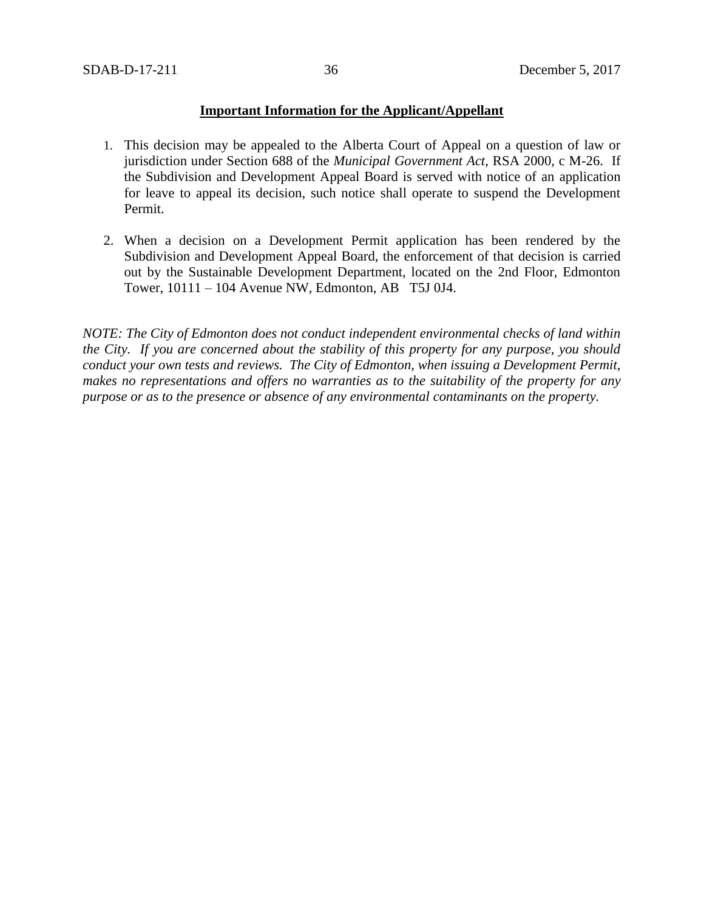**Important Information for the Applicant/Appellant**

1. This decision may be appealed to the Alberta Court of Appeal on a question of law or jurisdiction under Section 688 of the *Municipal Government Act*, RSA 2000, c M-26. If the Subdivision and Development Appeal Board is served with notice of an application for leave to appeal its decision, such notice shall operate to suspend the Development Permit.

2. When a decision on a Development Permit application has been rendered by the Subdivision and Development Appeal Board, the enforcement of that decision is carried out by the Sustainable Development Department, located on the 2nd Floor, Edmonton Tower, 10111 – 104 Avenue NW, Edmonton, AB T5J 0J4.

*NOTE: The City of Edmonton does not conduct independent environmental checks of land within the City. If you are concerned about the stability of this property for any purpose, you should conduct your own tests and reviews. The City of Edmonton, when issuing a Development Permit, makes no representations and offers no warranties as to the suitability of the property for any purpose or as to the presence or absence of any environmental contaminants on the property.*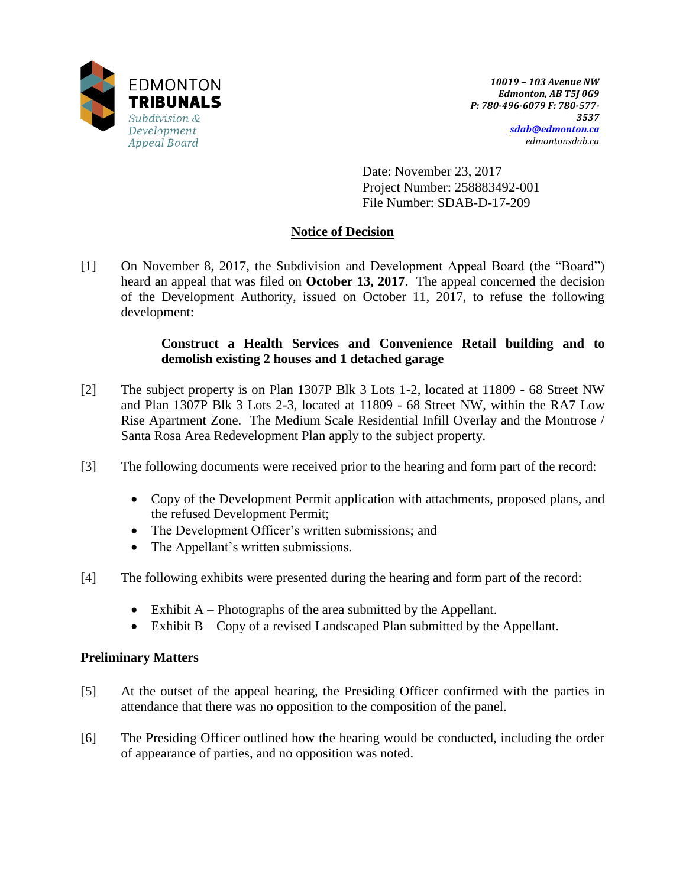EDMONTON **TRIBUNALS**

*Subdivision & Development Appeal Board*

***10019 – 103 Avenue NW***
***Edmonton, AB T5J 0G9***
***P: 780-496-6079 F: 780-577-3537***
***sdab@edmonton.ca***
*edmontonsdab.ca*

Date: November 23, 2017
Project Number: 258883492-001
File Number: SDAB-D-17-209

## Notice of Decision

[1] On November 8, 2017, the Subdivision and Development Appeal Board (the "Board") heard an appeal that was filed on **October 13, 2017**. The appeal concerned the decision of the Development Authority, issued on October 11, 2017, to refuse the following development:

> **Construct a Health Services and Convenience Retail building and to demolish existing 2 houses and 1 detached garage**

[2] The subject property is on Plan 1307P Blk 3 Lots 1-2, located at 11809 - 68 Street NW and Plan 1307P Blk 3 Lots 2-3, located at 11809 - 68 Street NW, within the RA7 Low Rise Apartment Zone. The Medium Scale Residential Infill Overlay and the Montrose / Santa Rosa Area Redevelopment Plan apply to the subject property.

[3] The following documents were received prior to the hearing and form part of the record:

- Copy of the Development Permit application with attachments, proposed plans, and the refused Development Permit;
- The Development Officer's written submissions; and
- The Appellant's written submissions.

[4] The following exhibits were presented during the hearing and form part of the record:

- Exhibit A – Photographs of the area submitted by the Appellant.
- Exhibit B – Copy of a revised Landscaped Plan submitted by the Appellant.

### Preliminary Matters

[5] At the outset of the appeal hearing, the Presiding Officer confirmed with the parties in attendance that there was no opposition to the composition of the panel.

[6] The Presiding Officer outlined how the hearing would be conducted, including the order of appearance of parties, and no opposition was noted.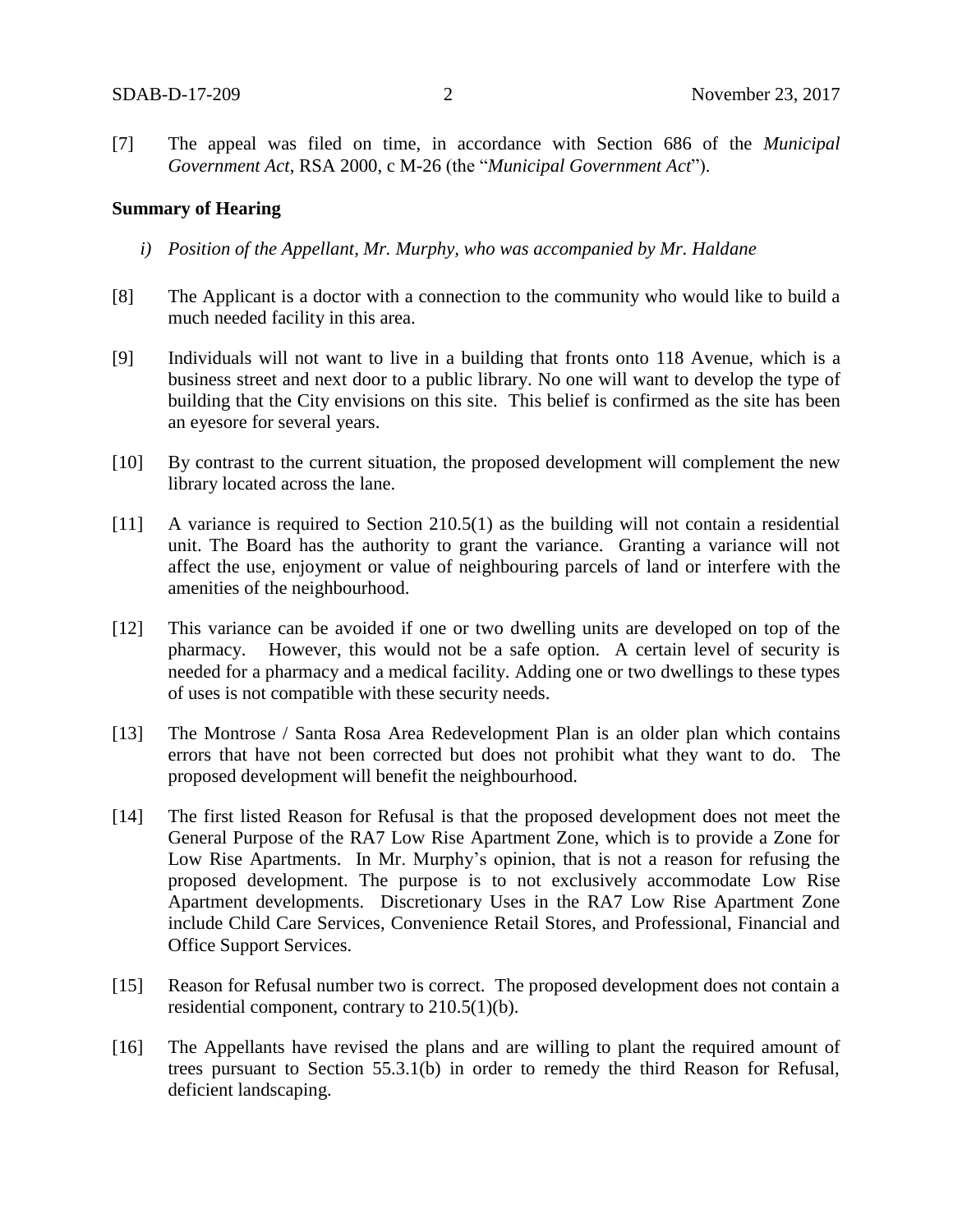[7] The appeal was filed on time, in accordance with Section 686 of the *Municipal Government Act*, RSA 2000, c M-26 (the "*Municipal Government Act*").

**Summary of Hearing**

*i) Position of the Appellant, Mr. Murphy, who was accompanied by Mr. Haldane*

[8] The Applicant is a doctor with a connection to the community who would like to build a much needed facility in this area.

[9] Individuals will not want to live in a building that fronts onto 118 Avenue, which is a business street and next door to a public library. No one will want to develop the type of building that the City envisions on this site. This belief is confirmed as the site has been an eyesore for several years.

[10] By contrast to the current situation, the proposed development will complement the new library located across the lane.

[11] A variance is required to Section 210.5(1) as the building will not contain a residential unit. The Board has the authority to grant the variance. Granting a variance will not affect the use, enjoyment or value of neighbouring parcels of land or interfere with the amenities of the neighbourhood.

[12] This variance can be avoided if one or two dwelling units are developed on top of the pharmacy. However, this would not be a safe option. A certain level of security is needed for a pharmacy and a medical facility. Adding one or two dwellings to these types of uses is not compatible with these security needs.

[13] The Montrose / Santa Rosa Area Redevelopment Plan is an older plan which contains errors that have not been corrected but does not prohibit what they want to do. The proposed development will benefit the neighbourhood.

[14] The first listed Reason for Refusal is that the proposed development does not meet the General Purpose of the RA7 Low Rise Apartment Zone, which is to provide a Zone for Low Rise Apartments. In Mr. Murphy's opinion, that is not a reason for refusing the proposed development. The purpose is to not exclusively accommodate Low Rise Apartment developments. Discretionary Uses in the RA7 Low Rise Apartment Zone include Child Care Services, Convenience Retail Stores, and Professional, Financial and Office Support Services.

[15] Reason for Refusal number two is correct. The proposed development does not contain a residential component, contrary to 210.5(1)(b).

[16] The Appellants have revised the plans and are willing to plant the required amount of trees pursuant to Section 55.3.1(b) in order to remedy the third Reason for Refusal, deficient landscaping.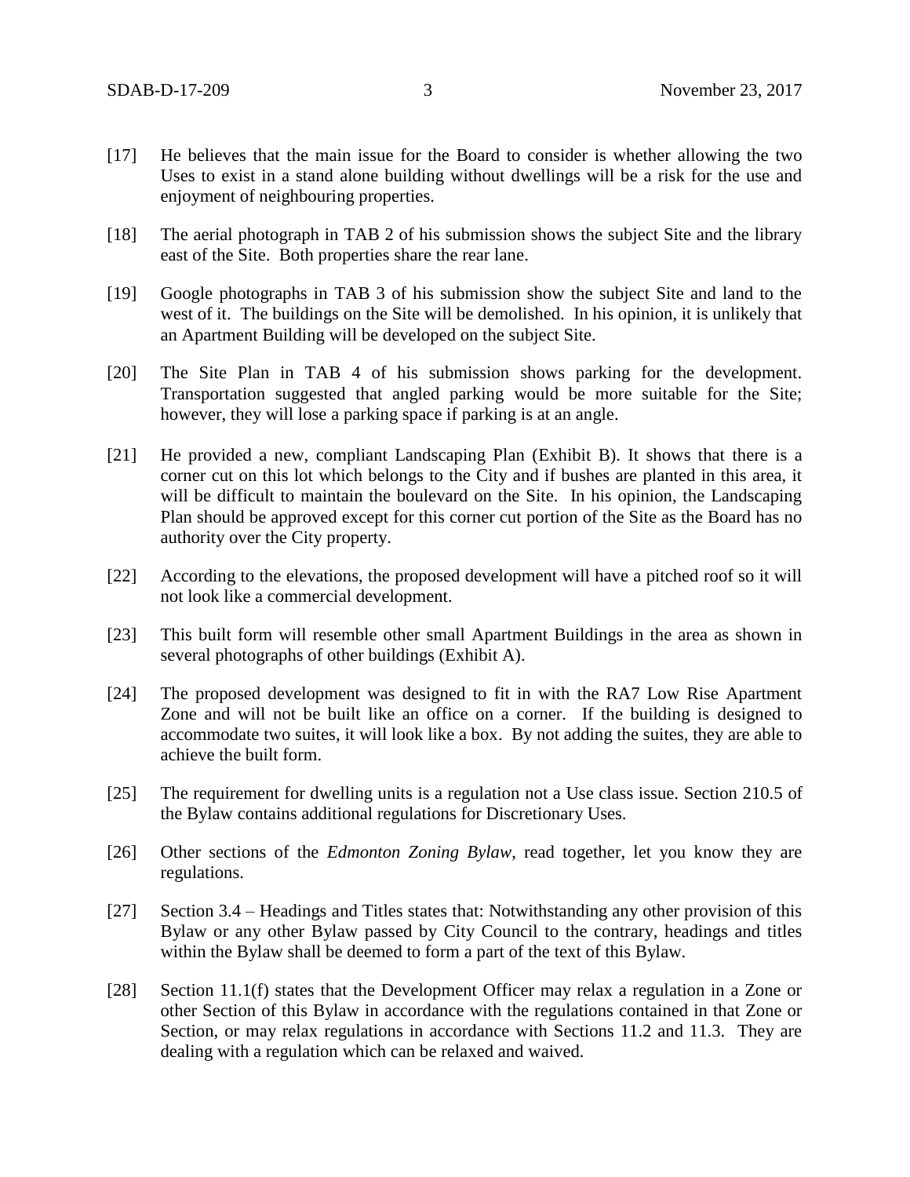[17] He believes that the main issue for the Board to consider is whether allowing the two Uses to exist in a stand alone building without dwellings will be a risk for the use and enjoyment of neighbouring properties.

[18] The aerial photograph in TAB 2 of his submission shows the subject Site and the library east of the Site. Both properties share the rear lane.

[19] Google photographs in TAB 3 of his submission show the subject Site and land to the west of it. The buildings on the Site will be demolished. In his opinion, it is unlikely that an Apartment Building will be developed on the subject Site.

[20] The Site Plan in TAB 4 of his submission shows parking for the development. Transportation suggested that angled parking would be more suitable for the Site; however, they will lose a parking space if parking is at an angle.

[21] He provided a new, compliant Landscaping Plan (Exhibit B). It shows that there is a corner cut on this lot which belongs to the City and if bushes are planted in this area, it will be difficult to maintain the boulevard on the Site. In his opinion, the Landscaping Plan should be approved except for this corner cut portion of the Site as the Board has no authority over the City property.

[22] According to the elevations, the proposed development will have a pitched roof so it will not look like a commercial development.

[23] This built form will resemble other small Apartment Buildings in the area as shown in several photographs of other buildings (Exhibit A).

[24] The proposed development was designed to fit in with the RA7 Low Rise Apartment Zone and will not be built like an office on a corner. If the building is designed to accommodate two suites, it will look like a box. By not adding the suites, they are able to achieve the built form.

[25] The requirement for dwelling units is a regulation not a Use class issue. Section 210.5 of the Bylaw contains additional regulations for Discretionary Uses.

[26] Other sections of the *Edmonton Zoning Bylaw*, read together, let you know they are regulations.

[27] Section 3.4 – Headings and Titles states that: Notwithstanding any other provision of this Bylaw or any other Bylaw passed by City Council to the contrary, headings and titles within the Bylaw shall be deemed to form a part of the text of this Bylaw.

[28] Section 11.1(f) states that the Development Officer may relax a regulation in a Zone or other Section of this Bylaw in accordance with the regulations contained in that Zone or Section, or may relax regulations in accordance with Sections 11.2 and 11.3. They are dealing with a regulation which can be relaxed and waived.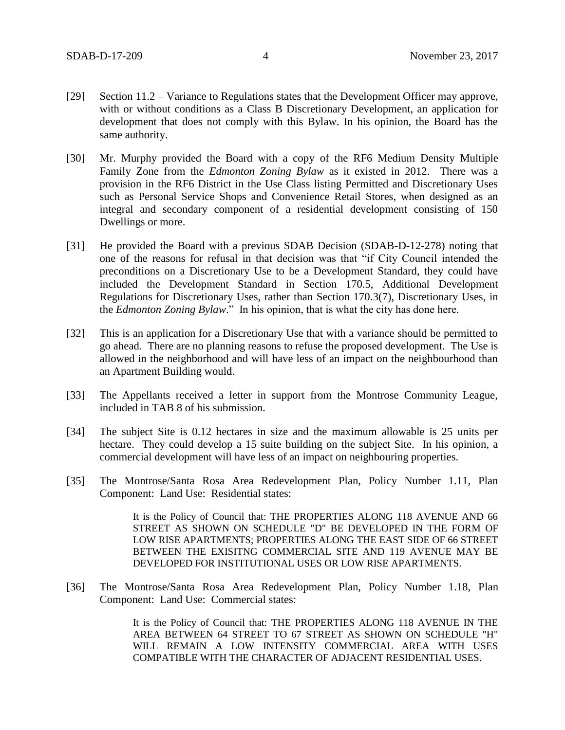[29] Section 11.2 – Variance to Regulations states that the Development Officer may approve, with or without conditions as a Class B Discretionary Development, an application for development that does not comply with this Bylaw. In his opinion, the Board has the same authority.

[30] Mr. Murphy provided the Board with a copy of the RF6 Medium Density Multiple Family Zone from the *Edmonton Zoning Bylaw* as it existed in 2012. There was a provision in the RF6 District in the Use Class listing Permitted and Discretionary Uses such as Personal Service Shops and Convenience Retail Stores, when designed as an integral and secondary component of a residential development consisting of 150 Dwellings or more.

[31] He provided the Board with a previous SDAB Decision (SDAB-D-12-278) noting that one of the reasons for refusal in that decision was that "if City Council intended the preconditions on a Discretionary Use to be a Development Standard, they could have included the Development Standard in Section 170.5, Additional Development Regulations for Discretionary Uses, rather than Section 170.3(7), Discretionary Uses, in the *Edmonton Zoning Bylaw*." In his opinion, that is what the city has done here.

[32] This is an application for a Discretionary Use that with a variance should be permitted to go ahead. There are no planning reasons to refuse the proposed development. The Use is allowed in the neighborhood and will have less of an impact on the neighbourhood than an Apartment Building would.

[33] The Appellants received a letter in support from the Montrose Community League, included in TAB 8 of his submission.

[34] The subject Site is 0.12 hectares in size and the maximum allowable is 25 units per hectare. They could develop a 15 suite building on the subject Site. In his opinion, a commercial development will have less of an impact on neighbouring properties.

[35] The Montrose/Santa Rosa Area Redevelopment Plan, Policy Number 1.11, Plan Component: Land Use: Residential states:

> It is the Policy of Council that: THE PROPERTIES ALONG 118 AVENUE AND 66 STREET AS SHOWN ON SCHEDULE "D" BE DEVELOPED IN THE FORM OF LOW RISE APARTMENTS; PROPERTIES ALONG THE EAST SIDE OF 66 STREET BETWEEN THE EXISITNG COMMERCIAL SITE AND 119 AVENUE MAY BE DEVELOPED FOR INSTITUTIONAL USES OR LOW RISE APARTMENTS.

[36] The Montrose/Santa Rosa Area Redevelopment Plan, Policy Number 1.18, Plan Component: Land Use: Commercial states:

> It is the Policy of Council that: THE PROPERTIES ALONG 118 AVENUE IN THE AREA BETWEEN 64 STREET TO 67 STREET AS SHOWN ON SCHEDULE "H" WILL REMAIN A LOW INTENSITY COMMERCIAL AREA WITH USES COMPATIBLE WITH THE CHARACTER OF ADJACENT RESIDENTIAL USES.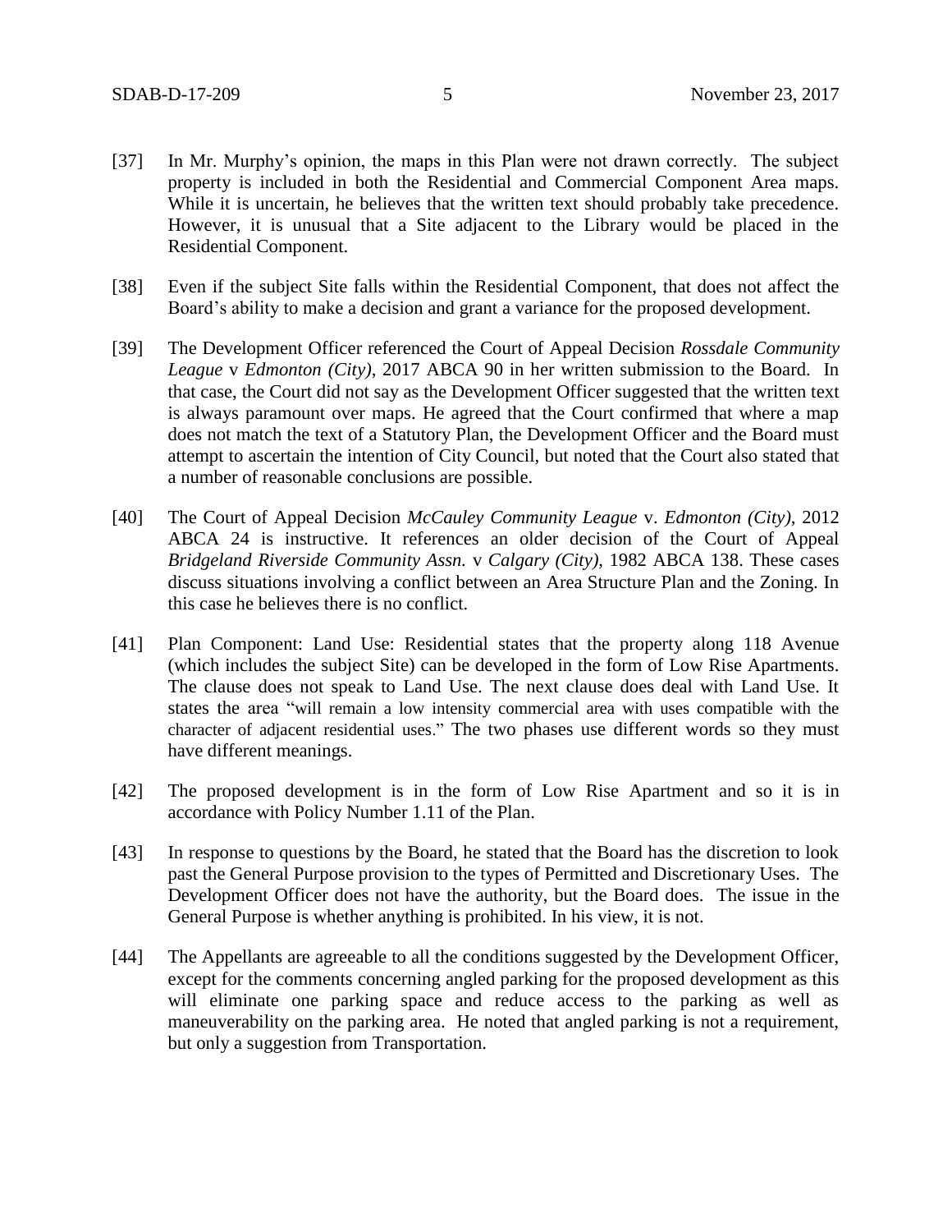[37] In Mr. Murphy's opinion, the maps in this Plan were not drawn correctly. The subject property is included in both the Residential and Commercial Component Area maps. While it is uncertain, he believes that the written text should probably take precedence. However, it is unusual that a Site adjacent to the Library would be placed in the Residential Component.

[38] Even if the subject Site falls within the Residential Component, that does not affect the Board's ability to make a decision and grant a variance for the proposed development.

[39] The Development Officer referenced the Court of Appeal Decision *Rossdale Community League* v *Edmonton (City)*, 2017 ABCA 90 in her written submission to the Board. In that case, the Court did not say as the Development Officer suggested that the written text is always paramount over maps. He agreed that the Court confirmed that where a map does not match the text of a Statutory Plan, the Development Officer and the Board must attempt to ascertain the intention of City Council, but noted that the Court also stated that a number of reasonable conclusions are possible.

[40] The Court of Appeal Decision *McCauley Community League* v. *Edmonton (City)*, 2012 ABCA 24 is instructive. It references an older decision of the Court of Appeal *Bridgeland Riverside Community Assn.* v *Calgary (City)*, 1982 ABCA 138. These cases discuss situations involving a conflict between an Area Structure Plan and the Zoning. In this case he believes there is no conflict.

[41] Plan Component: Land Use: Residential states that the property along 118 Avenue (which includes the subject Site) can be developed in the form of Low Rise Apartments. The clause does not speak to Land Use. The next clause does deal with Land Use. It states the area "will remain a low intensity commercial area with uses compatible with the character of adjacent residential uses." The two phases use different words so they must have different meanings.

[42] The proposed development is in the form of Low Rise Apartment and so it is in accordance with Policy Number 1.11 of the Plan.

[43] In response to questions by the Board, he stated that the Board has the discretion to look past the General Purpose provision to the types of Permitted and Discretionary Uses. The Development Officer does not have the authority, but the Board does. The issue in the General Purpose is whether anything is prohibited. In his view, it is not.

[44] The Appellants are agreeable to all the conditions suggested by the Development Officer, except for the comments concerning angled parking for the proposed development as this will eliminate one parking space and reduce access to the parking as well as maneuverability on the parking area. He noted that angled parking is not a requirement, but only a suggestion from Transportation.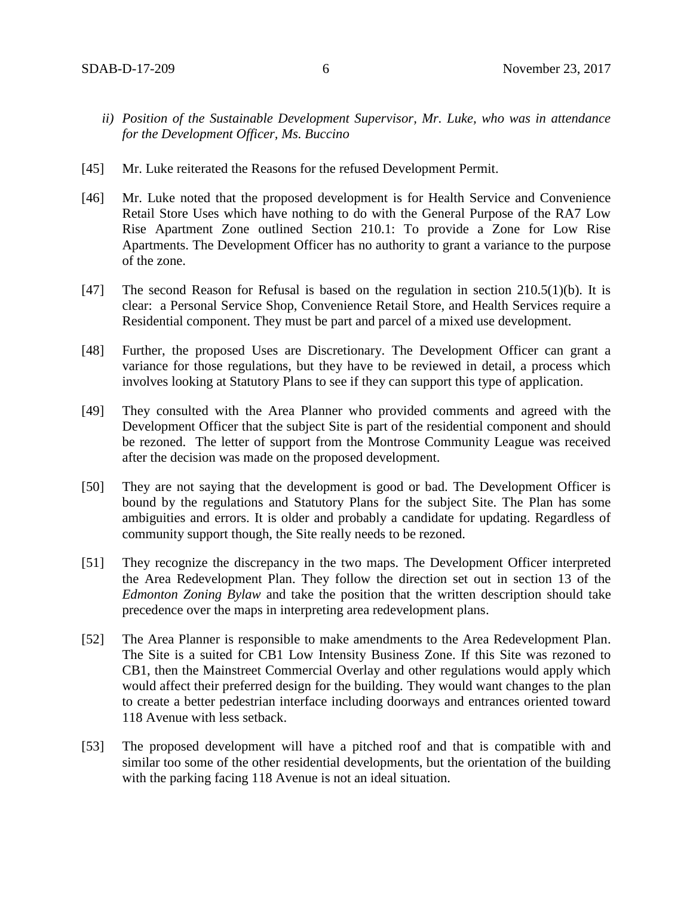*ii) Position of the Sustainable Development Supervisor, Mr. Luke, who was in attendance for the Development Officer, Ms. Buccino*

[45] Mr. Luke reiterated the Reasons for the refused Development Permit.

[46] Mr. Luke noted that the proposed development is for Health Service and Convenience Retail Store Uses which have nothing to do with the General Purpose of the RA7 Low Rise Apartment Zone outlined Section 210.1: To provide a Zone for Low Rise Apartments. The Development Officer has no authority to grant a variance to the purpose of the zone.

[47] The second Reason for Refusal is based on the regulation in section 210.5(1)(b). It is clear: a Personal Service Shop, Convenience Retail Store, and Health Services require a Residential component. They must be part and parcel of a mixed use development.

[48] Further, the proposed Uses are Discretionary. The Development Officer can grant a variance for those regulations, but they have to be reviewed in detail, a process which involves looking at Statutory Plans to see if they can support this type of application.

[49] They consulted with the Area Planner who provided comments and agreed with the Development Officer that the subject Site is part of the residential component and should be rezoned. The letter of support from the Montrose Community League was received after the decision was made on the proposed development.

[50] They are not saying that the development is good or bad. The Development Officer is bound by the regulations and Statutory Plans for the subject Site. The Plan has some ambiguities and errors. It is older and probably a candidate for updating. Regardless of community support though, the Site really needs to be rezoned.

[51] They recognize the discrepancy in the two maps. The Development Officer interpreted the Area Redevelopment Plan. They follow the direction set out in section 13 of the *Edmonton Zoning Bylaw* and take the position that the written description should take precedence over the maps in interpreting area redevelopment plans.

[52] The Area Planner is responsible to make amendments to the Area Redevelopment Plan. The Site is a suited for CB1 Low Intensity Business Zone. If this Site was rezoned to CB1, then the Mainstreet Commercial Overlay and other regulations would apply which would affect their preferred design for the building. They would want changes to the plan to create a better pedestrian interface including doorways and entrances oriented toward 118 Avenue with less setback.

[53] The proposed development will have a pitched roof and that is compatible with and similar too some of the other residential developments, but the orientation of the building with the parking facing 118 Avenue is not an ideal situation.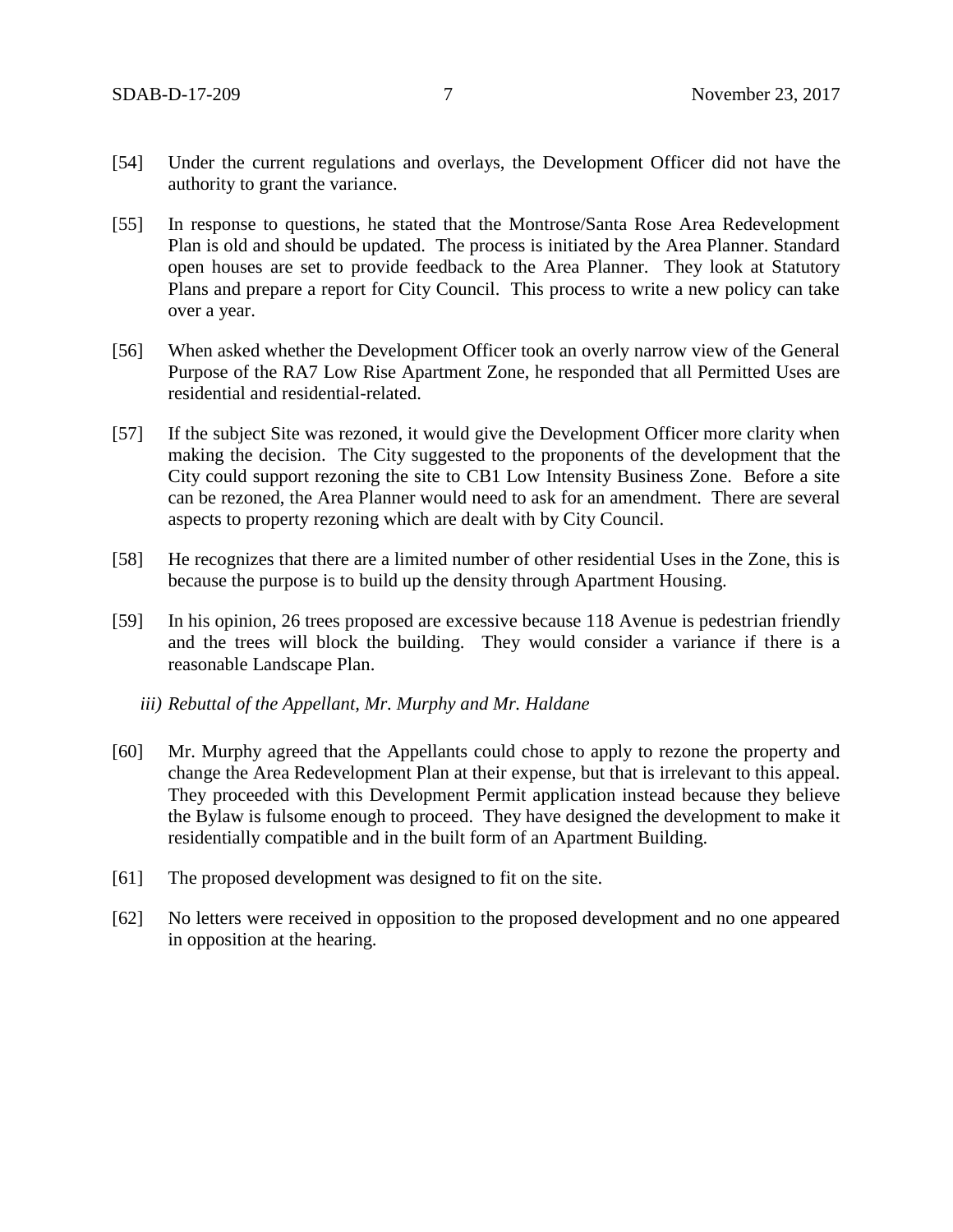[54] Under the current regulations and overlays, the Development Officer did not have the authority to grant the variance.

[55] In response to questions, he stated that the Montrose/Santa Rose Area Redevelopment Plan is old and should be updated. The process is initiated by the Area Planner. Standard open houses are set to provide feedback to the Area Planner. They look at Statutory Plans and prepare a report for City Council. This process to write a new policy can take over a year.

[56] When asked whether the Development Officer took an overly narrow view of the General Purpose of the RA7 Low Rise Apartment Zone, he responded that all Permitted Uses are residential and residential-related.

[57] If the subject Site was rezoned, it would give the Development Officer more clarity when making the decision. The City suggested to the proponents of the development that the City could support rezoning the site to CB1 Low Intensity Business Zone. Before a site can be rezoned, the Area Planner would need to ask for an amendment. There are several aspects to property rezoning which are dealt with by City Council.

[58] He recognizes that there are a limited number of other residential Uses in the Zone, this is because the purpose is to build up the density through Apartment Housing.

[59] In his opinion, 26 trees proposed are excessive because 118 Avenue is pedestrian friendly and the trees will block the building. They would consider a variance if there is a reasonable Landscape Plan.

*iii) Rebuttal of the Appellant, Mr. Murphy and Mr. Haldane*

[60] Mr. Murphy agreed that the Appellants could chose to apply to rezone the property and change the Area Redevelopment Plan at their expense, but that is irrelevant to this appeal. They proceeded with this Development Permit application instead because they believe the Bylaw is fulsome enough to proceed. They have designed the development to make it residentially compatible and in the built form of an Apartment Building.

[61] The proposed development was designed to fit on the site.

[62] No letters were received in opposition to the proposed development and no one appeared in opposition at the hearing.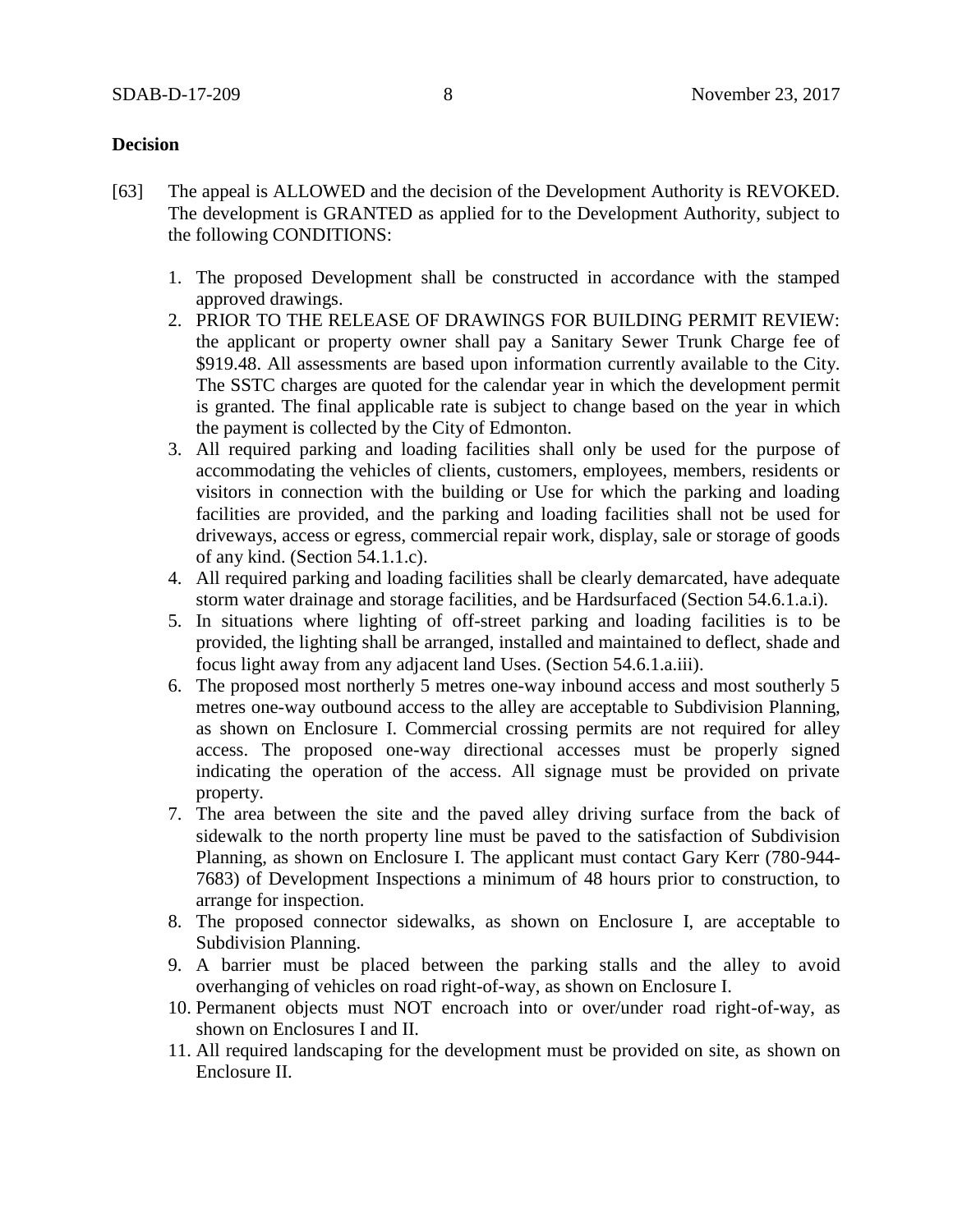**Decision**

[63] The appeal is ALLOWED and the decision of the Development Authority is REVOKED. The development is GRANTED as applied for to the Development Authority, subject to the following CONDITIONS:

1. The proposed Development shall be constructed in accordance with the stamped approved drawings.
2. PRIOR TO THE RELEASE OF DRAWINGS FOR BUILDING PERMIT REVIEW: the applicant or property owner shall pay a Sanitary Sewer Trunk Charge fee of $919.48. All assessments are based upon information currently available to the City. The SSTC charges are quoted for the calendar year in which the development permit is granted. The final applicable rate is subject to change based on the year in which the payment is collected by the City of Edmonton.
3. All required parking and loading facilities shall only be used for the purpose of accommodating the vehicles of clients, customers, employees, members, residents or visitors in connection with the building or Use for which the parking and loading facilities are provided, and the parking and loading facilities shall not be used for driveways, access or egress, commercial repair work, display, sale or storage of goods of any kind. (Section 54.1.1.c).
4. All required parking and loading facilities shall be clearly demarcated, have adequate storm water drainage and storage facilities, and be Hardsurfaced (Section 54.6.1.a.i).
5. In situations where lighting of off-street parking and loading facilities is to be provided, the lighting shall be arranged, installed and maintained to deflect, shade and focus light away from any adjacent land Uses. (Section 54.6.1.a.iii).
6. The proposed most northerly 5 metres one-way inbound access and most southerly 5 metres one-way outbound access to the alley are acceptable to Subdivision Planning, as shown on Enclosure I. Commercial crossing permits are not required for alley access. The proposed one-way directional accesses must be properly signed indicating the operation of the access. All signage must be provided on private property.
7. The area between the site and the paved alley driving surface from the back of sidewalk to the north property line must be paved to the satisfaction of Subdivision Planning, as shown on Enclosure I. The applicant must contact Gary Kerr (780-944-7683) of Development Inspections a minimum of 48 hours prior to construction, to arrange for inspection.
8. The proposed connector sidewalks, as shown on Enclosure I, are acceptable to Subdivision Planning.
9. A barrier must be placed between the parking stalls and the alley to avoid overhanging of vehicles on road right-of-way, as shown on Enclosure I.
10. Permanent objects must NOT encroach into or over/under road right-of-way, as shown on Enclosures I and II.
11. All required landscaping for the development must be provided on site, as shown on Enclosure II.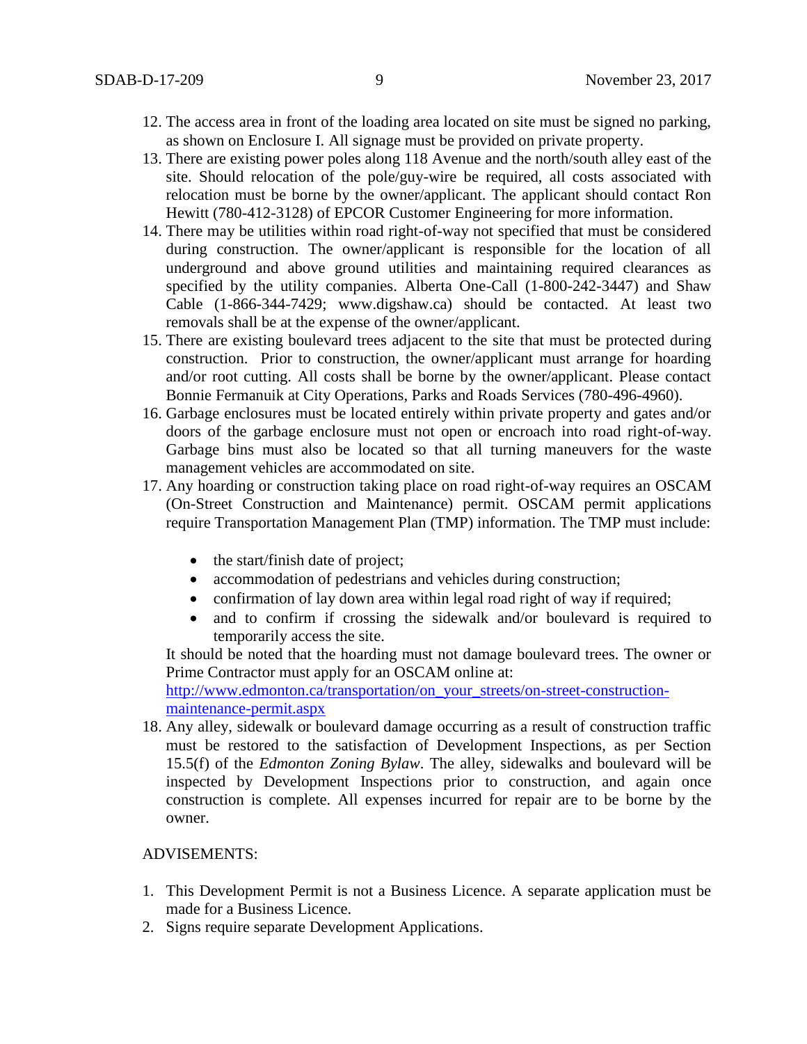12. The access area in front of the loading area located on site must be signed no parking, as shown on Enclosure I. All signage must be provided on private property.
13. There are existing power poles along 118 Avenue and the north/south alley east of the site. Should relocation of the pole/guy-wire be required, all costs associated with relocation must be borne by the owner/applicant. The applicant should contact Ron Hewitt (780-412-3128) of EPCOR Customer Engineering for more information.
14. There may be utilities within road right-of-way not specified that must be considered during construction. The owner/applicant is responsible for the location of all underground and above ground utilities and maintaining required clearances as specified by the utility companies. Alberta One-Call (1-800-242-3447) and Shaw Cable (1-866-344-7429; www.digshaw.ca) should be contacted. At least two removals shall be at the expense of the owner/applicant.
15. There are existing boulevard trees adjacent to the site that must be protected during construction. Prior to construction, the owner/applicant must arrange for hoarding and/or root cutting. All costs shall be borne by the owner/applicant. Please contact Bonnie Fermanuik at City Operations, Parks and Roads Services (780-496-4960).
16. Garbage enclosures must be located entirely within private property and gates and/or doors of the garbage enclosure must not open or encroach into road right-of-way. Garbage bins must also be located so that all turning maneuvers for the waste management vehicles are accommodated on site.
17. Any hoarding or construction taking place on road right-of-way requires an OSCAM (On-Street Construction and Maintenance) permit. OSCAM permit applications require Transportation Management Plan (TMP) information. The TMP must include:

    - the start/finish date of project;
    - accommodation of pedestrians and vehicles during construction;
    - confirmation of lay down area within legal road right of way if required;
    - and to confirm if crossing the sidewalk and/or boulevard is required to temporarily access the site.

    It should be noted that the hoarding must not damage boulevard trees. The owner or Prime Contractor must apply for an OSCAM online at: [http://www.edmonton.ca/transportation/on_your_streets/on-street-construction-maintenance-permit.aspx](http://www.edmonton.ca/transportation/on_your_streets/on-street-construction-maintenance-permit.aspx)
18. Any alley, sidewalk or boulevard damage occurring as a result of construction traffic must be restored to the satisfaction of Development Inspections, as per Section 15.5(f) of the *Edmonton Zoning Bylaw*. The alley, sidewalks and boulevard will be inspected by Development Inspections prior to construction, and again once construction is complete. All expenses incurred for repair are to be borne by the owner.

ADVISEMENTS:

1. This Development Permit is not a Business Licence. A separate application must be made for a Business Licence.
2. Signs require separate Development Applications.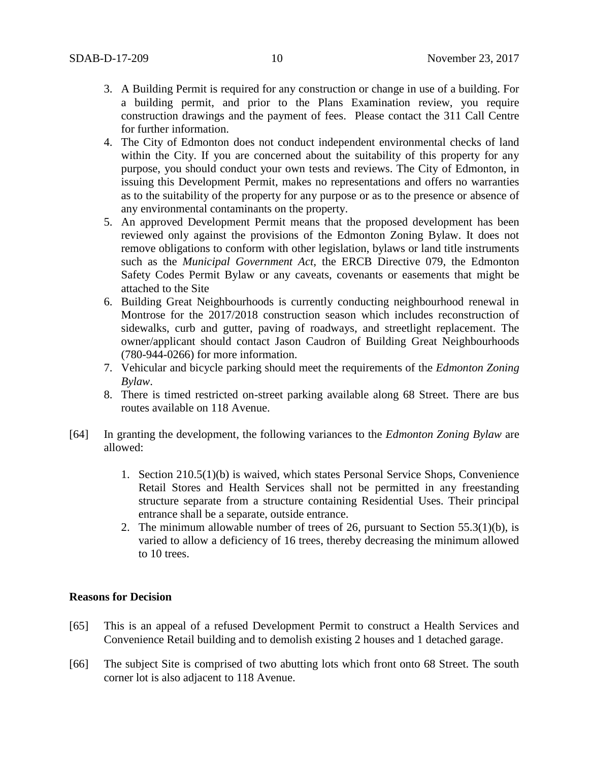3. A Building Permit is required for any construction or change in use of a building. For a building permit, and prior to the Plans Examination review, you require construction drawings and the payment of fees. Please contact the 311 Call Centre for further information.
4. The City of Edmonton does not conduct independent environmental checks of land within the City. If you are concerned about the suitability of this property for any purpose, you should conduct your own tests and reviews. The City of Edmonton, in issuing this Development Permit, makes no representations and offers no warranties as to the suitability of the property for any purpose or as to the presence or absence of any environmental contaminants on the property.
5. An approved Development Permit means that the proposed development has been reviewed only against the provisions of the Edmonton Zoning Bylaw. It does not remove obligations to conform with other legislation, bylaws or land title instruments such as the *Municipal Government Act*, the ERCB Directive 079, the Edmonton Safety Codes Permit Bylaw or any caveats, covenants or easements that might be attached to the Site
6. Building Great Neighbourhoods is currently conducting neighbourhood renewal in Montrose for the 2017/2018 construction season which includes reconstruction of sidewalks, curb and gutter, paving of roadways, and streetlight replacement. The owner/applicant should contact Jason Caudron of Building Great Neighbourhoods (780-944-0266) for more information.
7. Vehicular and bicycle parking should meet the requirements of the *Edmonton Zoning Bylaw*.
8. There is timed restricted on-street parking available along 68 Street. There are bus routes available on 118 Avenue.

[64] In granting the development, the following variances to the *Edmonton Zoning Bylaw* are allowed:

1. Section 210.5(1)(b) is waived, which states Personal Service Shops, Convenience Retail Stores and Health Services shall not be permitted in any freestanding structure separate from a structure containing Residential Uses. Their principal entrance shall be a separate, outside entrance.
2. The minimum allowable number of trees of 26, pursuant to Section 55.3(1)(b), is varied to allow a deficiency of 16 trees, thereby decreasing the minimum allowed to 10 trees.

**Reasons for Decision**

[65] This is an appeal of a refused Development Permit to construct a Health Services and Convenience Retail building and to demolish existing 2 houses and 1 detached garage.

[66] The subject Site is comprised of two abutting lots which front onto 68 Street. The south corner lot is also adjacent to 118 Avenue.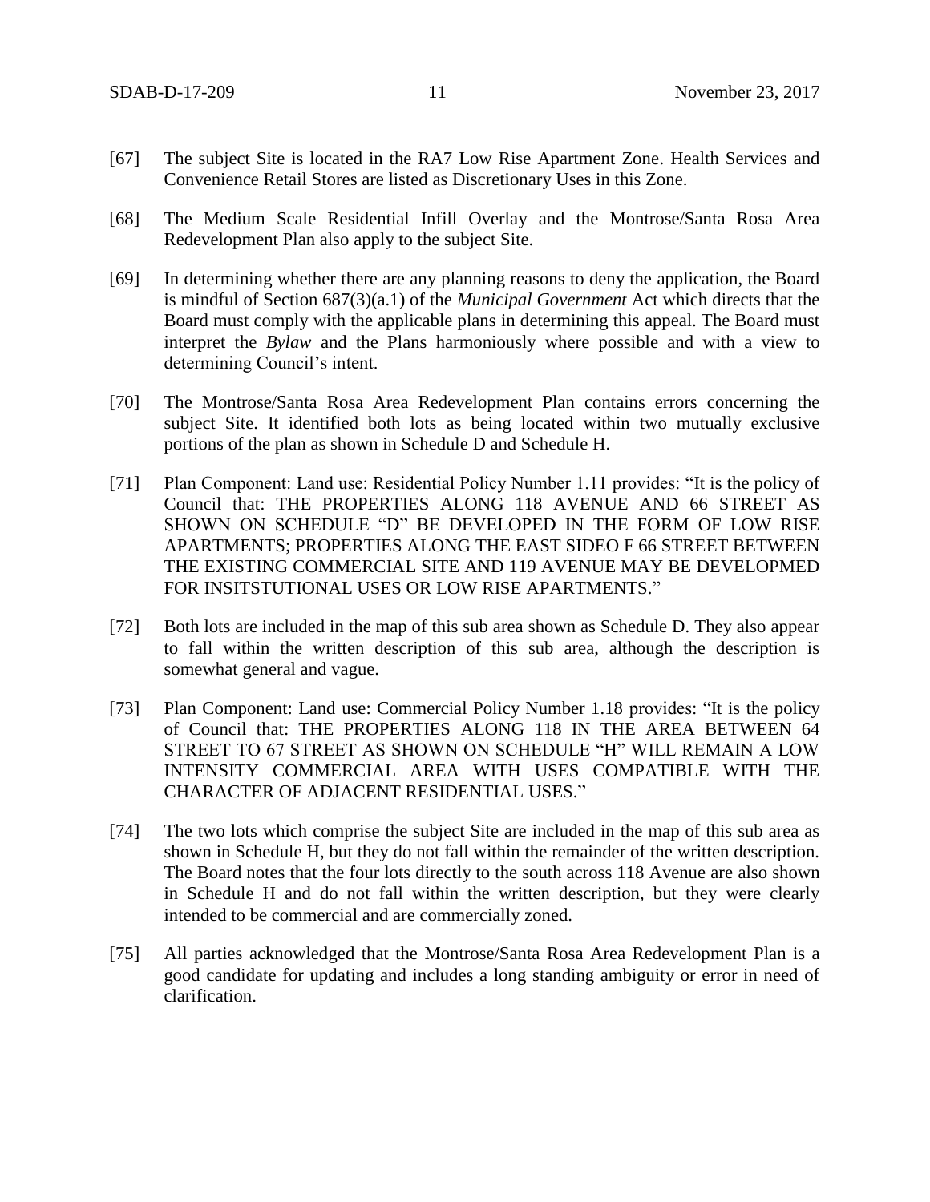[67] The subject Site is located in the RA7 Low Rise Apartment Zone. Health Services and Convenience Retail Stores are listed as Discretionary Uses in this Zone.

[68] The Medium Scale Residential Infill Overlay and the Montrose/Santa Rosa Area Redevelopment Plan also apply to the subject Site.

[69] In determining whether there are any planning reasons to deny the application, the Board is mindful of Section 687(3)(a.1) of the *Municipal Government* Act which directs that the Board must comply with the applicable plans in determining this appeal. The Board must interpret the *Bylaw* and the Plans harmoniously where possible and with a view to determining Council's intent.

[70] The Montrose/Santa Rosa Area Redevelopment Plan contains errors concerning the subject Site. It identified both lots as being located within two mutually exclusive portions of the plan as shown in Schedule D and Schedule H.

[71] Plan Component: Land use: Residential Policy Number 1.11 provides: "It is the policy of Council that: THE PROPERTIES ALONG 118 AVENUE AND 66 STREET AS SHOWN ON SCHEDULE "D" BE DEVELOPED IN THE FORM OF LOW RISE APARTMENTS; PROPERTIES ALONG THE EAST SIDEO F 66 STREET BETWEEN THE EXISTING COMMERCIAL SITE AND 119 AVENUE MAY BE DEVELOPMED FOR INSITSTUTIONAL USES OR LOW RISE APARTMENTS."

[72] Both lots are included in the map of this sub area shown as Schedule D. They also appear to fall within the written description of this sub area, although the description is somewhat general and vague.

[73] Plan Component: Land use: Commercial Policy Number 1.18 provides: "It is the policy of Council that: THE PROPERTIES ALONG 118 IN THE AREA BETWEEN 64 STREET TO 67 STREET AS SHOWN ON SCHEDULE "H" WILL REMAIN A LOW INTENSITY COMMERCIAL AREA WITH USES COMPATIBLE WITH THE CHARACTER OF ADJACENT RESIDENTIAL USES."

[74] The two lots which comprise the subject Site are included in the map of this sub area as shown in Schedule H, but they do not fall within the remainder of the written description. The Board notes that the four lots directly to the south across 118 Avenue are also shown in Schedule H and do not fall within the written description, but they were clearly intended to be commercial and are commercially zoned.

[75] All parties acknowledged that the Montrose/Santa Rosa Area Redevelopment Plan is a good candidate for updating and includes a long standing ambiguity or error in need of clarification.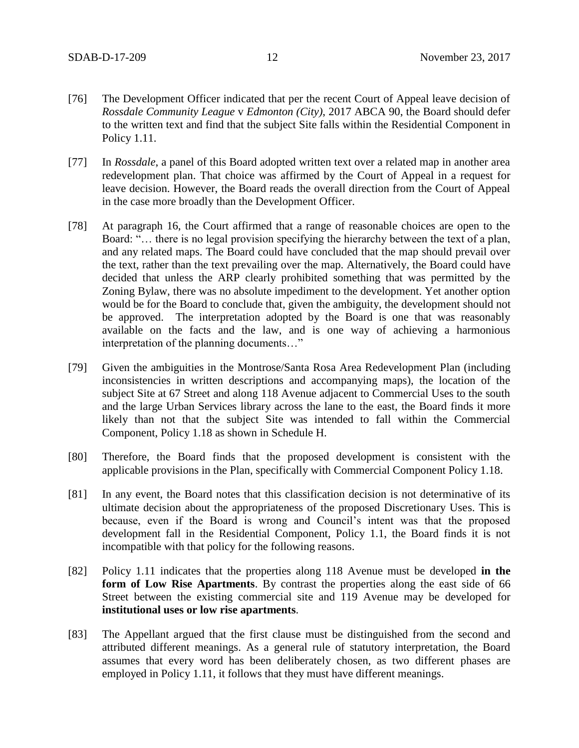[76] The Development Officer indicated that per the recent Court of Appeal leave decision of *Rossdale Community League* v *Edmonton (City)*, 2017 ABCA 90, the Board should defer to the written text and find that the subject Site falls within the Residential Component in Policy 1.11.

[77] In *Rossdale*, a panel of this Board adopted written text over a related map in another area redevelopment plan. That choice was affirmed by the Court of Appeal in a request for leave decision. However, the Board reads the overall direction from the Court of Appeal in the case more broadly than the Development Officer.

[78] At paragraph 16, the Court affirmed that a range of reasonable choices are open to the Board: "… there is no legal provision specifying the hierarchy between the text of a plan, and any related maps. The Board could have concluded that the map should prevail over the text, rather than the text prevailing over the map. Alternatively, the Board could have decided that unless the ARP clearly prohibited something that was permitted by the Zoning Bylaw, there was no absolute impediment to the development. Yet another option would be for the Board to conclude that, given the ambiguity, the development should not be approved. The interpretation adopted by the Board is one that was reasonably available on the facts and the law, and is one way of achieving a harmonious interpretation of the planning documents…"

[79] Given the ambiguities in the Montrose/Santa Rosa Area Redevelopment Plan (including inconsistencies in written descriptions and accompanying maps), the location of the subject Site at 67 Street and along 118 Avenue adjacent to Commercial Uses to the south and the large Urban Services library across the lane to the east, the Board finds it more likely than not that the subject Site was intended to fall within the Commercial Component, Policy 1.18 as shown in Schedule H.

[80] Therefore, the Board finds that the proposed development is consistent with the applicable provisions in the Plan, specifically with Commercial Component Policy 1.18.

[81] In any event, the Board notes that this classification decision is not determinative of its ultimate decision about the appropriateness of the proposed Discretionary Uses. This is because, even if the Board is wrong and Council's intent was that the proposed development fall in the Residential Component, Policy 1.1, the Board finds it is not incompatible with that policy for the following reasons.

[82] Policy 1.11 indicates that the properties along 118 Avenue must be developed **in the form of Low Rise Apartments**. By contrast the properties along the east side of 66 Street between the existing commercial site and 119 Avenue may be developed for **institutional uses or low rise apartments**.

[83] The Appellant argued that the first clause must be distinguished from the second and attributed different meanings. As a general rule of statutory interpretation, the Board assumes that every word has been deliberately chosen, as two different phases are employed in Policy 1.11, it follows that they must have different meanings.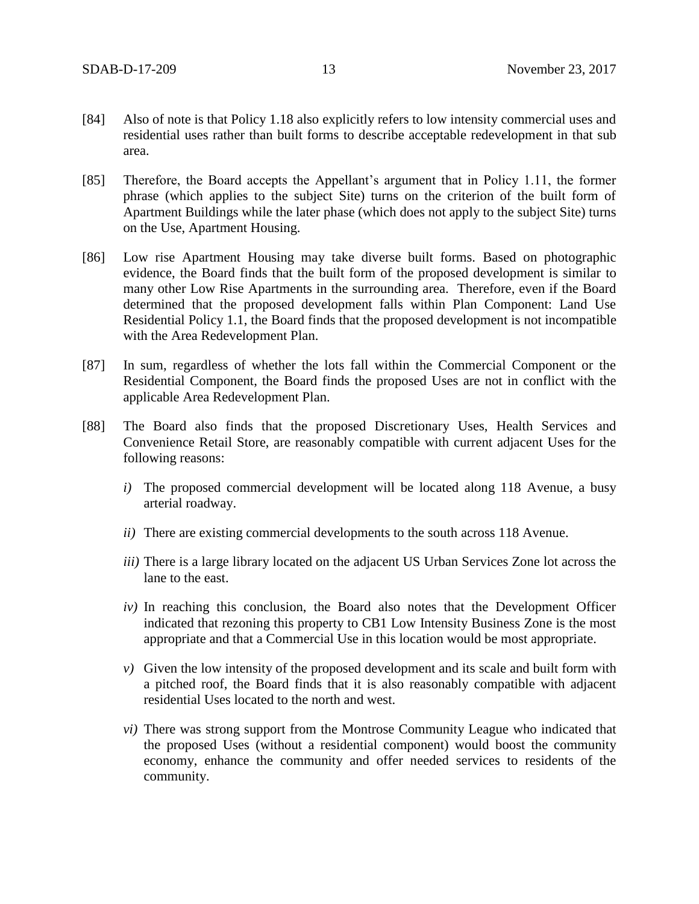[84] Also of note is that Policy 1.18 also explicitly refers to low intensity commercial uses and residential uses rather than built forms to describe acceptable redevelopment in that sub area.

[85] Therefore, the Board accepts the Appellant's argument that in Policy 1.11, the former phrase (which applies to the subject Site) turns on the criterion of the built form of Apartment Buildings while the later phase (which does not apply to the subject Site) turns on the Use, Apartment Housing.

[86] Low rise Apartment Housing may take diverse built forms. Based on photographic evidence, the Board finds that the built form of the proposed development is similar to many other Low Rise Apartments in the surrounding area. Therefore, even if the Board determined that the proposed development falls within Plan Component: Land Use Residential Policy 1.1, the Board finds that the proposed development is not incompatible with the Area Redevelopment Plan.

[87] In sum, regardless of whether the lots fall within the Commercial Component or the Residential Component, the Board finds the proposed Uses are not in conflict with the applicable Area Redevelopment Plan.

[88] The Board also finds that the proposed Discretionary Uses, Health Services and Convenience Retail Store, are reasonably compatible with current adjacent Uses for the following reasons:

*i)* The proposed commercial development will be located along 118 Avenue, a busy arterial roadway.

*ii)* There are existing commercial developments to the south across 118 Avenue.

*iii)* There is a large library located on the adjacent US Urban Services Zone lot across the lane to the east.

*iv)* In reaching this conclusion, the Board also notes that the Development Officer indicated that rezoning this property to CB1 Low Intensity Business Zone is the most appropriate and that a Commercial Use in this location would be most appropriate.

*v)* Given the low intensity of the proposed development and its scale and built form with a pitched roof, the Board finds that it is also reasonably compatible with adjacent residential Uses located to the north and west.

*vi)* There was strong support from the Montrose Community League who indicated that the proposed Uses (without a residential component) would boost the community economy, enhance the community and offer needed services to residents of the community.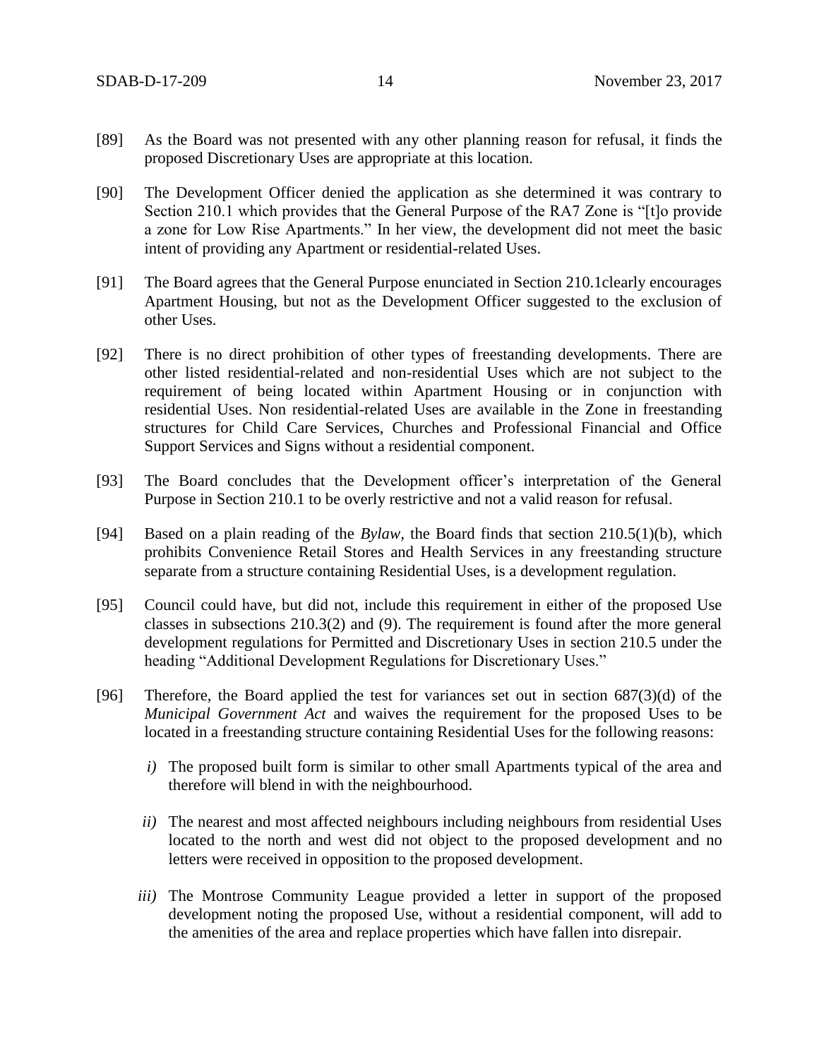[89] As the Board was not presented with any other planning reason for refusal, it finds the proposed Discretionary Uses are appropriate at this location.

[90] The Development Officer denied the application as she determined it was contrary to Section 210.1 which provides that the General Purpose of the RA7 Zone is "[t]o provide a zone for Low Rise Apartments." In her view, the development did not meet the basic intent of providing any Apartment or residential-related Uses.

[91] The Board agrees that the General Purpose enunciated in Section 210.1clearly encourages Apartment Housing, but not as the Development Officer suggested to the exclusion of other Uses.

[92] There is no direct prohibition of other types of freestanding developments. There are other listed residential-related and non-residential Uses which are not subject to the requirement of being located within Apartment Housing or in conjunction with residential Uses. Non residential-related Uses are available in the Zone in freestanding structures for Child Care Services, Churches and Professional Financial and Office Support Services and Signs without a residential component.

[93] The Board concludes that the Development officer's interpretation of the General Purpose in Section 210.1 to be overly restrictive and not a valid reason for refusal.

[94] Based on a plain reading of the *Bylaw*, the Board finds that section 210.5(1)(b), which prohibits Convenience Retail Stores and Health Services in any freestanding structure separate from a structure containing Residential Uses, is a development regulation.

[95] Council could have, but did not, include this requirement in either of the proposed Use classes in subsections 210.3(2) and (9). The requirement is found after the more general development regulations for Permitted and Discretionary Uses in section 210.5 under the heading "Additional Development Regulations for Discretionary Uses."

[96] Therefore, the Board applied the test for variances set out in section 687(3)(d) of the *Municipal Government Act* and waives the requirement for the proposed Uses to be located in a freestanding structure containing Residential Uses for the following reasons:

*i)* The proposed built form is similar to other small Apartments typical of the area and therefore will blend in with the neighbourhood.

*ii)* The nearest and most affected neighbours including neighbours from residential Uses located to the north and west did not object to the proposed development and no letters were received in opposition to the proposed development.

*iii)* The Montrose Community League provided a letter in support of the proposed development noting the proposed Use, without a residential component, will add to the amenities of the area and replace properties which have fallen into disrepair.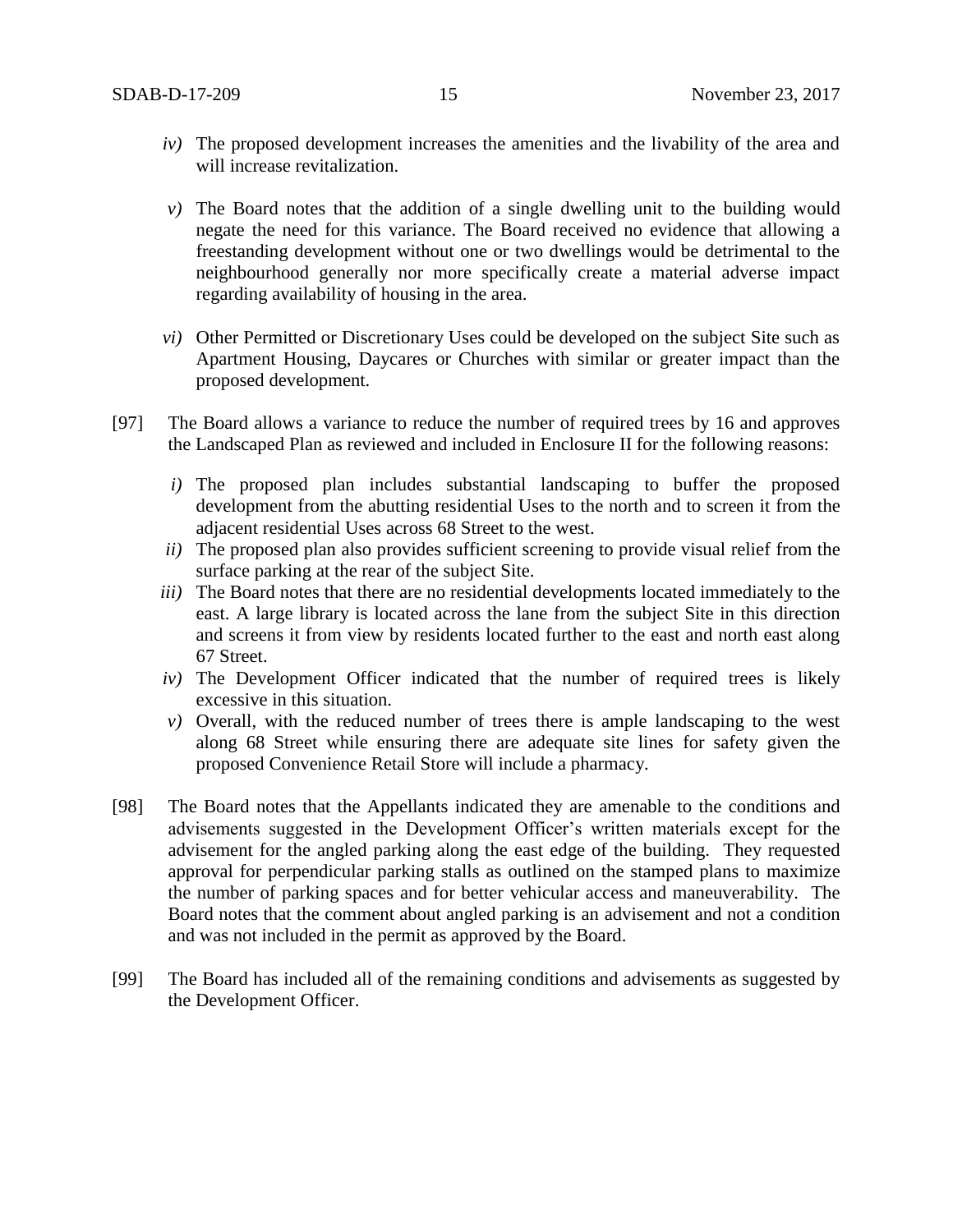*iv)* The proposed development increases the amenities and the livability of the area and will increase revitalization.

*v)* The Board notes that the addition of a single dwelling unit to the building would negate the need for this variance. The Board received no evidence that allowing a freestanding development without one or two dwellings would be detrimental to the neighbourhood generally nor more specifically create a material adverse impact regarding availability of housing in the area.

*vi)* Other Permitted or Discretionary Uses could be developed on the subject Site such as Apartment Housing, Daycares or Churches with similar or greater impact than the proposed development.

[97] The Board allows a variance to reduce the number of required trees by 16 and approves the Landscaped Plan as reviewed and included in Enclosure II for the following reasons:

*i)* The proposed plan includes substantial landscaping to buffer the proposed development from the abutting residential Uses to the north and to screen it from the adjacent residential Uses across 68 Street to the west.

*ii)* The proposed plan also provides sufficient screening to provide visual relief from the surface parking at the rear of the subject Site.

*iii)* The Board notes that there are no residential developments located immediately to the east. A large library is located across the lane from the subject Site in this direction and screens it from view by residents located further to the east and north east along 67 Street.

*iv)* The Development Officer indicated that the number of required trees is likely excessive in this situation.

*v)* Overall, with the reduced number of trees there is ample landscaping to the west along 68 Street while ensuring there are adequate site lines for safety given the proposed Convenience Retail Store will include a pharmacy.

[98] The Board notes that the Appellants indicated they are amenable to the conditions and advisements suggested in the Development Officer's written materials except for the advisement for the angled parking along the east edge of the building. They requested approval for perpendicular parking stalls as outlined on the stamped plans to maximize the number of parking spaces and for better vehicular access and maneuverability. The Board notes that the comment about angled parking is an advisement and not a condition and was not included in the permit as approved by the Board.

[99] The Board has included all of the remaining conditions and advisements as suggested by the Development Officer.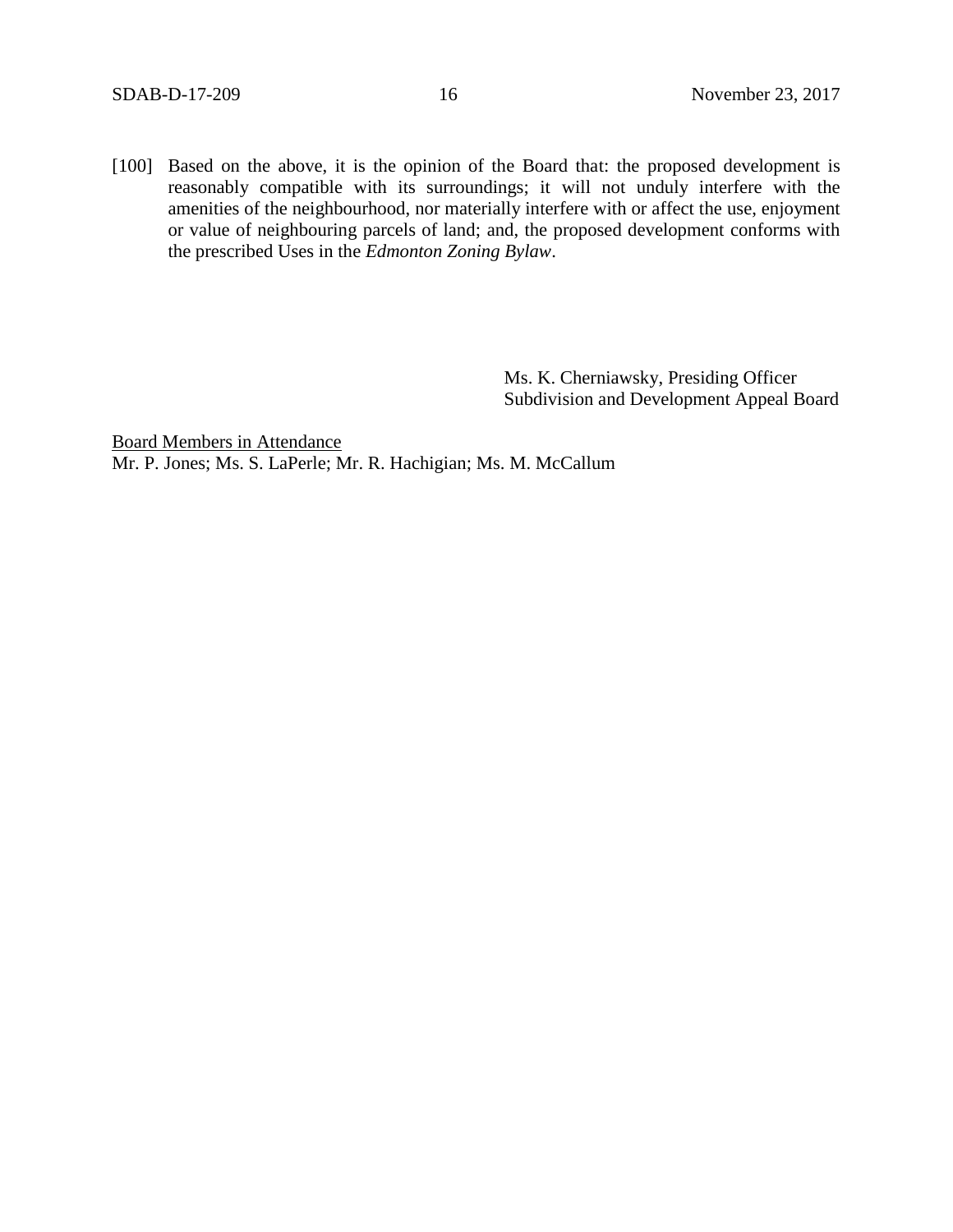[100] Based on the above, it is the opinion of the Board that: the proposed development is reasonably compatible with its surroundings; it will not unduly interfere with the amenities of the neighbourhood, nor materially interfere with or affect the use, enjoyment or value of neighbouring parcels of land; and, the proposed development conforms with the prescribed Uses in the *Edmonton Zoning Bylaw*.

Ms. K. Cherniawsky, Presiding Officer
Subdivision and Development Appeal Board

Board Members in Attendance
Mr. P. Jones; Ms. S. LaPerle; Mr. R. Hachigian; Ms. M. McCallum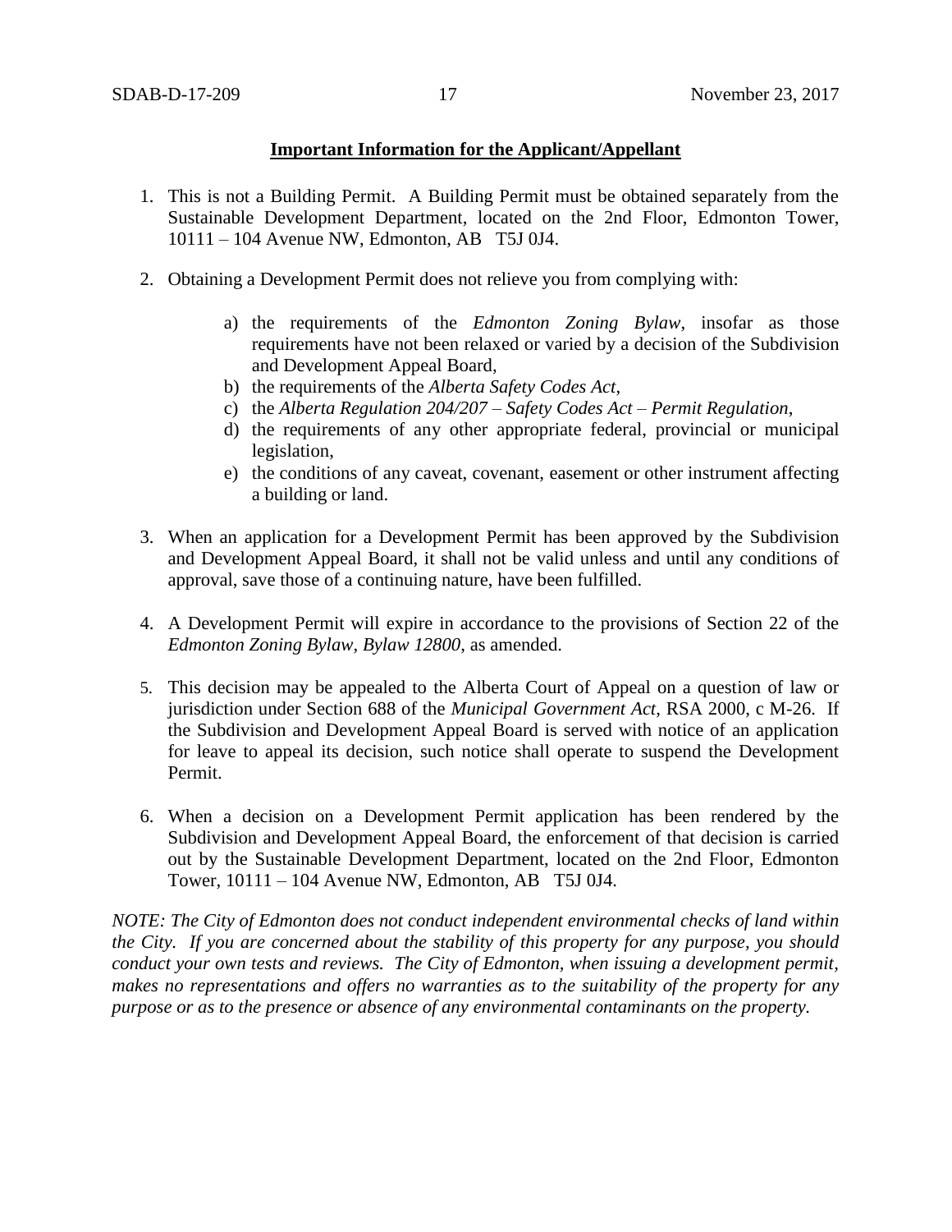**Important Information for the Applicant/Appellant**

1. This is not a Building Permit. A Building Permit must be obtained separately from the Sustainable Development Department, located on the 2nd Floor, Edmonton Tower, 10111 – 104 Avenue NW, Edmonton, AB T5J 0J4.

2. Obtaining a Development Permit does not relieve you from complying with:

    a) the requirements of the *Edmonton Zoning Bylaw*, insofar as those requirements have not been relaxed or varied by a decision of the Subdivision and Development Appeal Board,
    b) the requirements of the *Alberta Safety Codes Act*,
    c) the *Alberta Regulation 204/207 – Safety Codes Act – Permit Regulation*,
    d) the requirements of any other appropriate federal, provincial or municipal legislation,
    e) the conditions of any caveat, covenant, easement or other instrument affecting a building or land.

3. When an application for a Development Permit has been approved by the Subdivision and Development Appeal Board, it shall not be valid unless and until any conditions of approval, save those of a continuing nature, have been fulfilled.

4. A Development Permit will expire in accordance to the provisions of Section 22 of the *Edmonton Zoning Bylaw, Bylaw 12800*, as amended.

5. This decision may be appealed to the Alberta Court of Appeal on a question of law or jurisdiction under Section 688 of the *Municipal Government Act*, RSA 2000, c M-26. If the Subdivision and Development Appeal Board is served with notice of an application for leave to appeal its decision, such notice shall operate to suspend the Development Permit.

6. When a decision on a Development Permit application has been rendered by the Subdivision and Development Appeal Board, the enforcement of that decision is carried out by the Sustainable Development Department, located on the 2nd Floor, Edmonton Tower, 10111 – 104 Avenue NW, Edmonton, AB T5J 0J4.

*NOTE: The City of Edmonton does not conduct independent environmental checks of land within the City. If you are concerned about the stability of this property for any purpose, you should conduct your own tests and reviews. The City of Edmonton, when issuing a development permit, makes no representations and offers no warranties as to the suitability of the property for any purpose or as to the presence or absence of any environmental contaminants on the property.*